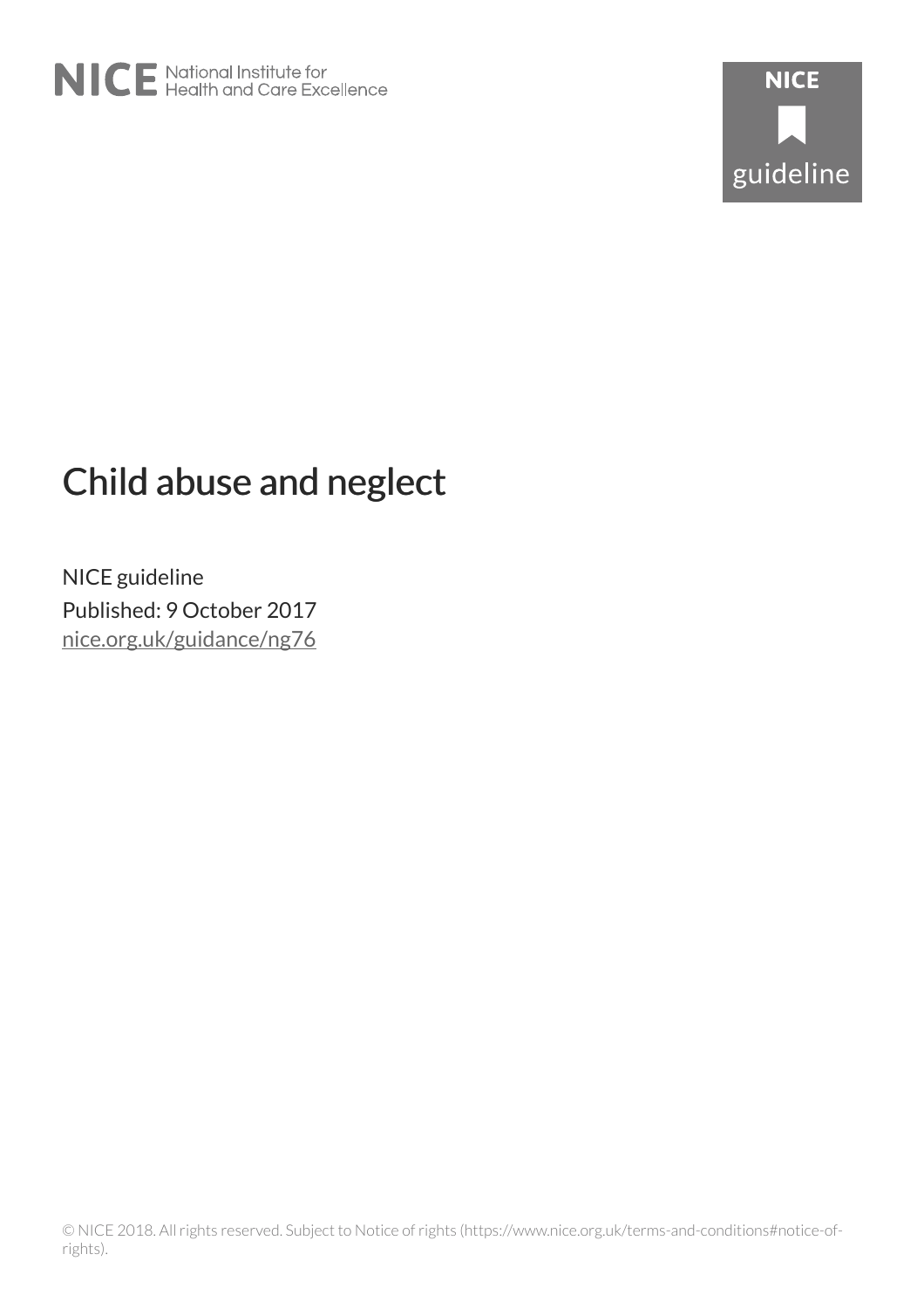NICE National Institute for Health and Care Excellence

NICE guideline

# Child abuse and neglect

NICE guideline

Published: 9 October 2017

nice.org.uk/guidance/ng76

© NICE 2018. All rights reserved. Subject to Notice of rights (https://www.nice.org.uk/terms-and-conditions#notice-of-rights).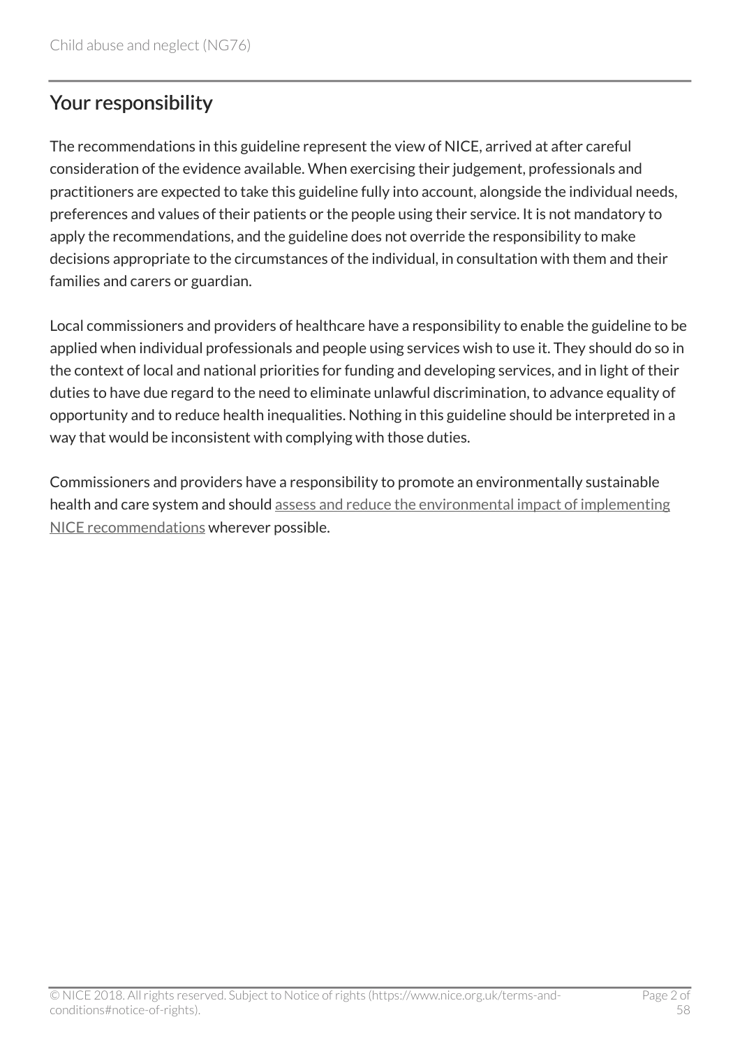## Your responsibility

The recommendations in this guideline represent the view of NICE, arrived at after careful consideration of the evidence available. When exercising their judgement, professionals and practitioners are expected to take this guideline fully into account, alongside the individual needs, preferences and values of their patients or the people using their service. It is not mandatory to apply the recommendations, and the guideline does not override the responsibility to make decisions appropriate to the circumstances of the individual, in consultation with them and their families and carers or guardian.

Local commissioners and providers of healthcare have a responsibility to enable the guideline to be applied when individual professionals and people using services wish to use it. They should do so in the context of local and national priorities for funding and developing services, and in light of their duties to have due regard to the need to eliminate unlawful discrimination, to advance equality of opportunity and to reduce health inequalities. Nothing in this guideline should be interpreted in a way that would be inconsistent with complying with those duties.

Commissioners and providers have a responsibility to promote an environmentally sustainable health and care system and should assess and reduce the environmental impact of implementing NICE recommendations wherever possible.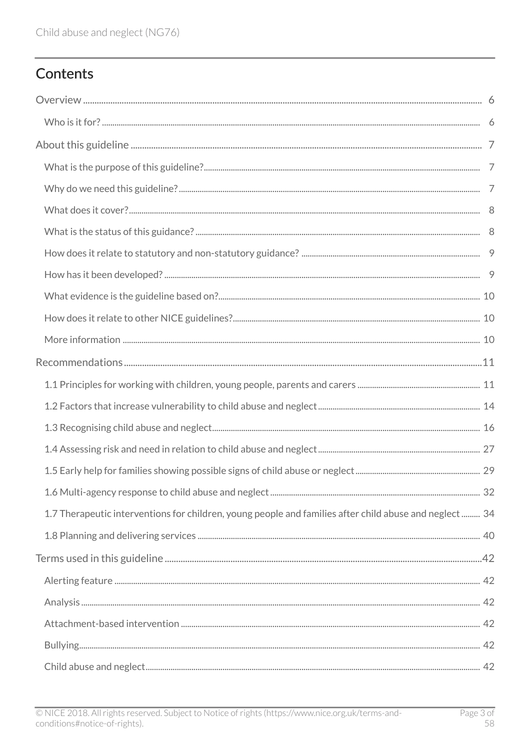## Contents

- Overview 6
  - Who is it for? 6
- About this guideline 7
  - What is the purpose of this guideline? 7
  - Why do we need this guideline? 7
  - What does it cover? 8
  - What is the status of this guidance? 8
  - How does it relate to statutory and non-statutory guidance? 9
  - How has it been developed? 9
  - What evidence is the guideline based on? 10
  - How does it relate to other NICE guidelines? 10
  - More information 10
- Recommendations 11
  - 1.1 Principles for working with children, young people, parents and carers 11
  - 1.2 Factors that increase vulnerability to child abuse and neglect 14
  - 1.3 Recognising child abuse and neglect 16
  - 1.4 Assessing risk and need in relation to child abuse and neglect 27
  - 1.5 Early help for families showing possible signs of child abuse or neglect 29
  - 1.6 Multi-agency response to child abuse and neglect 32
  - 1.7 Therapeutic interventions for children, young people and families after child abuse and neglect 34
  - 1.8 Planning and delivering services 40
- Terms used in this guideline 42
  - Alerting feature 42
  - Analysis 42
  - Attachment-based intervention 42
  - Bullying 42
  - Child abuse and neglect 42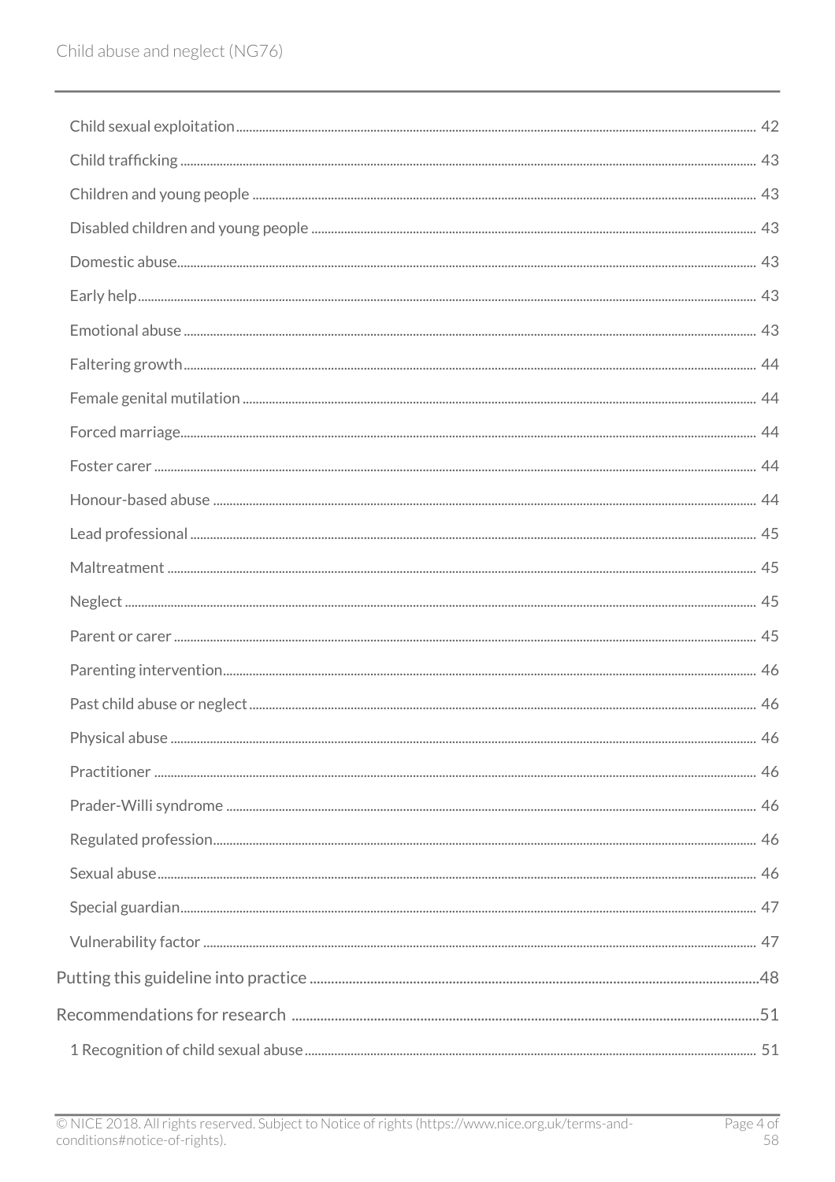Child sexual exploitation ........ 42

Child trafficking ........ 43

Children and young people ........ 43

Disabled children and young people ........ 43

Domestic abuse ........ 43

Early help ........ 43

Emotional abuse ........ 43

Faltering growth ........ 44

Female genital mutilation ........ 44

Forced marriage ........ 44

Foster carer ........ 44

Honour-based abuse ........ 44

Lead professional ........ 45

Maltreatment ........ 45

Neglect ........ 45

Parent or carer ........ 45

Parenting intervention ........ 46

Past child abuse or neglect ........ 46

Physical abuse ........ 46

Practitioner ........ 46

Prader-Willi syndrome ........ 46

Regulated profession ........ 46

Sexual abuse ........ 46

Special guardian ........ 47

Vulnerability factor ........ 47

Putting this guideline into practice ........ 48

Recommendations for research ........ 51

1 Recognition of child sexual abuse ........ 51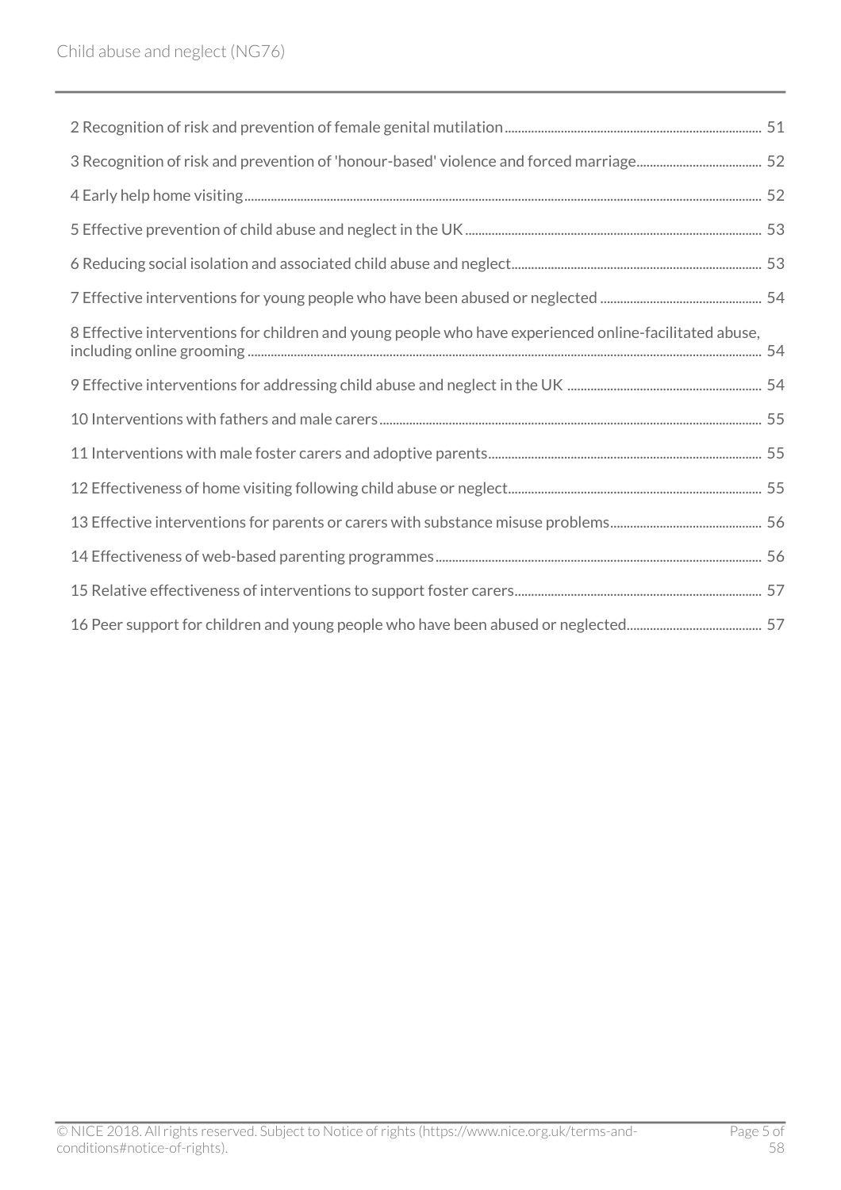- 2 Recognition of risk and prevention of female genital mutilation ... 51
- 3 Recognition of risk and prevention of 'honour-based' violence and forced marriage ... 52
- 4 Early help home visiting ... 52
- 5 Effective prevention of child abuse and neglect in the UK ... 53
- 6 Reducing social isolation and associated child abuse and neglect ... 53
- 7 Effective interventions for young people who have been abused or neglected ... 54
- 8 Effective interventions for children and young people who have experienced online-facilitated abuse, including online grooming ... 54
- 9 Effective interventions for addressing child abuse and neglect in the UK ... 54
- 10 Interventions with fathers and male carers ... 55
- 11 Interventions with male foster carers and adoptive parents ... 55
- 12 Effectiveness of home visiting following child abuse or neglect ... 55
- 13 Effective interventions for parents or carers with substance misuse problems ... 56
- 14 Effectiveness of web-based parenting programmes ... 56
- 15 Relative effectiveness of interventions to support foster carers ... 57
- 16 Peer support for children and young people who have been abused or neglected ... 57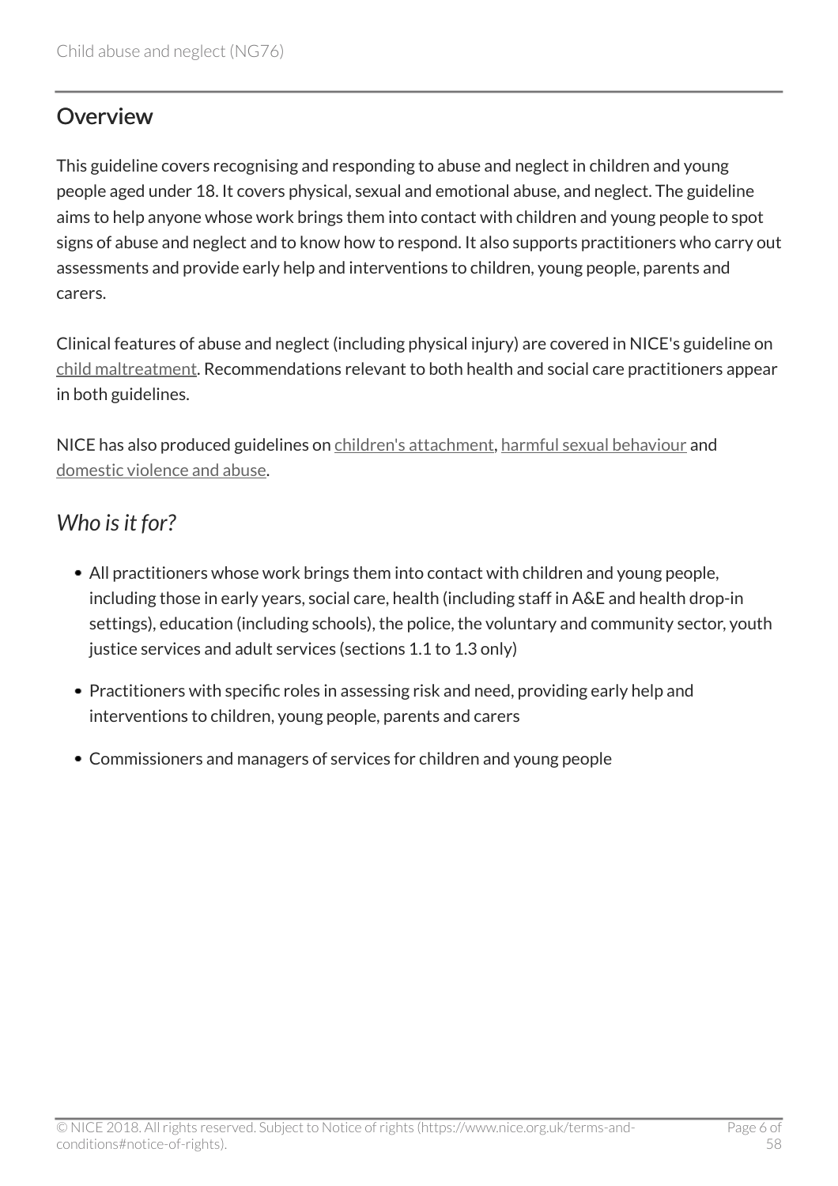## Overview

This guideline covers recognising and responding to abuse and neglect in children and young people aged under 18. It covers physical, sexual and emotional abuse, and neglect. The guideline aims to help anyone whose work brings them into contact with children and young people to spot signs of abuse and neglect and to know how to respond. It also supports practitioners who carry out assessments and provide early help and interventions to children, young people, parents and carers.

Clinical features of abuse and neglect (including physical injury) are covered in NICE's guideline on child maltreatment. Recommendations relevant to both health and social care practitioners appear in both guidelines.

NICE has also produced guidelines on children's attachment, harmful sexual behaviour and domestic violence and abuse.

### *Who is it for?*

- All practitioners whose work brings them into contact with children and young people, including those in early years, social care, health (including staff in A&E and health drop-in settings), education (including schools), the police, the voluntary and community sector, youth justice services and adult services (sections 1.1 to 1.3 only)
- Practitioners with specific roles in assessing risk and need, providing early help and interventions to children, young people, parents and carers
- Commissioners and managers of services for children and young people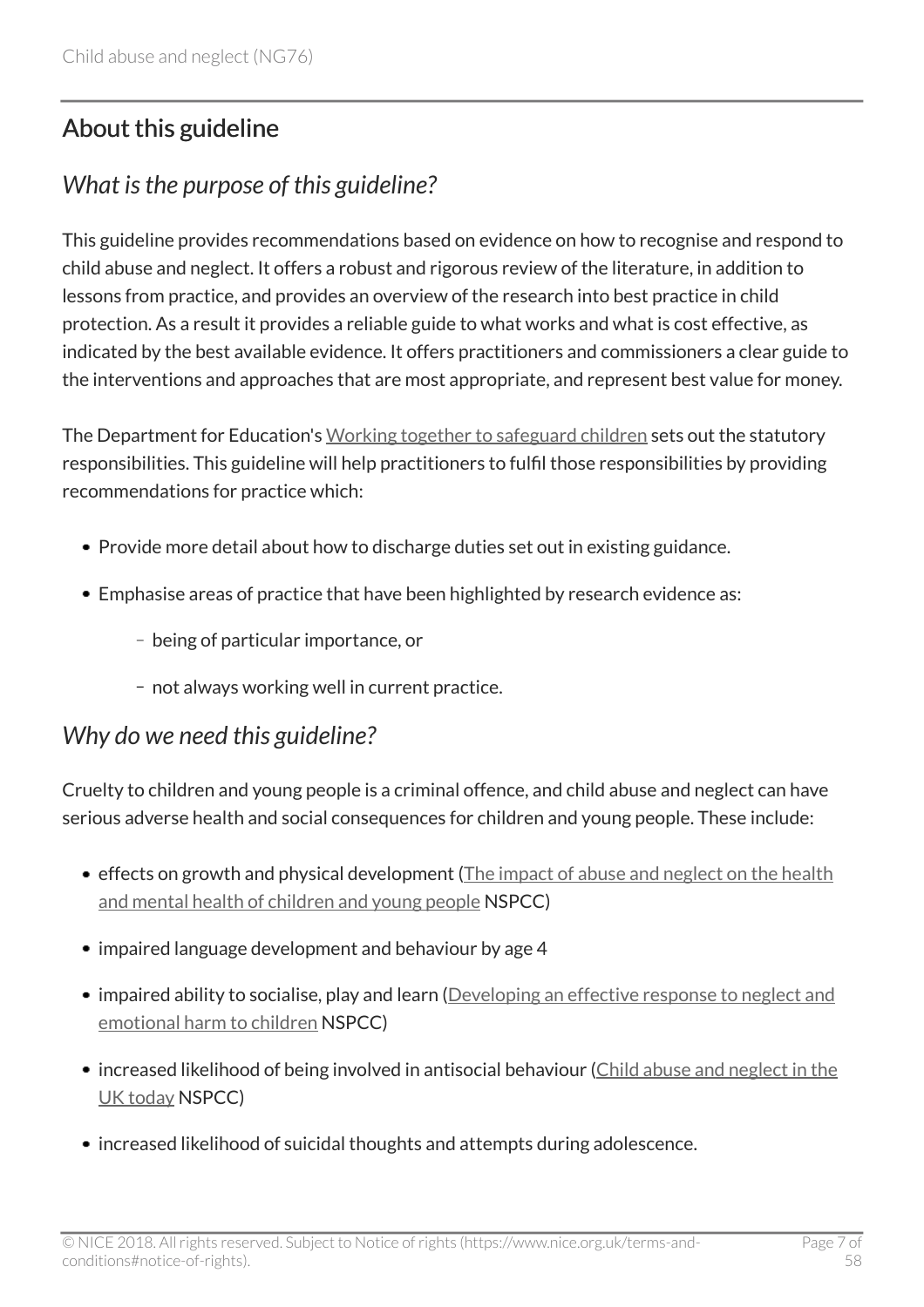## About this guideline

### *What is the purpose of this guideline?*

This guideline provides recommendations based on evidence on how to recognise and respond to child abuse and neglect. It offers a robust and rigorous review of the literature, in addition to lessons from practice, and provides an overview of the research into best practice in child protection. As a result it provides a reliable guide to what works and what is cost effective, as indicated by the best available evidence. It offers practitioners and commissioners a clear guide to the interventions and approaches that are most appropriate, and represent best value for money.

The Department for Education's Working together to safeguard children sets out the statutory responsibilities. This guideline will help practitioners to fulfil those responsibilities by providing recommendations for practice which:

- Provide more detail about how to discharge duties set out in existing guidance.
- Emphasise areas of practice that have been highlighted by research evidence as:
  - being of particular importance, or
  - not always working well in current practice.

### *Why do we need this guideline?*

Cruelty to children and young people is a criminal offence, and child abuse and neglect can have serious adverse health and social consequences for children and young people. These include:

- effects on growth and physical development (The impact of abuse and neglect on the health and mental health of children and young people NSPCC)
- impaired language development and behaviour by age 4
- impaired ability to socialise, play and learn (Developing an effective response to neglect and emotional harm to children NSPCC)
- increased likelihood of being involved in antisocial behaviour (Child abuse and neglect in the UK today NSPCC)
- increased likelihood of suicidal thoughts and attempts during adolescence.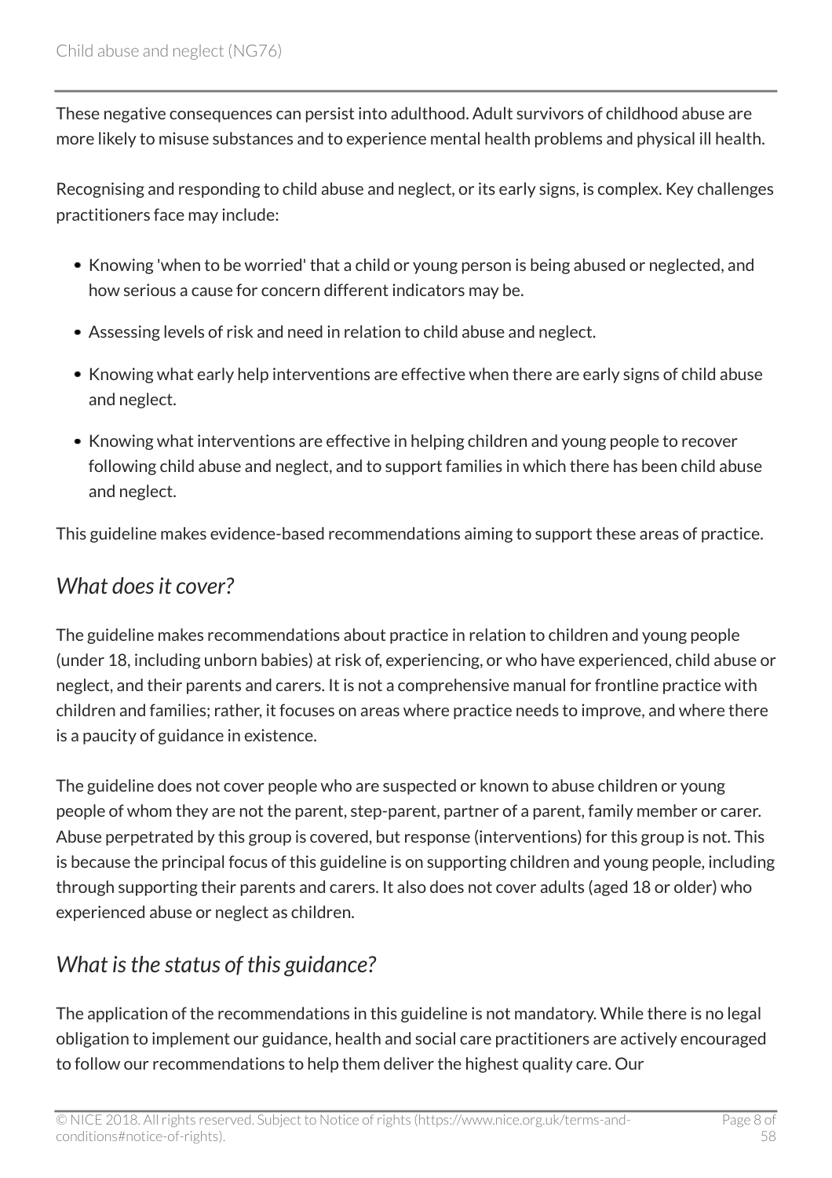These negative consequences can persist into adulthood. Adult survivors of childhood abuse are more likely to misuse substances and to experience mental health problems and physical ill health.

Recognising and responding to child abuse and neglect, or its early signs, is complex. Key challenges practitioners face may include:

- Knowing 'when to be worried' that a child or young person is being abused or neglected, and how serious a cause for concern different indicators may be.
- Assessing levels of risk and need in relation to child abuse and neglect.
- Knowing what early help interventions are effective when there are early signs of child abuse and neglect.
- Knowing what interventions are effective in helping children and young people to recover following child abuse and neglect, and to support families in which there has been child abuse and neglect.

This guideline makes evidence-based recommendations aiming to support these areas of practice.

## *What does it cover?*

The guideline makes recommendations about practice in relation to children and young people (under 18, including unborn babies) at risk of, experiencing, or who have experienced, child abuse or neglect, and their parents and carers. It is not a comprehensive manual for frontline practice with children and families; rather, it focuses on areas where practice needs to improve, and where there is a paucity of guidance in existence.

The guideline does not cover people who are suspected or known to abuse children or young people of whom they are not the parent, step-parent, partner of a parent, family member or carer. Abuse perpetrated by this group is covered, but response (interventions) for this group is not. This is because the principal focus of this guideline is on supporting children and young people, including through supporting their parents and carers. It also does not cover adults (aged 18 or older) who experienced abuse or neglect as children.

## *What is the status of this guidance?*

The application of the recommendations in this guideline is not mandatory. While there is no legal obligation to implement our guidance, health and social care practitioners are actively encouraged to follow our recommendations to help them deliver the highest quality care. Our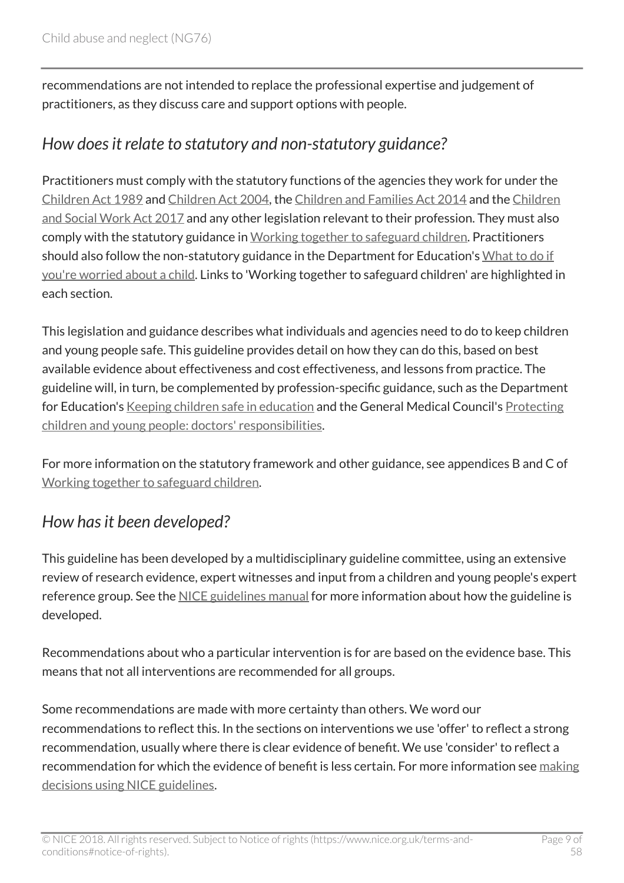recommendations are not intended to replace the professional expertise and judgement of practitioners, as they discuss care and support options with people.

## *How does it relate to statutory and non-statutory guidance?*

Practitioners must comply with the statutory functions of the agencies they work for under the Children Act 1989 and Children Act 2004, the Children and Families Act 2014 and the Children and Social Work Act 2017 and any other legislation relevant to their profession. They must also comply with the statutory guidance in Working together to safeguard children. Practitioners should also follow the non-statutory guidance in the Department for Education's What to do if you're worried about a child. Links to 'Working together to safeguard children' are highlighted in each section.

This legislation and guidance describes what individuals and agencies need to do to keep children and young people safe. This guideline provides detail on how they can do this, based on best available evidence about effectiveness and cost effectiveness, and lessons from practice. The guideline will, in turn, be complemented by profession-specific guidance, such as the Department for Education's Keeping children safe in education and the General Medical Council's Protecting children and young people: doctors' responsibilities.

For more information on the statutory framework and other guidance, see appendices B and C of Working together to safeguard children.

## *How has it been developed?*

This guideline has been developed by a multidisciplinary guideline committee, using an extensive review of research evidence, expert witnesses and input from a children and young people's expert reference group. See the NICE guidelines manual for more information about how the guideline is developed.

Recommendations about who a particular intervention is for are based on the evidence base. This means that not all interventions are recommended for all groups.

Some recommendations are made with more certainty than others. We word our recommendations to reflect this. In the sections on interventions we use 'offer' to reflect a strong recommendation, usually where there is clear evidence of benefit. We use 'consider' to reflect a recommendation for which the evidence of benefit is less certain. For more information see making decisions using NICE guidelines.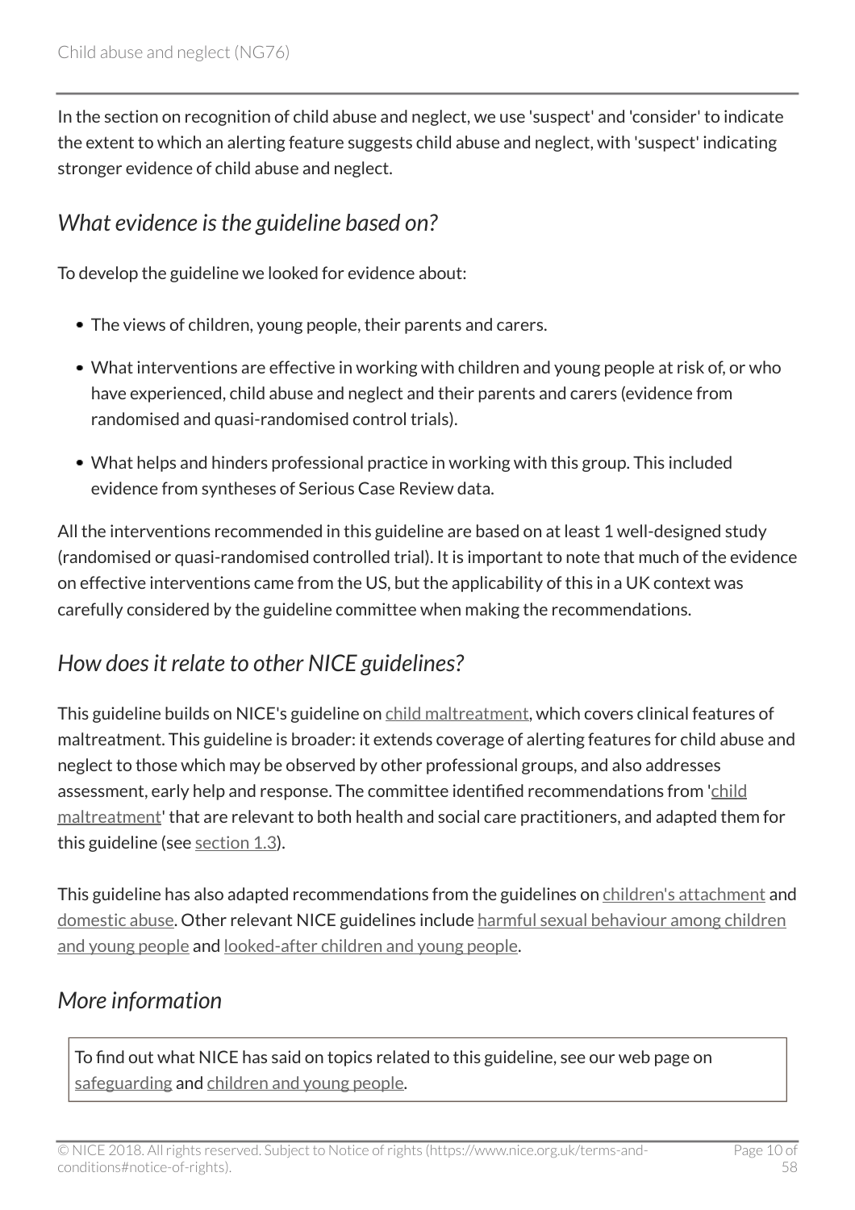In the section on recognition of child abuse and neglect, we use 'suspect' and 'consider' to indicate the extent to which an alerting feature suggests child abuse and neglect, with 'suspect' indicating stronger evidence of child abuse and neglect.

### *What evidence is the guideline based on?*

To develop the guideline we looked for evidence about:

- The views of children, young people, their parents and carers.
- What interventions are effective in working with children and young people at risk of, or who have experienced, child abuse and neglect and their parents and carers (evidence from randomised and quasi-randomised control trials).
- What helps and hinders professional practice in working with this group. This included evidence from syntheses of Serious Case Review data.

All the interventions recommended in this guideline are based on at least 1 well-designed study (randomised or quasi-randomised controlled trial). It is important to note that much of the evidence on effective interventions came from the US, but the applicability of this in a UK context was carefully considered by the guideline committee when making the recommendations.

### *How does it relate to other NICE guidelines?*

This guideline builds on NICE's guideline on child maltreatment, which covers clinical features of maltreatment. This guideline is broader: it extends coverage of alerting features for child abuse and neglect to those which may be observed by other professional groups, and also addresses assessment, early help and response. The committee identified recommendations from 'child maltreatment' that are relevant to both health and social care practitioners, and adapted them for this guideline (see section 1.3).

This guideline has also adapted recommendations from the guidelines on children's attachment and domestic abuse. Other relevant NICE guidelines include harmful sexual behaviour among children and young people and looked-after children and young people.

### *More information*

To find out what NICE has said on topics related to this guideline, see our web page on safeguarding and children and young people.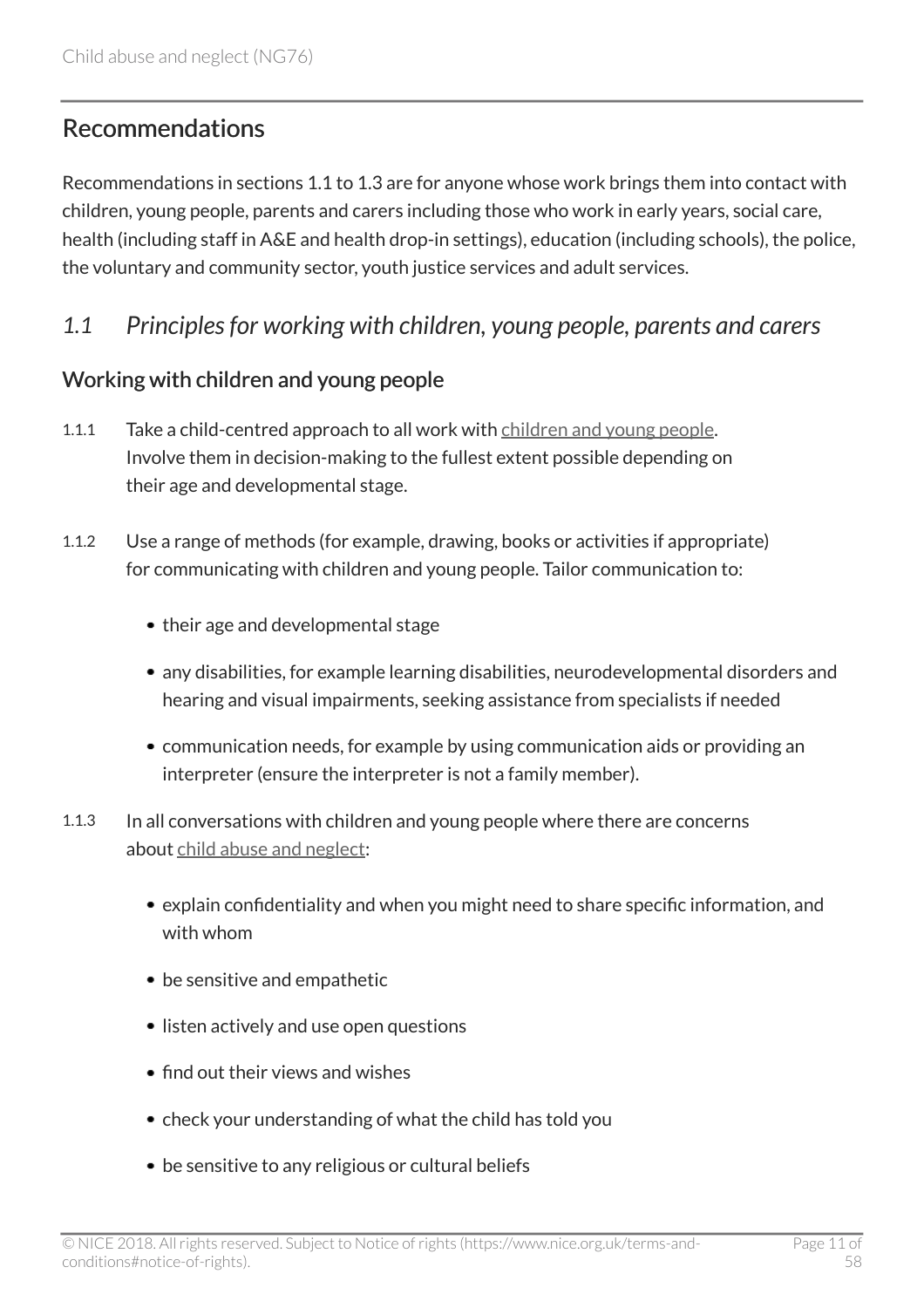## Recommendations

Recommendations in sections 1.1 to 1.3 are for anyone whose work brings them into contact with children, young people, parents and carers including those who work in early years, social care, health (including staff in A&E and health drop-in settings), education (including schools), the police, the voluntary and community sector, youth justice services and adult services.

### *1.1 Principles for working with children, young people, parents and carers*

#### Working with children and young people

1.1.1 Take a child-centred approach to all work with children and young people. Involve them in decision-making to the fullest extent possible depending on their age and developmental stage.

1.1.2 Use a range of methods (for example, drawing, books or activities if appropriate) for communicating with children and young people. Tailor communication to:

- their age and developmental stage
- any disabilities, for example learning disabilities, neurodevelopmental disorders and hearing and visual impairments, seeking assistance from specialists if needed
- communication needs, for example by using communication aids or providing an interpreter (ensure the interpreter is not a family member).

1.1.3 In all conversations with children and young people where there are concerns about child abuse and neglect:

- explain confidentiality and when you might need to share specific information, and with whom
- be sensitive and empathetic
- listen actively and use open questions
- find out their views and wishes
- check your understanding of what the child has told you
- be sensitive to any religious or cultural beliefs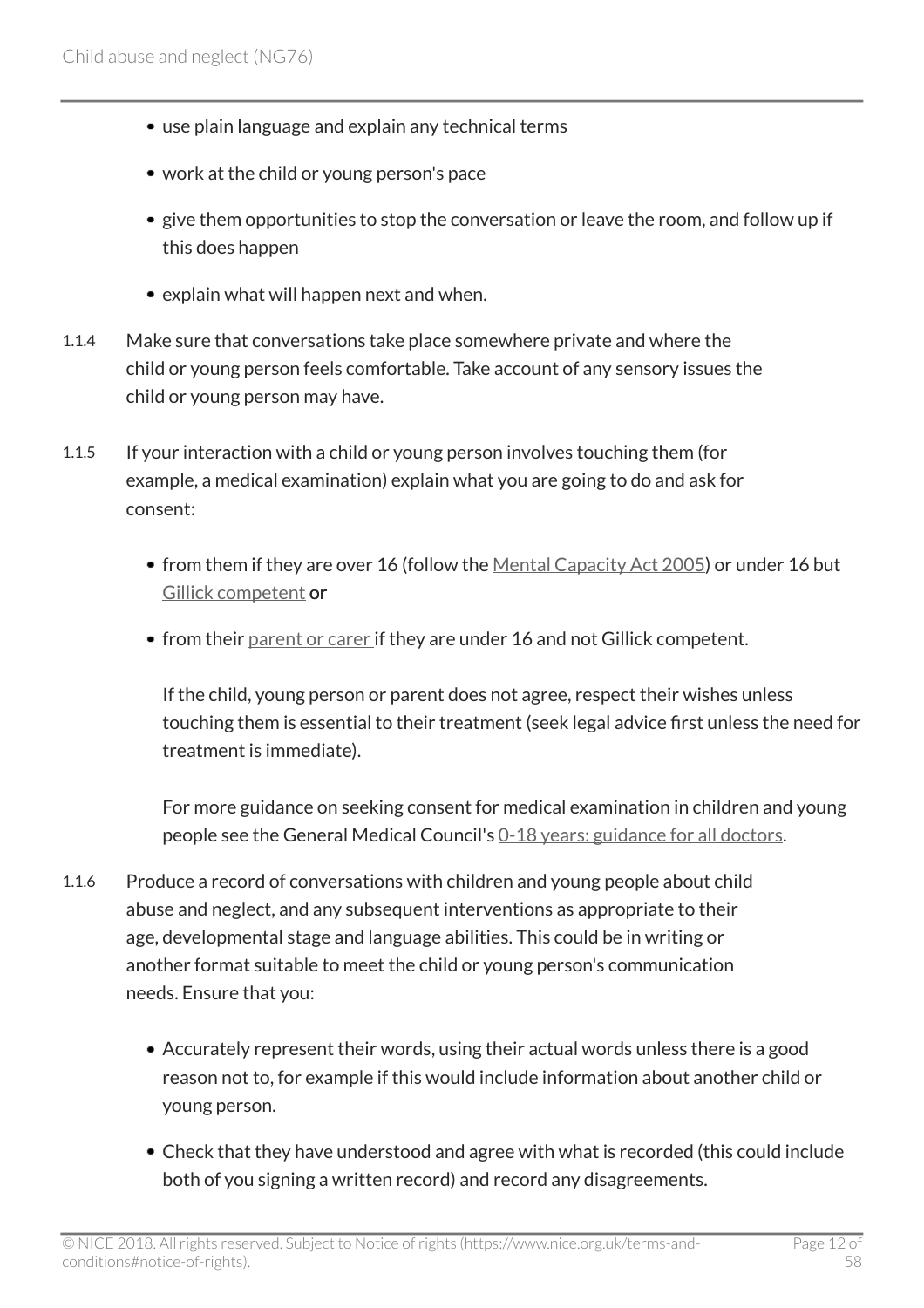- use plain language and explain any technical terms
- work at the child or young person's pace
- give them opportunities to stop the conversation or leave the room, and follow up if this does happen
- explain what will happen next and when.

1.1.4 Make sure that conversations take place somewhere private and where the child or young person feels comfortable. Take account of any sensory issues the child or young person may have.

1.1.5 If your interaction with a child or young person involves touching them (for example, a medical examination) explain what you are going to do and ask for consent:

- from them if they are over 16 (follow the Mental Capacity Act 2005) or under 16 but Gillick competent **or**
- from their parent or carer if they are under 16 and not Gillick competent.

  If the child, young person or parent does not agree, respect their wishes unless touching them is essential to their treatment (seek legal advice first unless the need for treatment is immediate).

  For more guidance on seeking consent for medical examination in children and young people see the General Medical Council's 0-18 years: guidance for all doctors.

1.1.6 Produce a record of conversations with children and young people about child abuse and neglect, and any subsequent interventions as appropriate to their age, developmental stage and language abilities. This could be in writing or another format suitable to meet the child or young person's communication needs. Ensure that you:

- Accurately represent their words, using their actual words unless there is a good reason not to, for example if this would include information about another child or young person.
- Check that they have understood and agree with what is recorded (this could include both of you signing a written record) and record any disagreements.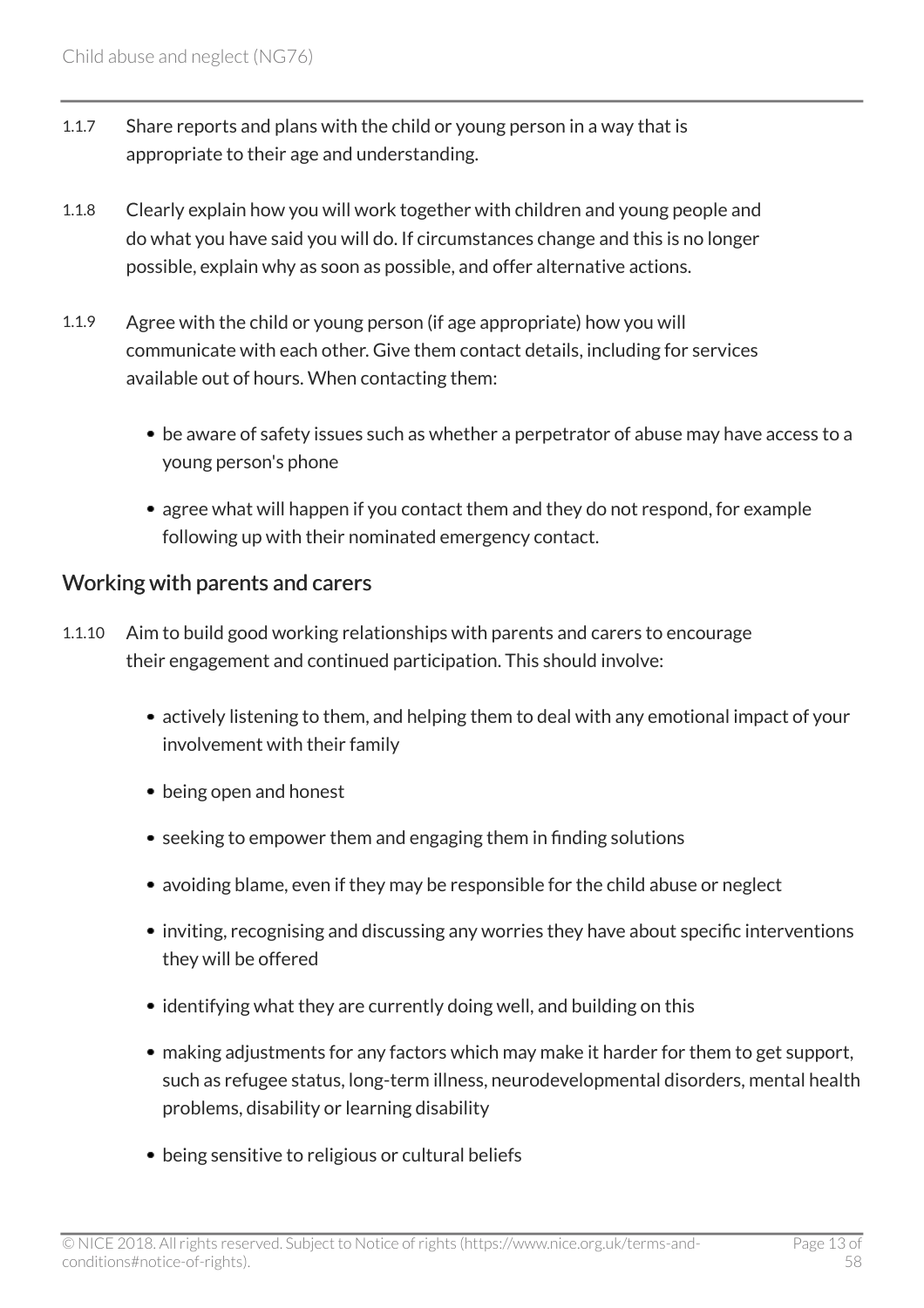1.1.7 Share reports and plans with the child or young person in a way that is appropriate to their age and understanding.

1.1.8 Clearly explain how you will work together with children and young people and do what you have said you will do. If circumstances change and this is no longer possible, explain why as soon as possible, and offer alternative actions.

1.1.9 Agree with the child or young person (if age appropriate) how you will communicate with each other. Give them contact details, including for services available out of hours. When contacting them:

- be aware of safety issues such as whether a perpetrator of abuse may have access to a young person's phone
- agree what will happen if you contact them and they do not respond, for example following up with their nominated emergency contact.

## Working with parents and carers

1.1.10 Aim to build good working relationships with parents and carers to encourage their engagement and continued participation. This should involve:

- actively listening to them, and helping them to deal with any emotional impact of your involvement with their family
- being open and honest
- seeking to empower them and engaging them in finding solutions
- avoiding blame, even if they may be responsible for the child abuse or neglect
- inviting, recognising and discussing any worries they have about specific interventions they will be offered
- identifying what they are currently doing well, and building on this
- making adjustments for any factors which may make it harder for them to get support, such as refugee status, long-term illness, neurodevelopmental disorders, mental health problems, disability or learning disability
- being sensitive to religious or cultural beliefs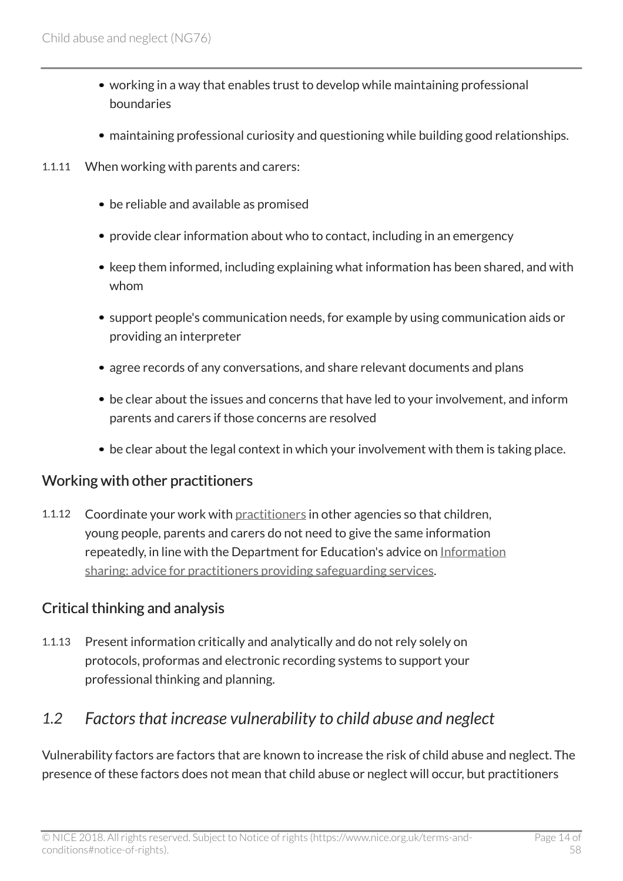- working in a way that enables trust to develop while maintaining professional boundaries
- maintaining professional curiosity and questioning while building good relationships.

1.1.11 When working with parents and carers:

- be reliable and available as promised
- provide clear information about who to contact, including in an emergency
- keep them informed, including explaining what information has been shared, and with whom
- support people's communication needs, for example by using communication aids or providing an interpreter
- agree records of any conversations, and share relevant documents and plans
- be clear about the issues and concerns that have led to your involvement, and inform parents and carers if those concerns are resolved
- be clear about the legal context in which your involvement with them is taking place.

### Working with other practitioners

1.1.12 Coordinate your work with practitioners in other agencies so that children, young people, parents and carers do not need to give the same information repeatedly, in line with the Department for Education's advice on Information sharing: advice for practitioners providing safeguarding services.

### Critical thinking and analysis

1.1.13 Present information critically and analytically and do not rely solely on protocols, proformas and electronic recording systems to support your professional thinking and planning.

## *1.2 Factors that increase vulnerability to child abuse and neglect*

Vulnerability factors are factors that are known to increase the risk of child abuse and neglect. The presence of these factors does not mean that child abuse or neglect will occur, but practitioners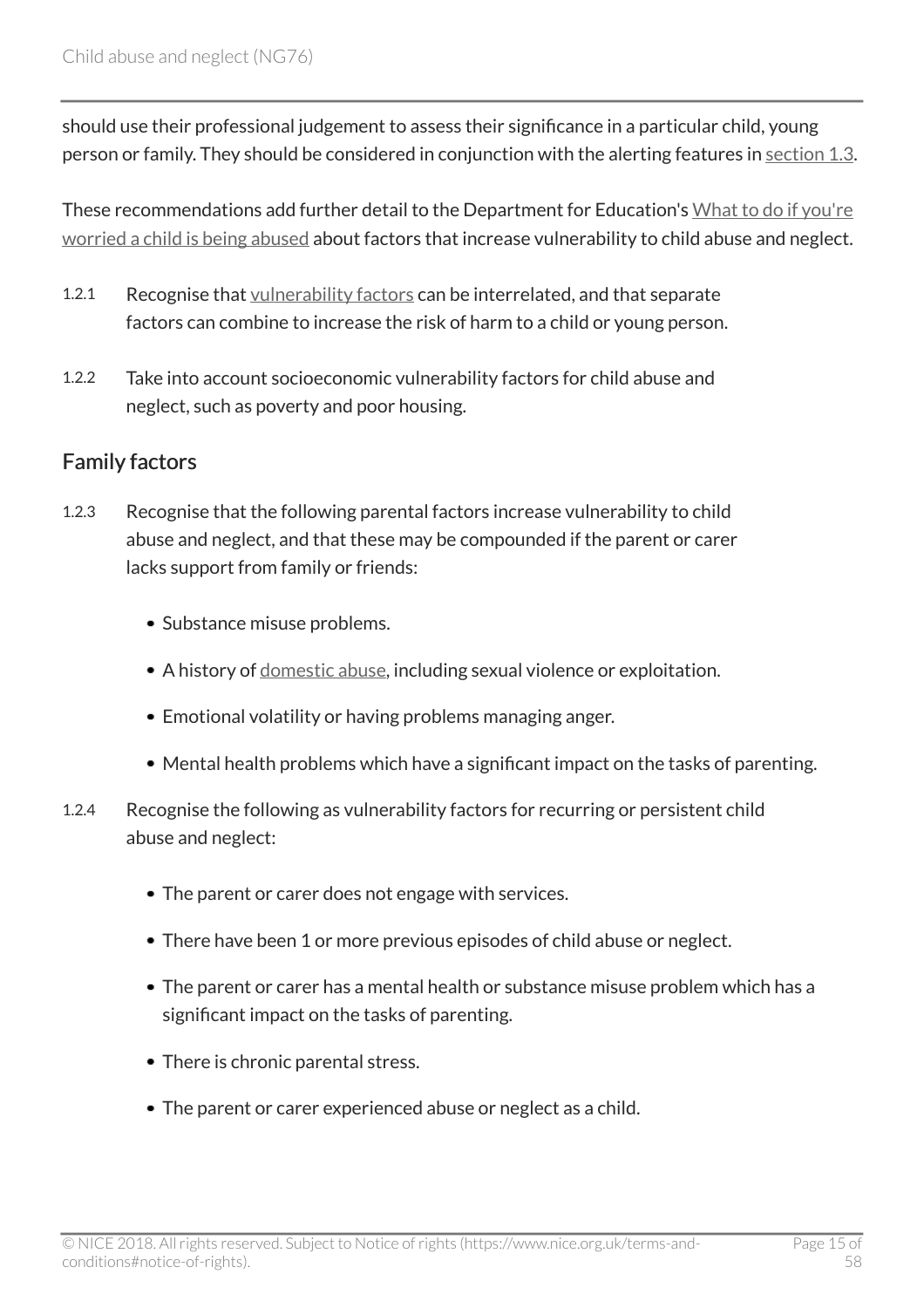should use their professional judgement to assess their significance in a particular child, young person or family. They should be considered in conjunction with the alerting features in section 1.3.

These recommendations add further detail to the Department for Education's What to do if you're worried a child is being abused about factors that increase vulnerability to child abuse and neglect.

1.2.1 Recognise that vulnerability factors can be interrelated, and that separate factors can combine to increase the risk of harm to a child or young person.

1.2.2 Take into account socioeconomic vulnerability factors for child abuse and neglect, such as poverty and poor housing.

## Family factors

1.2.3 Recognise that the following parental factors increase vulnerability to child abuse and neglect, and that these may be compounded if the parent or carer lacks support from family or friends:

- Substance misuse problems.
- A history of domestic abuse, including sexual violence or exploitation.
- Emotional volatility or having problems managing anger.
- Mental health problems which have a significant impact on the tasks of parenting.

1.2.4 Recognise the following as vulnerability factors for recurring or persistent child abuse and neglect:

- The parent or carer does not engage with services.
- There have been 1 or more previous episodes of child abuse or neglect.
- The parent or carer has a mental health or substance misuse problem which has a significant impact on the tasks of parenting.
- There is chronic parental stress.
- The parent or carer experienced abuse or neglect as a child.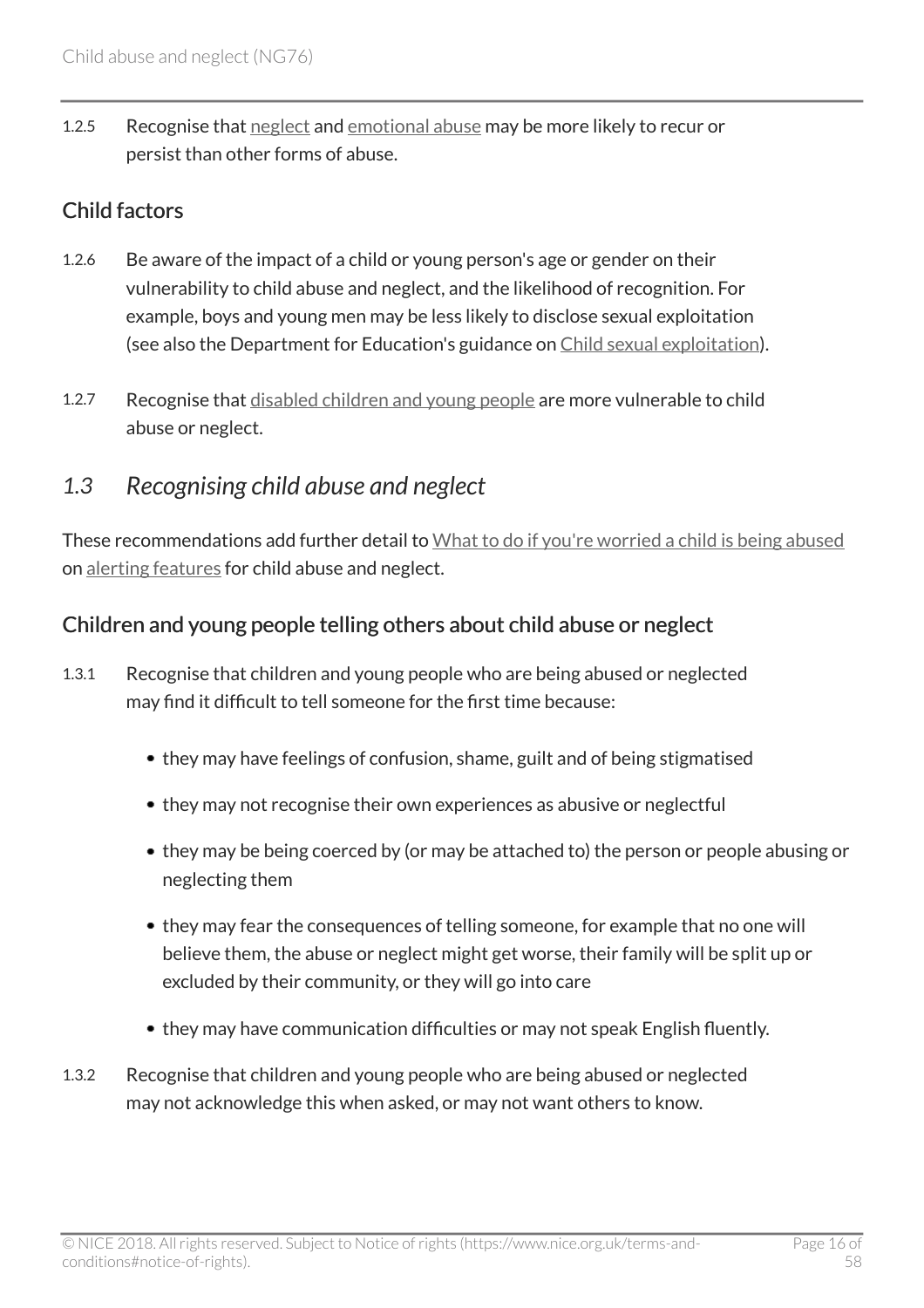1.2.5 Recognise that neglect and emotional abuse may be more likely to recur or persist than other forms of abuse.

### Child factors

1.2.6 Be aware of the impact of a child or young person's age or gender on their vulnerability to child abuse and neglect, and the likelihood of recognition. For example, boys and young men may be less likely to disclose sexual exploitation (see also the Department for Education's guidance on Child sexual exploitation).

1.2.7 Recognise that disabled children and young people are more vulnerable to child abuse or neglect.

## *1.3 Recognising child abuse and neglect*

These recommendations add further detail to What to do if you're worried a child is being abused on alerting features for child abuse and neglect.

### Children and young people telling others about child abuse or neglect

1.3.1 Recognise that children and young people who are being abused or neglected may find it difficult to tell someone for the first time because:

- they may have feelings of confusion, shame, guilt and of being stigmatised
- they may not recognise their own experiences as abusive or neglectful
- they may be being coerced by (or may be attached to) the person or people abusing or neglecting them
- they may fear the consequences of telling someone, for example that no one will believe them, the abuse or neglect might get worse, their family will be split up or excluded by their community, or they will go into care
- they may have communication difficulties or may not speak English fluently.

1.3.2 Recognise that children and young people who are being abused or neglected may not acknowledge this when asked, or may not want others to know.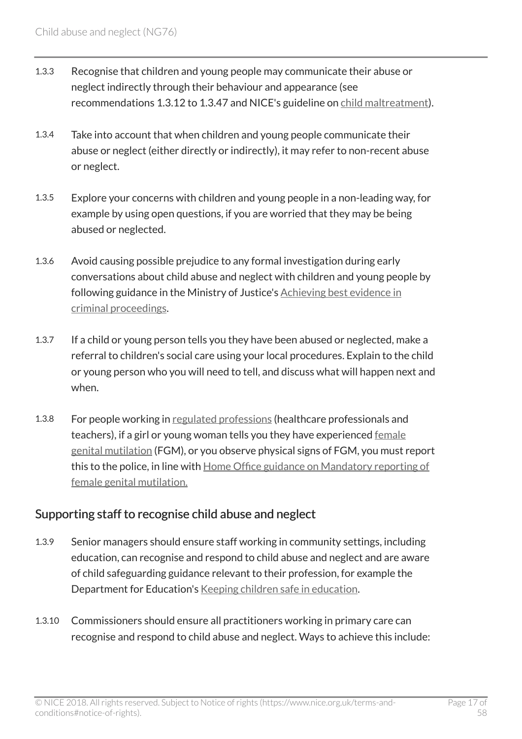1.3.3 Recognise that children and young people may communicate their abuse or neglect indirectly through their behaviour and appearance (see recommendations 1.3.12 to 1.3.47 and NICE's guideline on child maltreatment).

1.3.4 Take into account that when children and young people communicate their abuse or neglect (either directly or indirectly), it may refer to non-recent abuse or neglect.

1.3.5 Explore your concerns with children and young people in a non-leading way, for example by using open questions, if you are worried that they may be being abused or neglected.

1.3.6 Avoid causing possible prejudice to any formal investigation during early conversations about child abuse and neglect with children and young people by following guidance in the Ministry of Justice's Achieving best evidence in criminal proceedings.

1.3.7 If a child or young person tells you they have been abused or neglected, make a referral to children's social care using your local procedures. Explain to the child or young person who you will need to tell, and discuss what will happen next and when.

1.3.8 For people working in regulated professions (healthcare professionals and teachers), if a girl or young woman tells you they have experienced female genital mutilation (FGM), or you observe physical signs of FGM, you must report this to the police, in line with Home Office guidance on Mandatory reporting of female genital mutilation.

## Supporting staff to recognise child abuse and neglect

1.3.9 Senior managers should ensure staff working in community settings, including education, can recognise and respond to child abuse and neglect and are aware of child safeguarding guidance relevant to their profession, for example the Department for Education's Keeping children safe in education.

1.3.10 Commissioners should ensure all practitioners working in primary care can recognise and respond to child abuse and neglect. Ways to achieve this include: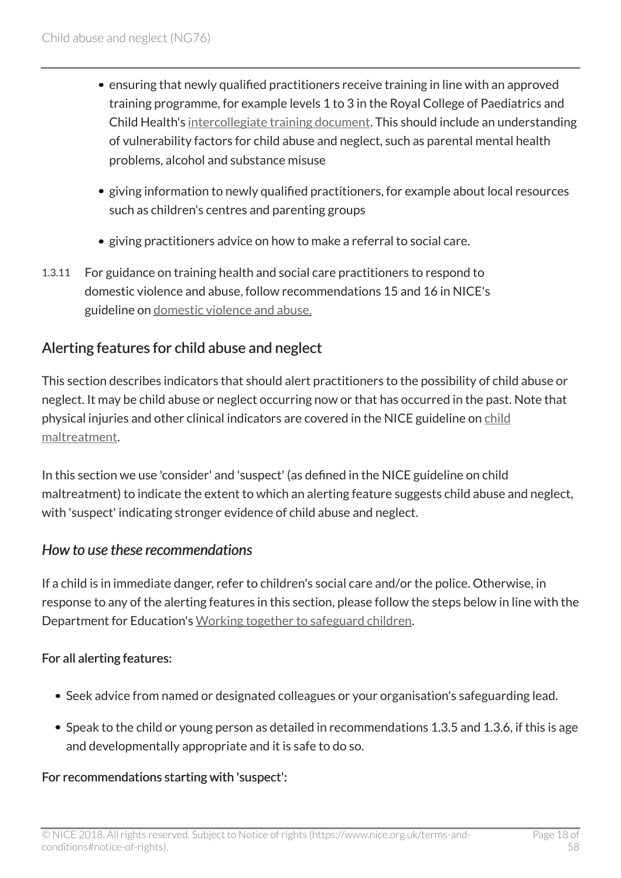- ensuring that newly qualified practitioners receive training in line with an approved training programme, for example levels 1 to 3 in the Royal College of Paediatrics and Child Health's intercollegiate training document. This should include an understanding of vulnerability factors for child abuse and neglect, such as parental mental health problems, alcohol and substance misuse
- giving information to newly qualified practitioners, for example about local resources such as children's centres and parenting groups
- giving practitioners advice on how to make a referral to social care.

1.3.11 For guidance on training health and social care practitioners to respond to domestic violence and abuse, follow recommendations 15 and 16 in NICE's guideline on domestic violence and abuse.

## Alerting features for child abuse and neglect

This section describes indicators that should alert practitioners to the possibility of child abuse or neglect. It may be child abuse or neglect occurring now or that has occurred in the past. Note that physical injuries and other clinical indicators are covered in the NICE guideline on child maltreatment.

In this section we use 'consider' and 'suspect' (as defined in the NICE guideline on child maltreatment) to indicate the extent to which an alerting feature suggests child abuse and neglect, with 'suspect' indicating stronger evidence of child abuse and neglect.

### *How to use these recommendations*

If a child is in immediate danger, refer to children's social care and/or the police. Otherwise, in response to any of the alerting features in this section, please follow the steps below in line with the Department for Education's Working together to safeguard children.

**For all alerting features:**

- Seek advice from named or designated colleagues or your organisation's safeguarding lead.
- Speak to the child or young person as detailed in recommendations 1.3.5 and 1.3.6, if this is age and developmentally appropriate and it is safe to do so.

**For recommendations starting with 'suspect':**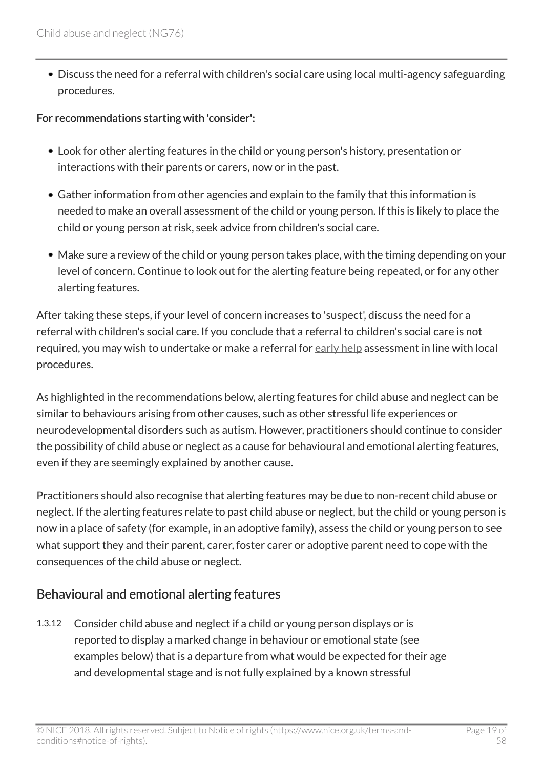- Discuss the need for a referral with children's social care using local multi-agency safeguarding procedures.

**For recommendations starting with 'consider':**

- Look for other alerting features in the child or young person's history, presentation or interactions with their parents or carers, now or in the past.
- Gather information from other agencies and explain to the family that this information is needed to make an overall assessment of the child or young person. If this is likely to place the child or young person at risk, seek advice from children's social care.
- Make sure a review of the child or young person takes place, with the timing depending on your level of concern. Continue to look out for the alerting feature being repeated, or for any other alerting features.

After taking these steps, if your level of concern increases to 'suspect', discuss the need for a referral with children's social care. If you conclude that a referral to children's social care is not required, you may wish to undertake or make a referral for early help assessment in line with local procedures.

As highlighted in the recommendations below, alerting features for child abuse and neglect can be similar to behaviours arising from other causes, such as other stressful life experiences or neurodevelopmental disorders such as autism. However, practitioners should continue to consider the possibility of child abuse or neglect as a cause for behavioural and emotional alerting features, even if they are seemingly explained by another cause.

Practitioners should also recognise that alerting features may be due to non-recent child abuse or neglect. If the alerting features relate to past child abuse or neglect, but the child or young person is now in a place of safety (for example, in an adoptive family), assess the child or young person to see what support they and their parent, carer, foster carer or adoptive parent need to cope with the consequences of the child abuse or neglect.

## Behavioural and emotional alerting features

1.3.12 Consider child abuse and neglect if a child or young person displays or is reported to display a marked change in behaviour or emotional state (see examples below) that is a departure from what would be expected for their age and developmental stage and is not fully explained by a known stressful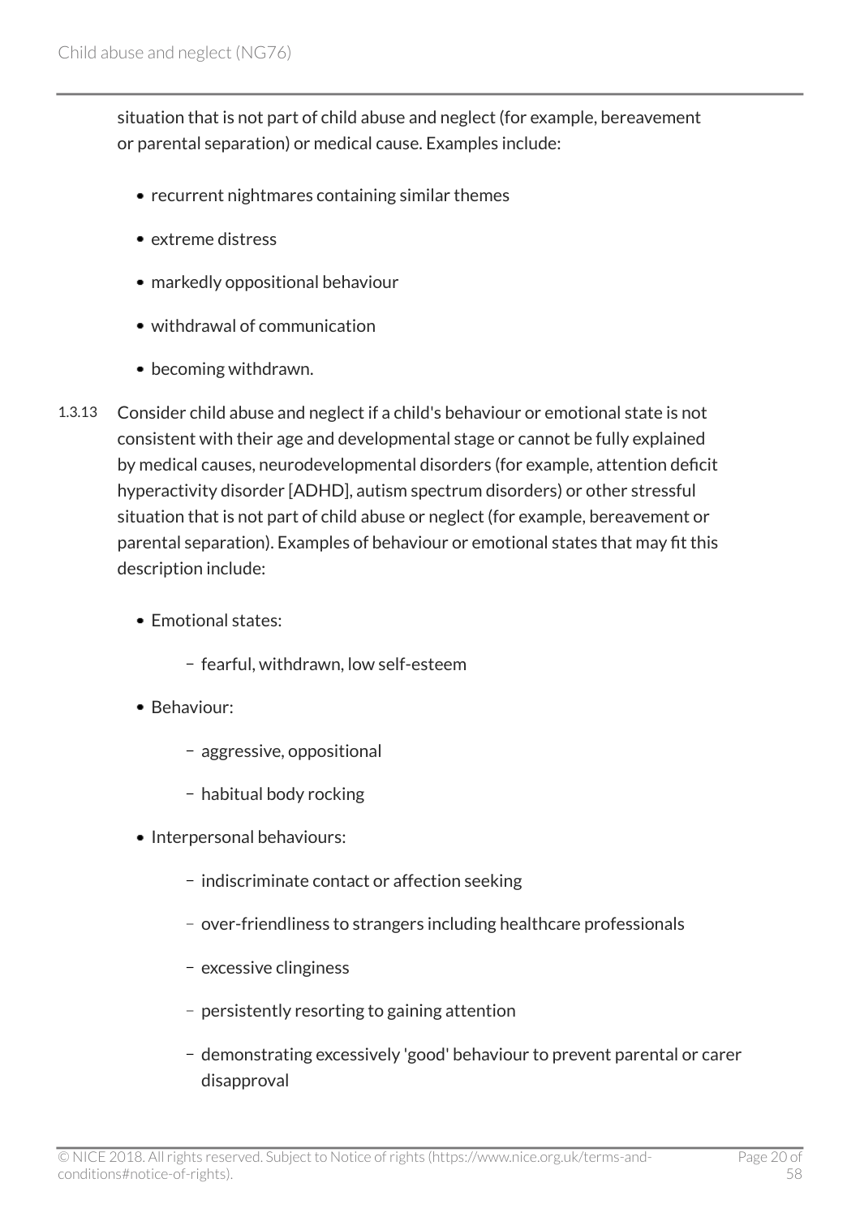situation that is not part of child abuse and neglect (for example, bereavement or parental separation) or medical cause. Examples include:

- recurrent nightmares containing similar themes
- extreme distress
- markedly oppositional behaviour
- withdrawal of communication
- becoming withdrawn.

1.3.13 Consider child abuse and neglect if a child's behaviour or emotional state is not consistent with their age and developmental stage or cannot be fully explained by medical causes, neurodevelopmental disorders (for example, attention deficit hyperactivity disorder [ADHD], autism spectrum disorders) or other stressful situation that is not part of child abuse or neglect (for example, bereavement or parental separation). Examples of behaviour or emotional states that may fit this description include:

- Emotional states:
  - fearful, withdrawn, low self-esteem
- Behaviour:
  - aggressive, oppositional
  - habitual body rocking
- Interpersonal behaviours:
  - indiscriminate contact or affection seeking
  - over-friendliness to strangers including healthcare professionals
  - excessive clinginess
  - persistently resorting to gaining attention
  - demonstrating excessively 'good' behaviour to prevent parental or carer disapproval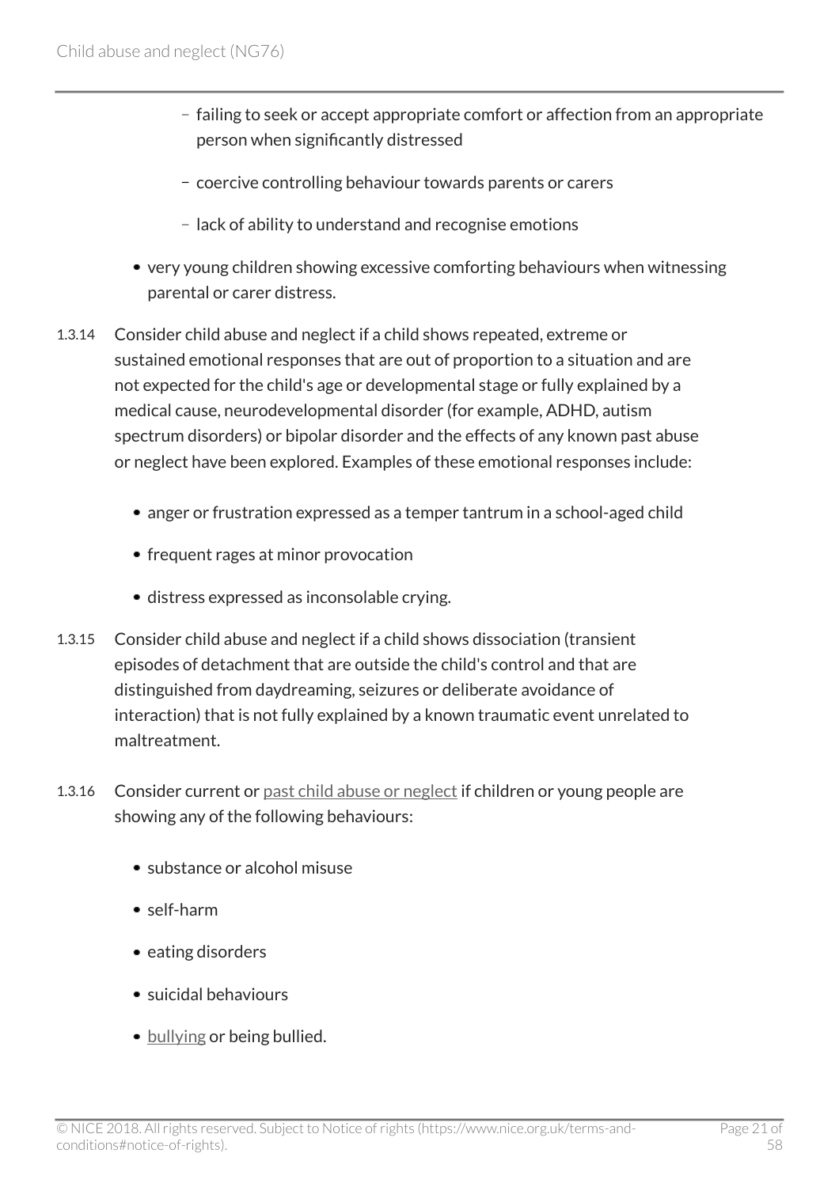- failing to seek or accept appropriate comfort or affection from an appropriate person when significantly distressed
    - coercive controlling behaviour towards parents or carers
    - lack of ability to understand and recognise emotions
- very young children showing excessive comforting behaviours when witnessing parental or carer distress.

1.3.14 Consider child abuse and neglect if a child shows repeated, extreme or sustained emotional responses that are out of proportion to a situation and are not expected for the child's age or developmental stage or fully explained by a medical cause, neurodevelopmental disorder (for example, ADHD, autism spectrum disorders) or bipolar disorder and the effects of any known past abuse or neglect have been explored. Examples of these emotional responses include:

- anger or frustration expressed as a temper tantrum in a school-aged child
- frequent rages at minor provocation
- distress expressed as inconsolable crying.

1.3.15 Consider child abuse and neglect if a child shows dissociation (transient episodes of detachment that are outside the child's control and that are distinguished from daydreaming, seizures or deliberate avoidance of interaction) that is not fully explained by a known traumatic event unrelated to maltreatment.

1.3.16 Consider current or past child abuse or neglect if children or young people are showing any of the following behaviours:

- substance or alcohol misuse
- self-harm
- eating disorders
- suicidal behaviours
- bullying or being bullied.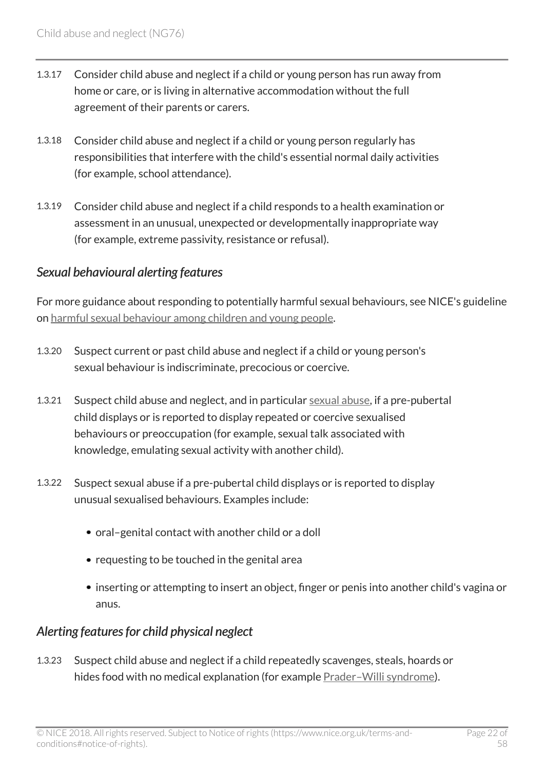1.3.17 Consider child abuse and neglect if a child or young person has run away from home or care, or is living in alternative accommodation without the full agreement of their parents or carers.

1.3.18 Consider child abuse and neglect if a child or young person regularly has responsibilities that interfere with the child's essential normal daily activities (for example, school attendance).

1.3.19 Consider child abuse and neglect if a child responds to a health examination or assessment in an unusual, unexpected or developmentally inappropriate way (for example, extreme passivity, resistance or refusal).

### *Sexual behavioural alerting features*

For more guidance about responding to potentially harmful sexual behaviours, see NICE's guideline on harmful sexual behaviour among children and young people.

1.3.20 Suspect current or past child abuse and neglect if a child or young person's sexual behaviour is indiscriminate, precocious or coercive.

1.3.21 Suspect child abuse and neglect, and in particular sexual abuse, if a pre-pubertal child displays or is reported to display repeated or coercive sexualised behaviours or preoccupation (for example, sexual talk associated with knowledge, emulating sexual activity with another child).

1.3.22 Suspect sexual abuse if a pre-pubertal child displays or is reported to display unusual sexualised behaviours. Examples include:

- oral–genital contact with another child or a doll
- requesting to be touched in the genital area
- inserting or attempting to insert an object, finger or penis into another child's vagina or anus.

### *Alerting features for child physical neglect*

1.3.23 Suspect child abuse and neglect if a child repeatedly scavenges, steals, hoards or hides food with no medical explanation (for example Prader–Willi syndrome).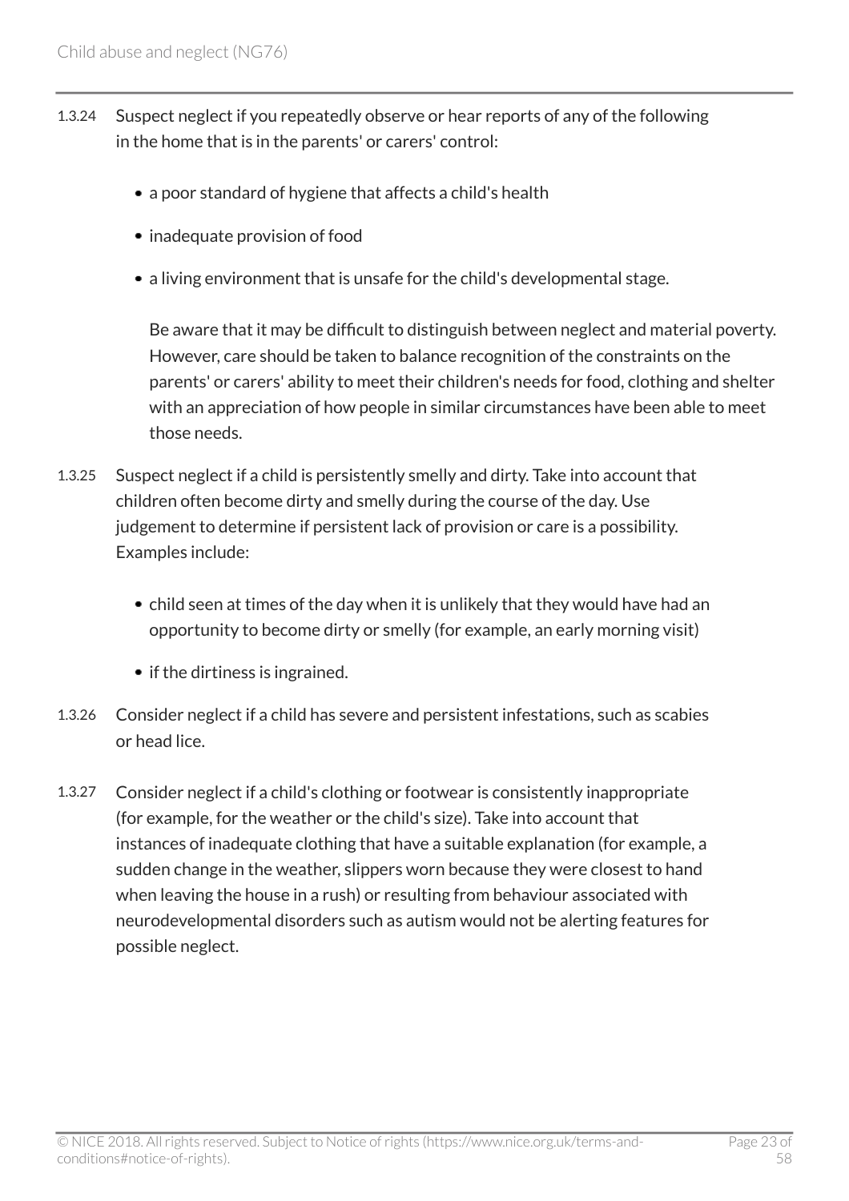1.3.24 Suspect neglect if you repeatedly observe or hear reports of any of the following in the home that is in the parents' or carers' control:

- a poor standard of hygiene that affects a child's health
- inadequate provision of food
- a living environment that is unsafe for the child's developmental stage.

  Be aware that it may be difficult to distinguish between neglect and material poverty. However, care should be taken to balance recognition of the constraints on the parents' or carers' ability to meet their children's needs for food, clothing and shelter with an appreciation of how people in similar circumstances have been able to meet those needs.

1.3.25 Suspect neglect if a child is persistently smelly and dirty. Take into account that children often become dirty and smelly during the course of the day. Use judgement to determine if persistent lack of provision or care is a possibility. Examples include:

- child seen at times of the day when it is unlikely that they would have had an opportunity to become dirty or smelly (for example, an early morning visit)
- if the dirtiness is ingrained.

1.3.26 Consider neglect if a child has severe and persistent infestations, such as scabies or head lice.

1.3.27 Consider neglect if a child's clothing or footwear is consistently inappropriate (for example, for the weather or the child's size). Take into account that instances of inadequate clothing that have a suitable explanation (for example, a sudden change in the weather, slippers worn because they were closest to hand when leaving the house in a rush) or resulting from behaviour associated with neurodevelopmental disorders such as autism would not be alerting features for possible neglect.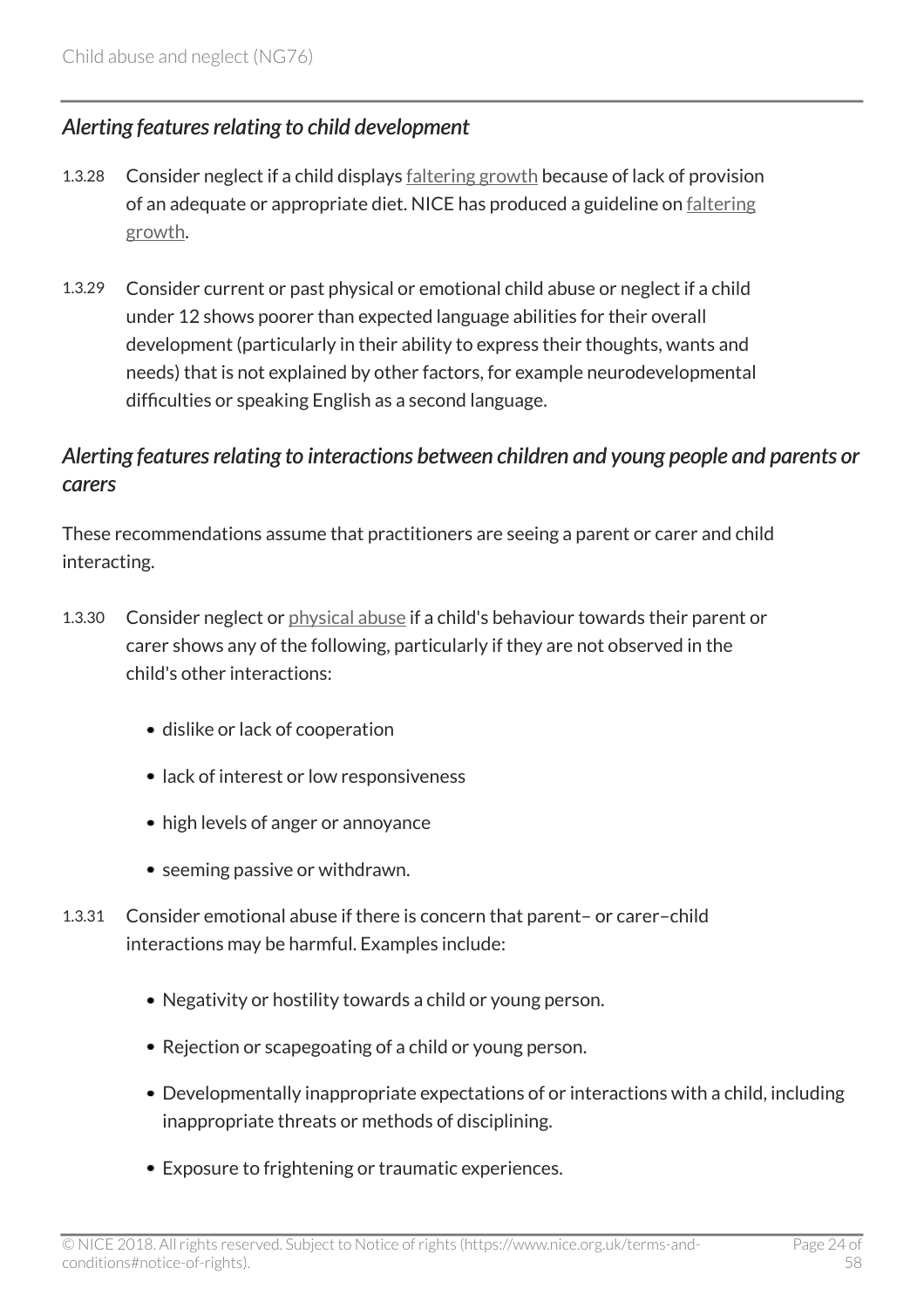### *Alerting features relating to child development*

1.3.28 Consider neglect if a child displays faltering growth because of lack of provision of an adequate or appropriate diet. NICE has produced a guideline on faltering growth.

1.3.29 Consider current or past physical or emotional child abuse or neglect if a child under 12 shows poorer than expected language abilities for their overall development (particularly in their ability to express their thoughts, wants and needs) that is not explained by other factors, for example neurodevelopmental difficulties or speaking English as a second language.

### *Alerting features relating to interactions between children and young people and parents or carers*

These recommendations assume that practitioners are seeing a parent or carer and child interacting.

1.3.30 Consider neglect or physical abuse if a child's behaviour towards their parent or carer shows any of the following, particularly if they are not observed in the child's other interactions:

- dislike or lack of cooperation
- lack of interest or low responsiveness
- high levels of anger or annoyance
- seeming passive or withdrawn.

1.3.31 Consider emotional abuse if there is concern that parent– or carer–child interactions may be harmful. Examples include:

- Negativity or hostility towards a child or young person.
- Rejection or scapegoating of a child or young person.
- Developmentally inappropriate expectations of or interactions with a child, including inappropriate threats or methods of disciplining.
- Exposure to frightening or traumatic experiences.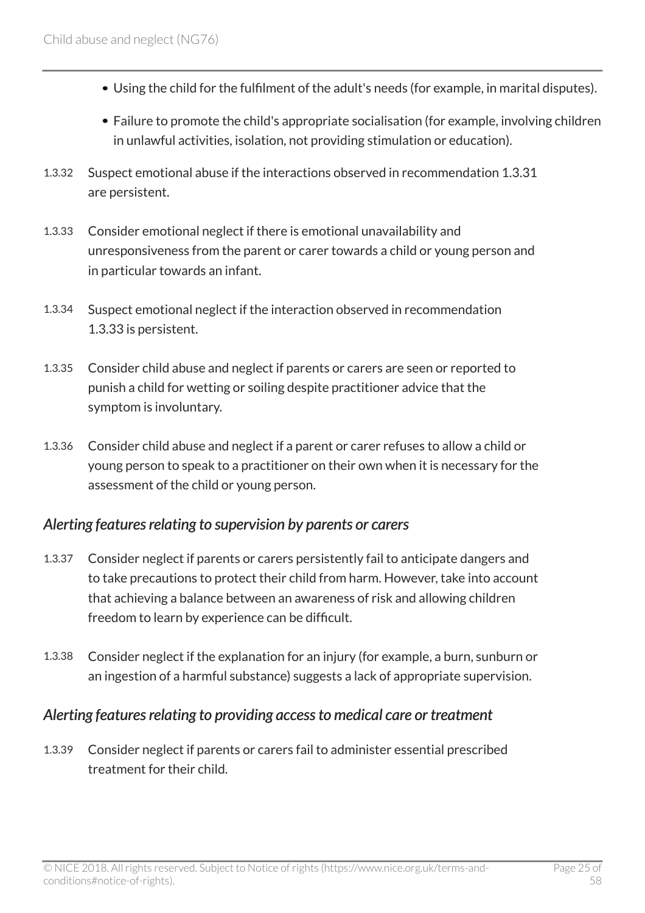- Using the child for the fulfilment of the adult's needs (for example, in marital disputes).
- Failure to promote the child's appropriate socialisation (for example, involving children in unlawful activities, isolation, not providing stimulation or education).

1.3.32 Suspect emotional abuse if the interactions observed in recommendation 1.3.31 are persistent.

1.3.33 Consider emotional neglect if there is emotional unavailability and unresponsiveness from the parent or carer towards a child or young person and in particular towards an infant.

1.3.34 Suspect emotional neglect if the interaction observed in recommendation 1.3.33 is persistent.

1.3.35 Consider child abuse and neglect if parents or carers are seen or reported to punish a child for wetting or soiling despite practitioner advice that the symptom is involuntary.

1.3.36 Consider child abuse and neglect if a parent or carer refuses to allow a child or young person to speak to a practitioner on their own when it is necessary for the assessment of the child or young person.

### *Alerting features relating to supervision by parents or carers*

1.3.37 Consider neglect if parents or carers persistently fail to anticipate dangers and to take precautions to protect their child from harm. However, take into account that achieving a balance between an awareness of risk and allowing children freedom to learn by experience can be difficult.

1.3.38 Consider neglect if the explanation for an injury (for example, a burn, sunburn or an ingestion of a harmful substance) suggests a lack of appropriate supervision.

### *Alerting features relating to providing access to medical care or treatment*

1.3.39 Consider neglect if parents or carers fail to administer essential prescribed treatment for their child.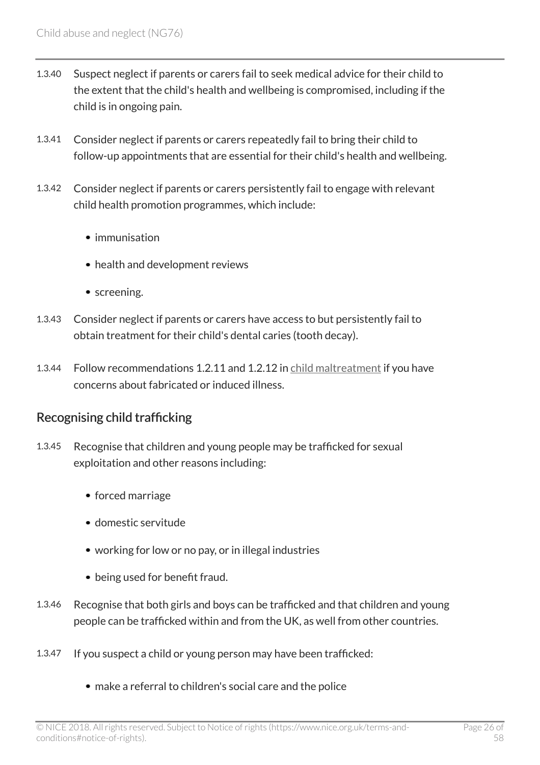1.3.40 Suspect neglect if parents or carers fail to seek medical advice for their child to the extent that the child's health and wellbeing is compromised, including if the child is in ongoing pain.

1.3.41 Consider neglect if parents or carers repeatedly fail to bring their child to follow-up appointments that are essential for their child's health and wellbeing.

1.3.42 Consider neglect if parents or carers persistently fail to engage with relevant child health promotion programmes, which include:

- immunisation
- health and development reviews
- screening.

1.3.43 Consider neglect if parents or carers have access to but persistently fail to obtain treatment for their child's dental caries (tooth decay).

1.3.44 Follow recommendations 1.2.11 and 1.2.12 in child maltreatment if you have concerns about fabricated or induced illness.

## Recognising child trafficking

1.3.45 Recognise that children and young people may be trafficked for sexual exploitation and other reasons including:

- forced marriage
- domestic servitude
- working for low or no pay, or in illegal industries
- being used for benefit fraud.

1.3.46 Recognise that both girls and boys can be trafficked and that children and young people can be trafficked within and from the UK, as well from other countries.

1.3.47 If you suspect a child or young person may have been trafficked:

- make a referral to children's social care and the police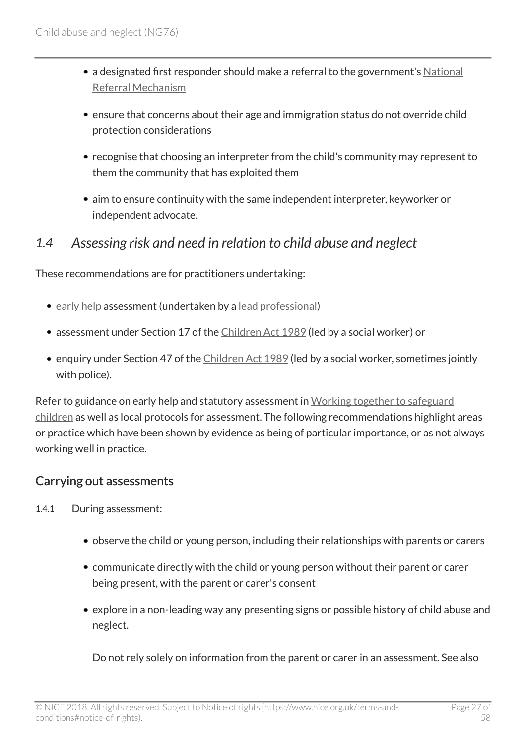- a designated first responder should make a referral to the government's National Referral Mechanism
- ensure that concerns about their age and immigration status do not override child protection considerations
- recognise that choosing an interpreter from the child's community may represent to them the community that has exploited them
- aim to ensure continuity with the same independent interpreter, keyworker or independent advocate.

## *1.4 Assessing risk and need in relation to child abuse and neglect*

These recommendations are for practitioners undertaking:

- early help assessment (undertaken by a lead professional)
- assessment under Section 17 of the Children Act 1989 (led by a social worker) or
- enquiry under Section 47 of the Children Act 1989 (led by a social worker, sometimes jointly with police).

Refer to guidance on early help and statutory assessment in Working together to safeguard children as well as local protocols for assessment. The following recommendations highlight areas or practice which have been shown by evidence as being of particular importance, or as not always working well in practice.

### Carrying out assessments

1.4.1 During assessment:

- observe the child or young person, including their relationships with parents or carers
- communicate directly with the child or young person without their parent or carer being present, with the parent or carer's consent
- explore in a non-leading way any presenting signs or possible history of child abuse and neglect.

  Do not rely solely on information from the parent or carer in an assessment. See also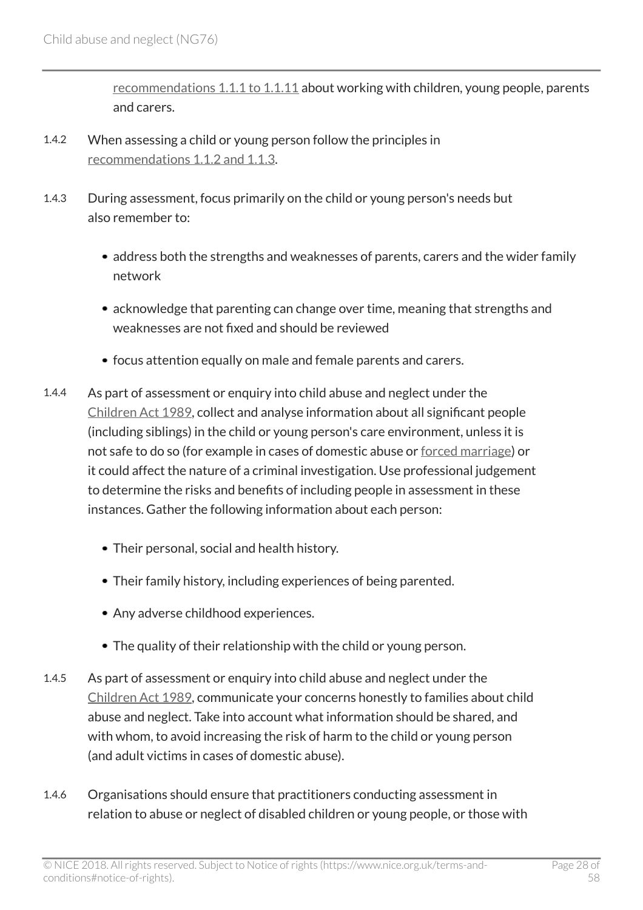recommendations 1.1.1 to 1.1.11 about working with children, young people, parents and carers.

1.4.2 When assessing a child or young person follow the principles in recommendations 1.1.2 and 1.1.3.

1.4.3 During assessment, focus primarily on the child or young person's needs but also remember to:

- address both the strengths and weaknesses of parents, carers and the wider family network
- acknowledge that parenting can change over time, meaning that strengths and weaknesses are not fixed and should be reviewed
- focus attention equally on male and female parents and carers.

1.4.4 As part of assessment or enquiry into child abuse and neglect under the Children Act 1989, collect and analyse information about all significant people (including siblings) in the child or young person's care environment, unless it is not safe to do so (for example in cases of domestic abuse or forced marriage) or it could affect the nature of a criminal investigation. Use professional judgement to determine the risks and benefits of including people in assessment in these instances. Gather the following information about each person:

- Their personal, social and health history.
- Their family history, including experiences of being parented.
- Any adverse childhood experiences.
- The quality of their relationship with the child or young person.

1.4.5 As part of assessment or enquiry into child abuse and neglect under the Children Act 1989, communicate your concerns honestly to families about child abuse and neglect. Take into account what information should be shared, and with whom, to avoid increasing the risk of harm to the child or young person (and adult victims in cases of domestic abuse).

1.4.6 Organisations should ensure that practitioners conducting assessment in relation to abuse or neglect of disabled children or young people, or those with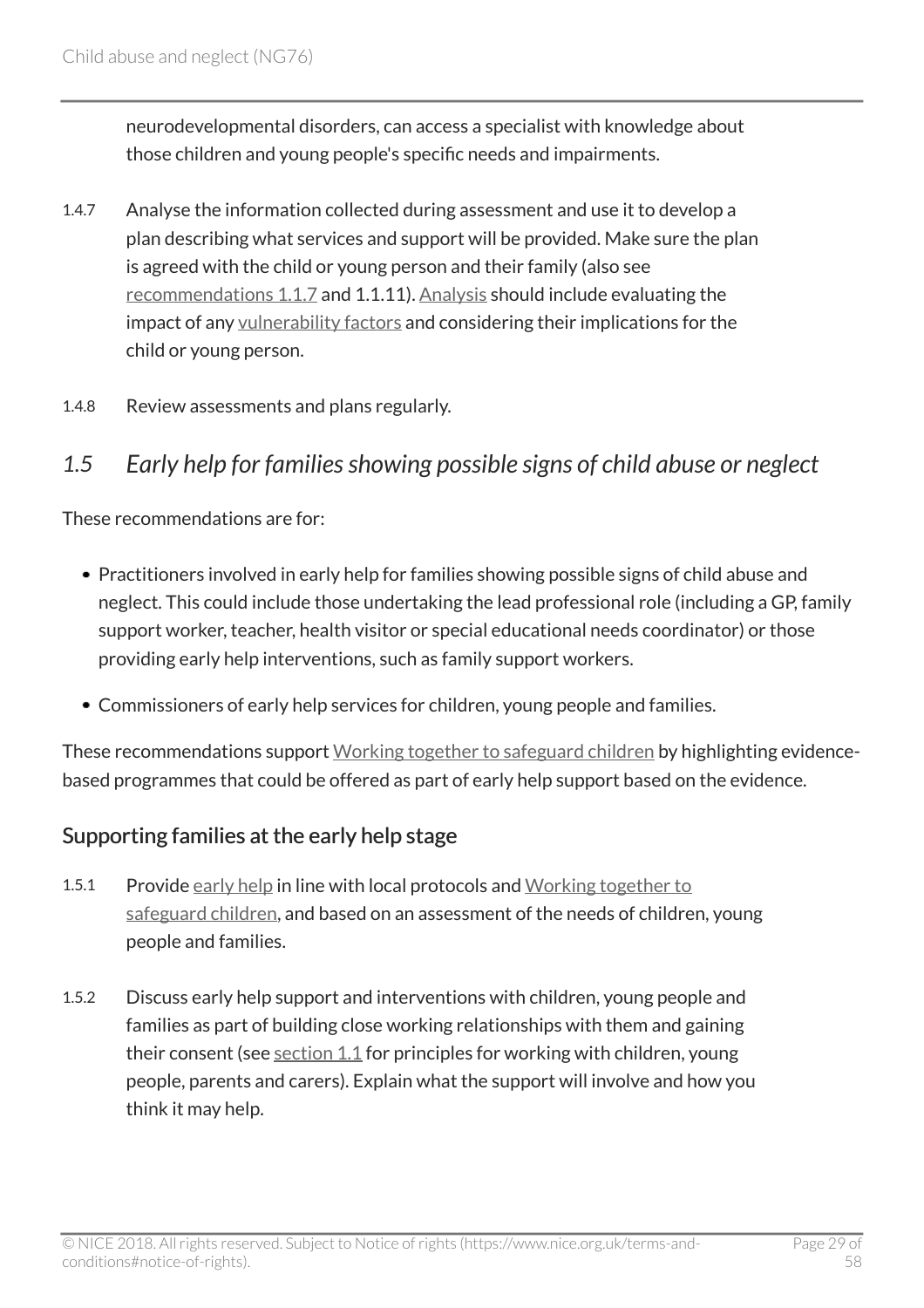neurodevelopmental disorders, can access a specialist with knowledge about those children and young people's specific needs and impairments.

1.4.7 Analyse the information collected during assessment and use it to develop a plan describing what services and support will be provided. Make sure the plan is agreed with the child or young person and their family (also see recommendations 1.1.7 and 1.1.11). Analysis should include evaluating the impact of any vulnerability factors and considering their implications for the child or young person.

1.4.8 Review assessments and plans regularly.

## *1.5 Early help for families showing possible signs of child abuse or neglect*

These recommendations are for:

- Practitioners involved in early help for families showing possible signs of child abuse and neglect. This could include those undertaking the lead professional role (including a GP, family support worker, teacher, health visitor or special educational needs coordinator) or those providing early help interventions, such as family support workers.
- Commissioners of early help services for children, young people and families.

These recommendations support Working together to safeguard children by highlighting evidence-based programmes that could be offered as part of early help support based on the evidence.

### Supporting families at the early help stage

1.5.1 Provide early help in line with local protocols and Working together to safeguard children, and based on an assessment of the needs of children, young people and families.

1.5.2 Discuss early help support and interventions with children, young people and families as part of building close working relationships with them and gaining their consent (see section 1.1 for principles for working with children, young people, parents and carers). Explain what the support will involve and how you think it may help.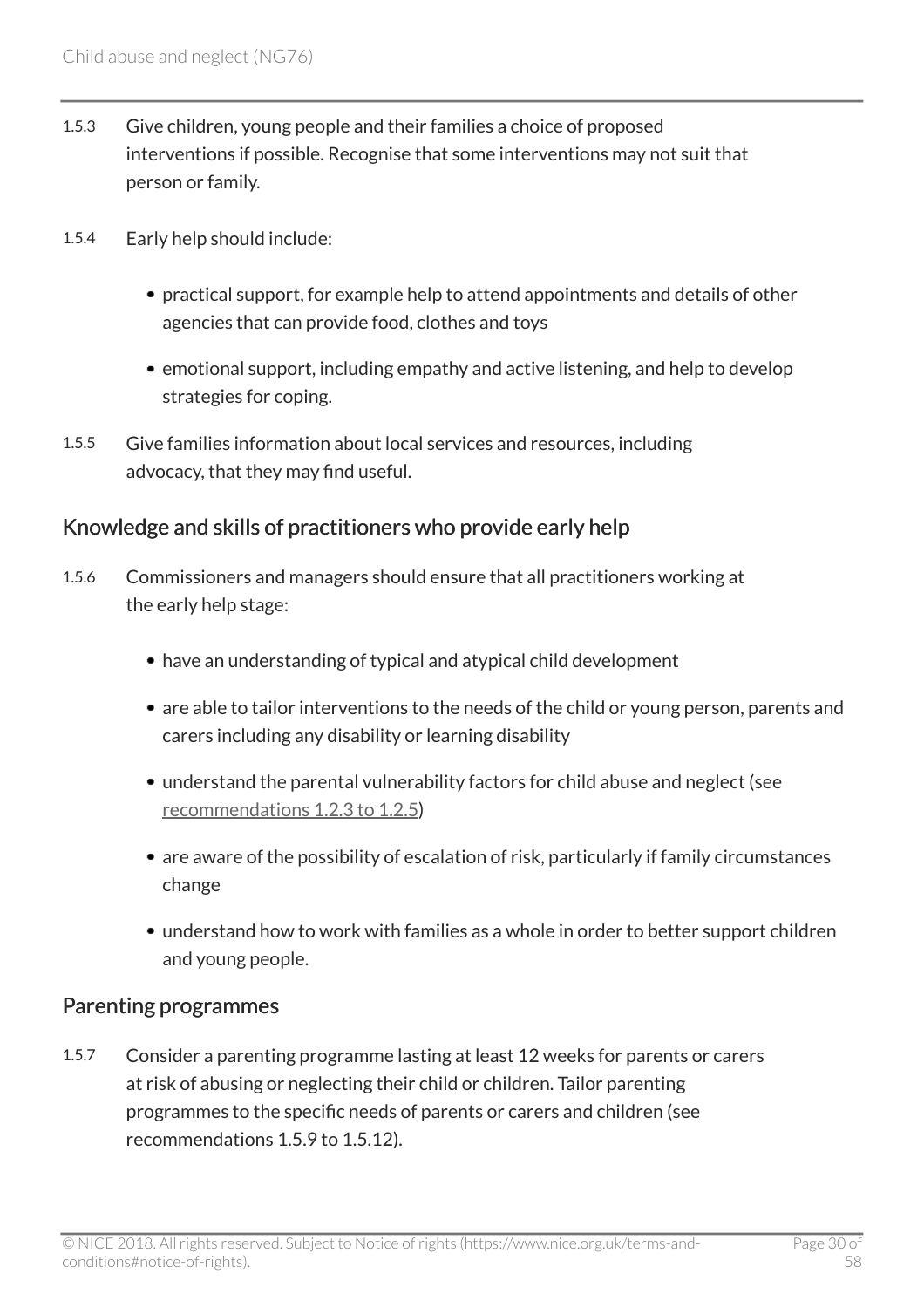1.5.3 Give children, young people and their families a choice of proposed interventions if possible. Recognise that some interventions may not suit that person or family.

1.5.4 Early help should include:

- practical support, for example help to attend appointments and details of other agencies that can provide food, clothes and toys
- emotional support, including empathy and active listening, and help to develop strategies for coping.

1.5.5 Give families information about local services and resources, including advocacy, that they may find useful.

## Knowledge and skills of practitioners who provide early help

1.5.6 Commissioners and managers should ensure that all practitioners working at the early help stage:

- have an understanding of typical and atypical child development
- are able to tailor interventions to the needs of the child or young person, parents and carers including any disability or learning disability
- understand the parental vulnerability factors for child abuse and neglect (see recommendations 1.2.3 to 1.2.5)
- are aware of the possibility of escalation of risk, particularly if family circumstances change
- understand how to work with families as a whole in order to better support children and young people.

## Parenting programmes

1.5.7 Consider a parenting programme lasting at least 12 weeks for parents or carers at risk of abusing or neglecting their child or children. Tailor parenting programmes to the specific needs of parents or carers and children (see recommendations 1.5.9 to 1.5.12).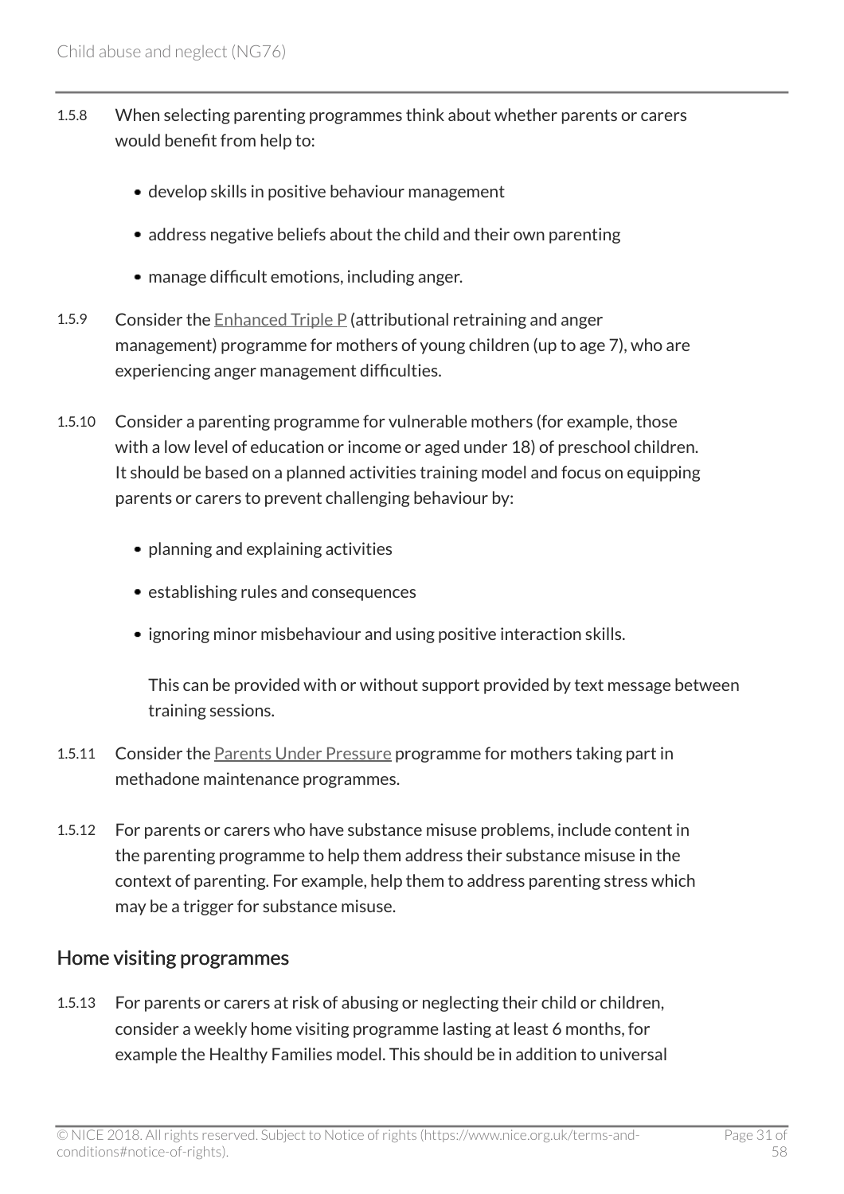1.5.8 When selecting parenting programmes think about whether parents or carers would benefit from help to:

- develop skills in positive behaviour management
- address negative beliefs about the child and their own parenting
- manage difficult emotions, including anger.

1.5.9 Consider the Enhanced Triple P (attributional retraining and anger management) programme for mothers of young children (up to age 7), who are experiencing anger management difficulties.

1.5.10 Consider a parenting programme for vulnerable mothers (for example, those with a low level of education or income or aged under 18) of preschool children. It should be based on a planned activities training model and focus on equipping parents or carers to prevent challenging behaviour by:

- planning and explaining activities
- establishing rules and consequences
- ignoring minor misbehaviour and using positive interaction skills.

  This can be provided with or without support provided by text message between training sessions.

1.5.11 Consider the Parents Under Pressure programme for mothers taking part in methadone maintenance programmes.

1.5.12 For parents or carers who have substance misuse problems, include content in the parenting programme to help them address their substance misuse in the context of parenting. For example, help them to address parenting stress which may be a trigger for substance misuse.

## Home visiting programmes

1.5.13 For parents or carers at risk of abusing or neglecting their child or children, consider a weekly home visiting programme lasting at least 6 months, for example the Healthy Families model. This should be in addition to universal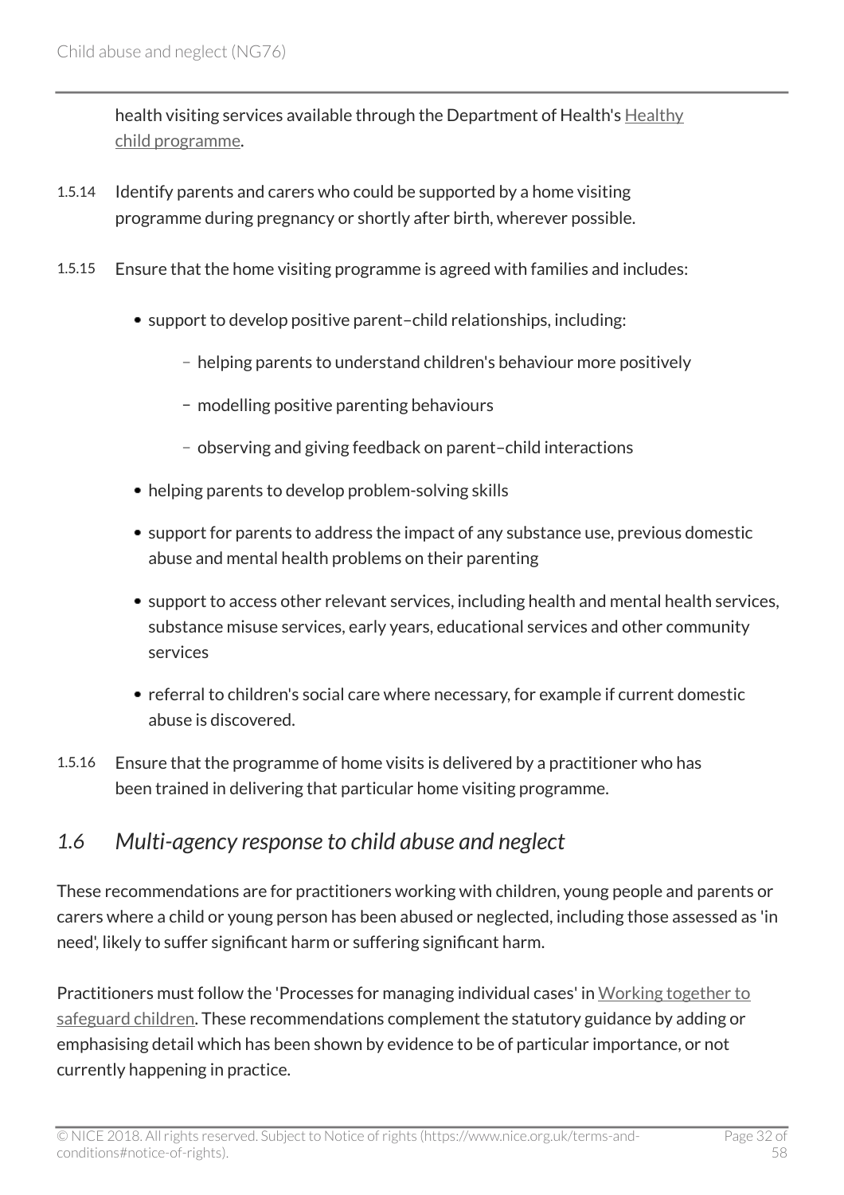health visiting services available through the Department of Health's Healthy child programme.

1.5.14 Identify parents and carers who could be supported by a home visiting programme during pregnancy or shortly after birth, wherever possible.

1.5.15 Ensure that the home visiting programme is agreed with families and includes:

- support to develop positive parent–child relationships, including:
  - helping parents to understand children's behaviour more positively
  - modelling positive parenting behaviours
  - observing and giving feedback on parent–child interactions
- helping parents to develop problem-solving skills
- support for parents to address the impact of any substance use, previous domestic abuse and mental health problems on their parenting
- support to access other relevant services, including health and mental health services, substance misuse services, early years, educational services and other community services
- referral to children's social care where necessary, for example if current domestic abuse is discovered.

1.5.16 Ensure that the programme of home visits is delivered by a practitioner who has been trained in delivering that particular home visiting programme.

## *1.6 Multi-agency response to child abuse and neglect*

These recommendations are for practitioners working with children, young people and parents or carers where a child or young person has been abused or neglected, including those assessed as 'in need', likely to suffer significant harm or suffering significant harm.

Practitioners must follow the 'Processes for managing individual cases' in Working together to safeguard children. These recommendations complement the statutory guidance by adding or emphasising detail which has been shown by evidence to be of particular importance, or not currently happening in practice.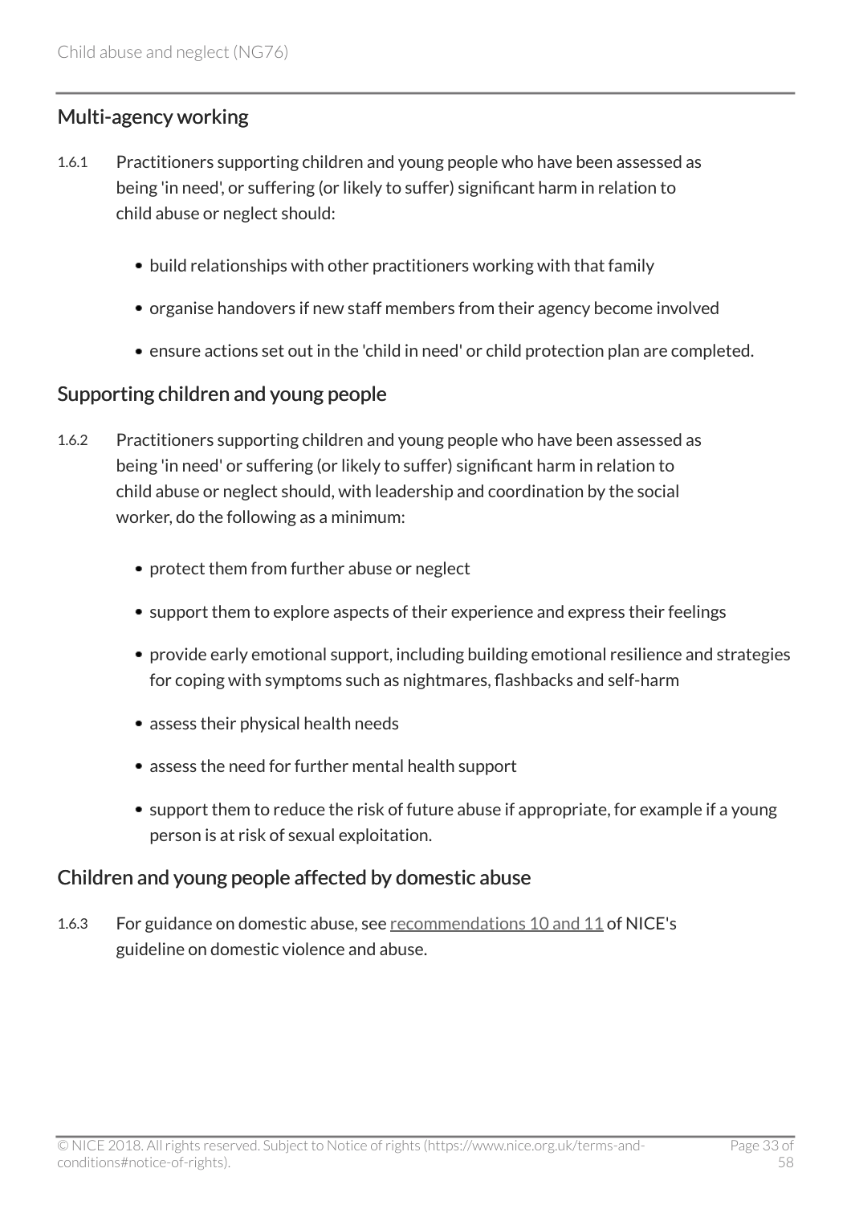## Multi-agency working

1.6.1 Practitioners supporting children and young people who have been assessed as being 'in need', or suffering (or likely to suffer) significant harm in relation to child abuse or neglect should:

- build relationships with other practitioners working with that family
- organise handovers if new staff members from their agency become involved
- ensure actions set out in the 'child in need' or child protection plan are completed.

## Supporting children and young people

1.6.2 Practitioners supporting children and young people who have been assessed as being 'in need' or suffering (or likely to suffer) significant harm in relation to child abuse or neglect should, with leadership and coordination by the social worker, do the following as a minimum:

- protect them from further abuse or neglect
- support them to explore aspects of their experience and express their feelings
- provide early emotional support, including building emotional resilience and strategies for coping with symptoms such as nightmares, flashbacks and self-harm
- assess their physical health needs
- assess the need for further mental health support
- support them to reduce the risk of future abuse if appropriate, for example if a young person is at risk of sexual exploitation.

## Children and young people affected by domestic abuse

1.6.3 For guidance on domestic abuse, see recommendations 10 and 11 of NICE's guideline on domestic violence and abuse.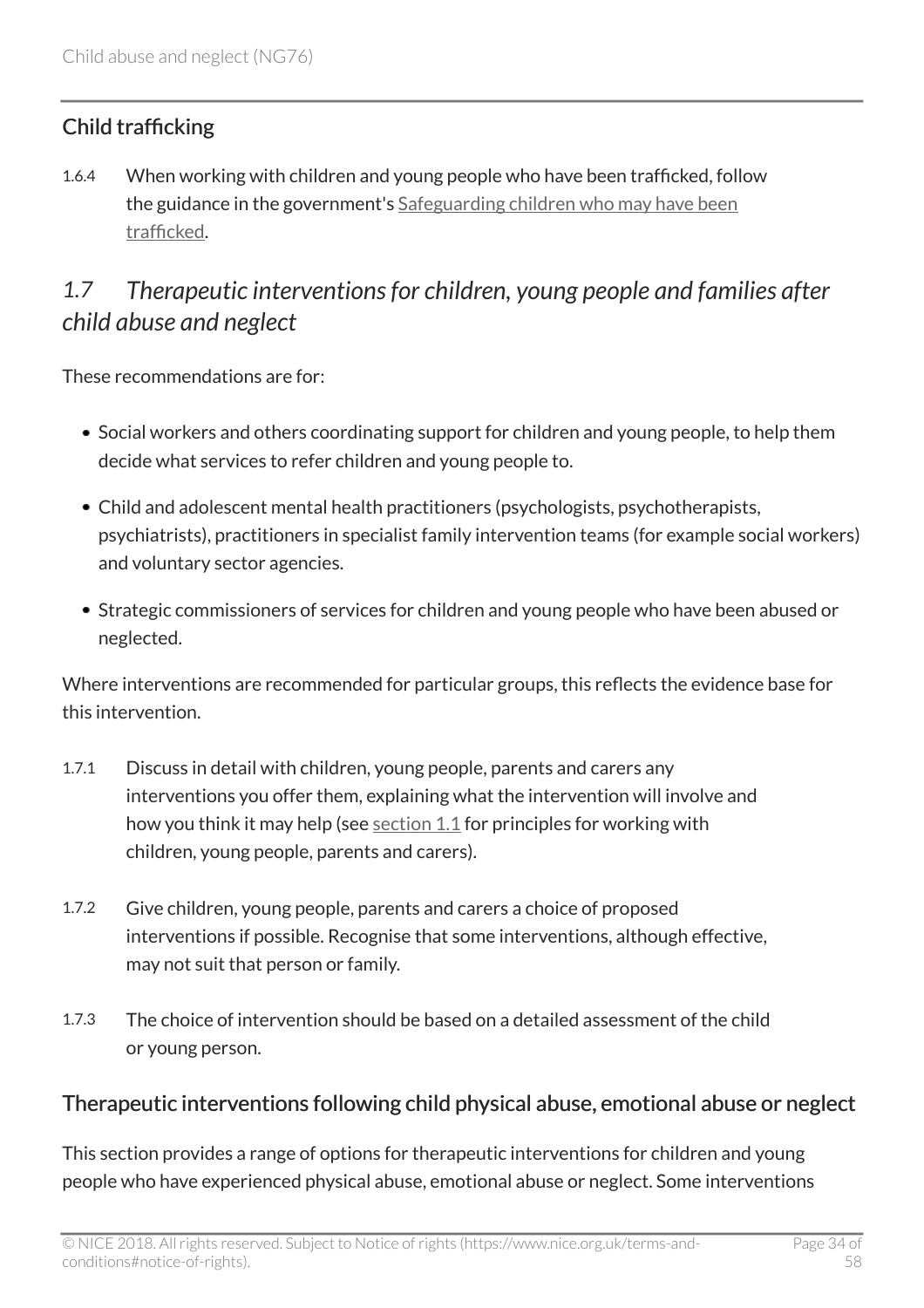### Child trafficking

1.6.4 When working with children and young people who have been trafficked, follow the guidance in the government's Safeguarding children who may have been trafficked.

## *1.7 Therapeutic interventions for children, young people and families after child abuse and neglect*

These recommendations are for:

- Social workers and others coordinating support for children and young people, to help them decide what services to refer children and young people to.
- Child and adolescent mental health practitioners (psychologists, psychotherapists, psychiatrists), practitioners in specialist family intervention teams (for example social workers) and voluntary sector agencies.
- Strategic commissioners of services for children and young people who have been abused or neglected.

Where interventions are recommended for particular groups, this reflects the evidence base for this intervention.

1.7.1 Discuss in detail with children, young people, parents and carers any interventions you offer them, explaining what the intervention will involve and how you think it may help (see section 1.1 for principles for working with children, young people, parents and carers).

1.7.2 Give children, young people, parents and carers a choice of proposed interventions if possible. Recognise that some interventions, although effective, may not suit that person or family.

1.7.3 The choice of intervention should be based on a detailed assessment of the child or young person.

### Therapeutic interventions following child physical abuse, emotional abuse or neglect

This section provides a range of options for therapeutic interventions for children and young people who have experienced physical abuse, emotional abuse or neglect. Some interventions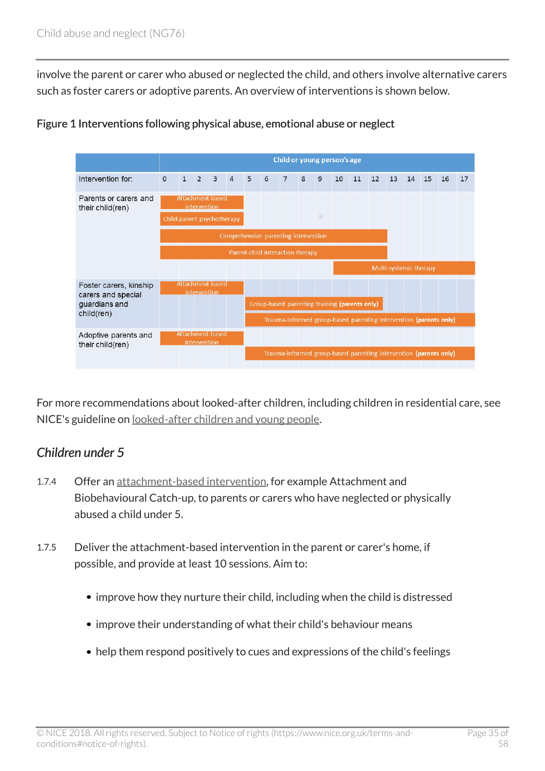involve the parent or carer who abused or neglected the child, and others involve alternative carers such as foster carers or adoptive parents. An overview of interventions is shown below.

**Figure 1 Interventions following physical abuse, emotional abuse or neglect**

| Intervention for: | Intervention | Child or young person's age |
|---|---|---|
| Parents or carers and their child(ren) | Attachment-based intervention | 0–4 |
| | Child-parent psychotherapy | 0–4 |
| | Comprehensive parenting intervention | 0–12 |
| | Parent-child interaction therapy | 0–12 |
| | Multi-systemic therapy | 10–17 |
| Foster carers, kinship carers and special guardians and child(ren) | Attachment-based intervention | 0–4 |
| | Group-based parenting training **(parents only)** | 5–12 |
| | Trauma-informed group-based parenting intervention **(parents only)** | 5–17 |
| Adoptive parents and their child(ren) | Attachment-based intervention | 0–4 |
| | Trauma-informed group-based parenting intervention **(parents only)** | 5–17 |

For more recommendations about looked-after children, including children in residential care, see NICE's guideline on looked-after children and young people.

### *Children under 5*

1.7.4 Offer an attachment-based intervention, for example Attachment and Biobehavioural Catch-up, to parents or carers who have neglected or physically abused a child under 5.

1.7.5 Deliver the attachment-based intervention in the parent or carer's home, if possible, and provide at least 10 sessions. Aim to:

- improve how they nurture their child, including when the child is distressed
- improve their understanding of what their child's behaviour means
- help them respond positively to cues and expressions of the child's feelings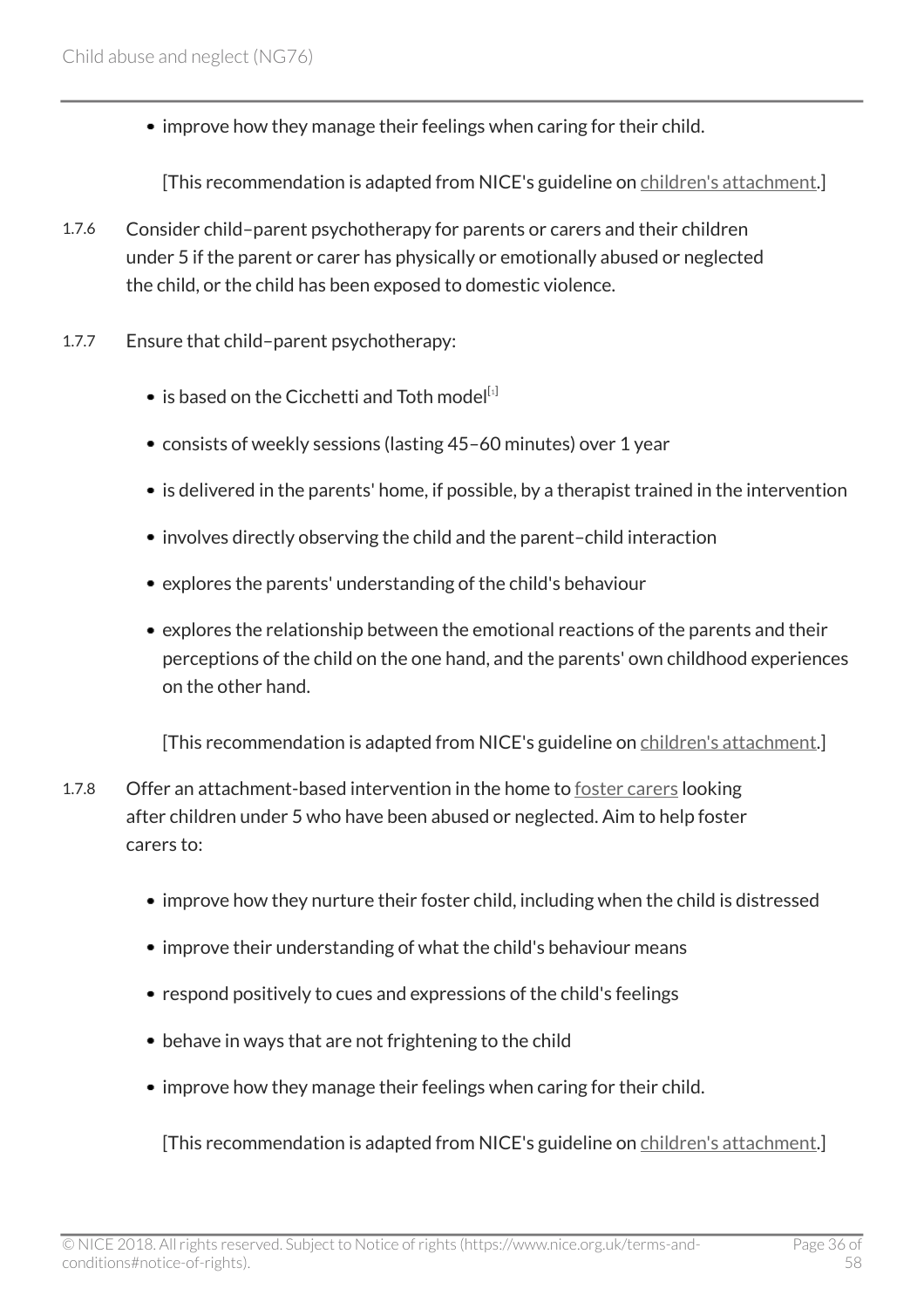- improve how they manage their feelings when caring for their child.

[This recommendation is adapted from NICE's guideline on children's attachment.]

1.7.6 Consider child–parent psychotherapy for parents or carers and their children under 5 if the parent or carer has physically or emotionally abused or neglected the child, or the child has been exposed to domestic violence.

1.7.7 Ensure that child–parent psychotherapy:

- is based on the Cicchetti and Toth model[1]
- consists of weekly sessions (lasting 45–60 minutes) over 1 year
- is delivered in the parents' home, if possible, by a therapist trained in the intervention
- involves directly observing the child and the parent–child interaction
- explores the parents' understanding of the child's behaviour
- explores the relationship between the emotional reactions of the parents and their perceptions of the child on the one hand, and the parents' own childhood experiences on the other hand.

[This recommendation is adapted from NICE's guideline on children's attachment.]

1.7.8 Offer an attachment-based intervention in the home to foster carers looking after children under 5 who have been abused or neglected. Aim to help foster carers to:

- improve how they nurture their foster child, including when the child is distressed
- improve their understanding of what the child's behaviour means
- respond positively to cues and expressions of the child's feelings
- behave in ways that are not frightening to the child
- improve how they manage their feelings when caring for their child.

[This recommendation is adapted from NICE's guideline on children's attachment.]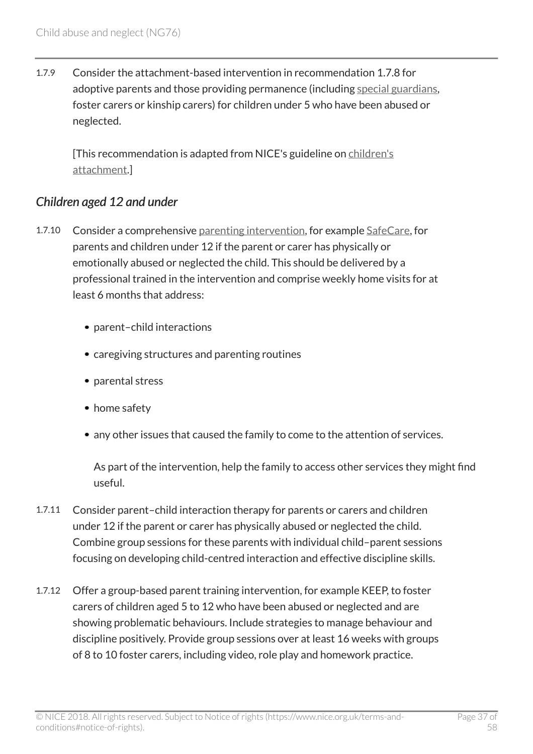1.7.9 Consider the attachment-based intervention in recommendation 1.7.8 for adoptive parents and those providing permanence (including special guardians, foster carers or kinship carers) for children under 5 who have been abused or neglected.

[This recommendation is adapted from NICE's guideline on children's attachment.]

### *Children aged 12 and under*

1.7.10 Consider a comprehensive parenting intervention, for example SafeCare, for parents and children under 12 if the parent or carer has physically or emotionally abused or neglected the child. This should be delivered by a professional trained in the intervention and comprise weekly home visits for at least 6 months that address:

- parent–child interactions
- caregiving structures and parenting routines
- parental stress
- home safety
- any other issues that caused the family to come to the attention of services.

  As part of the intervention, help the family to access other services they might find useful.

1.7.11 Consider parent–child interaction therapy for parents or carers and children under 12 if the parent or carer has physically abused or neglected the child. Combine group sessions for these parents with individual child–parent sessions focusing on developing child-centred interaction and effective discipline skills.

1.7.12 Offer a group-based parent training intervention, for example KEEP, to foster carers of children aged 5 to 12 who have been abused or neglected and are showing problematic behaviours. Include strategies to manage behaviour and discipline positively. Provide group sessions over at least 16 weeks with groups of 8 to 10 foster carers, including video, role play and homework practice.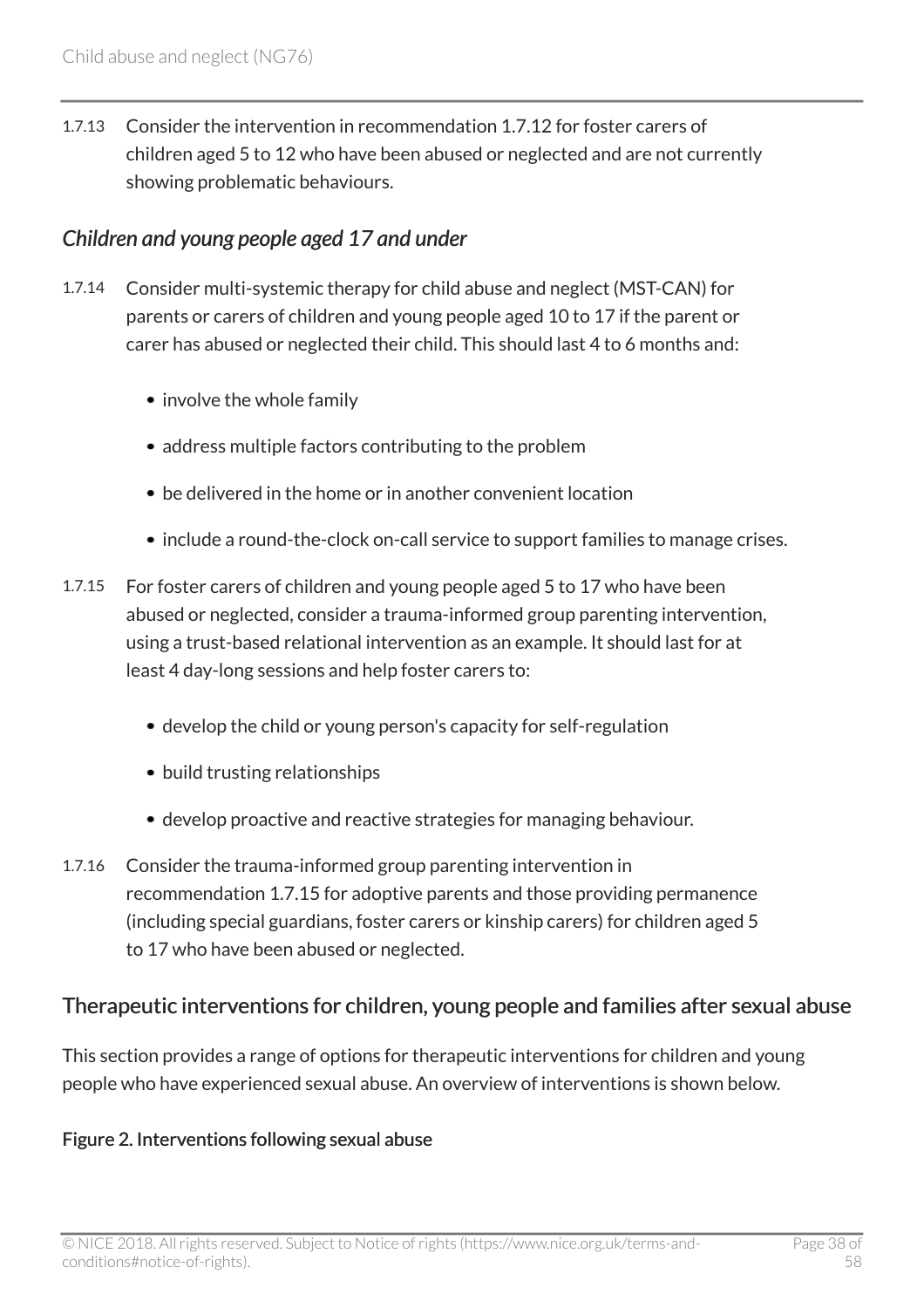1.7.13 Consider the intervention in recommendation 1.7.12 for foster carers of children aged 5 to 12 who have been abused or neglected and are not currently showing problematic behaviours.

### *Children and young people aged 17 and under*

1.7.14 Consider multi-systemic therapy for child abuse and neglect (MST-CAN) for parents or carers of children and young people aged 10 to 17 if the parent or carer has abused or neglected their child. This should last 4 to 6 months and:

- involve the whole family
- address multiple factors contributing to the problem
- be delivered in the home or in another convenient location
- include a round-the-clock on-call service to support families to manage crises.

1.7.15 For foster carers of children and young people aged 5 to 17 who have been abused or neglected, consider a trauma-informed group parenting intervention, using a trust-based relational intervention as an example. It should last for at least 4 day-long sessions and help foster carers to:

- develop the child or young person's capacity for self-regulation
- build trusting relationships
- develop proactive and reactive strategies for managing behaviour.

1.7.16 Consider the trauma-informed group parenting intervention in recommendation 1.7.15 for adoptive parents and those providing permanence (including special guardians, foster carers or kinship carers) for children aged 5 to 17 who have been abused or neglected.

## Therapeutic interventions for children, young people and families after sexual abuse

This section provides a range of options for therapeutic interventions for children and young people who have experienced sexual abuse. An overview of interventions is shown below.

**Figure 2. Interventions following sexual abuse**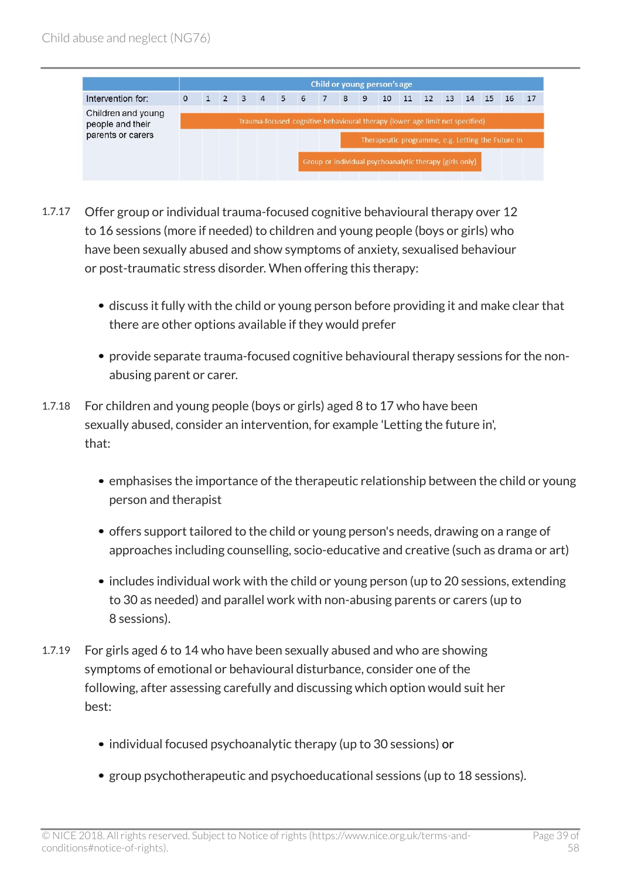| Intervention for: | Child or young person's age | | | | | | | | | | | | | | | | | |
|---|---|---|---|---|---|---|---|---|---|---|---|---|---|---|---|---|---|---|
| | 0 | 1 | 2 | 3 | 4 | 5 | 6 | 7 | 8 | 9 | 10 | 11 | 12 | 13 | 14 | 15 | 16 | 17 |
| Children and young people and their parents or carers | Trauma-focused cognitive behavioural therapy (lower age limit not specified) | | | | | | | | | | | | | | | | | |
| | | | | | | | | | Therapeutic programme, e.g. Letting the Future In | | | | | | | | | |
| | | | | | | | Group or individual psychoanalytic therapy (girls only) | | | | | | | | | | | |

1.7.17 Offer group or individual trauma-focused cognitive behavioural therapy over 12 to 16 sessions (more if needed) to children and young people (boys or girls) who have been sexually abused and show symptoms of anxiety, sexualised behaviour or post-traumatic stress disorder. When offering this therapy:

- discuss it fully with the child or young person before providing it and make clear that there are other options available if they would prefer
- provide separate trauma-focused cognitive behavioural therapy sessions for the non-abusing parent or carer.

1.7.18 For children and young people (boys or girls) aged 8 to 17 who have been sexually abused, consider an intervention, for example 'Letting the future in', that:

- emphasises the importance of the therapeutic relationship between the child or young person and therapist
- offers support tailored to the child or young person's needs, drawing on a range of approaches including counselling, socio-educative and creative (such as drama or art)
- includes individual work with the child or young person (up to 20 sessions, extending to 30 as needed) and parallel work with non-abusing parents or carers (up to 8 sessions).

1.7.19 For girls aged 6 to 14 who have been sexually abused and who are showing symptoms of emotional or behavioural disturbance, consider one of the following, after assessing carefully and discussing which option would suit her best:

- individual focused psychoanalytic therapy (up to 30 sessions) **or**
- group psychotherapeutic and psychoeducational sessions (up to 18 sessions).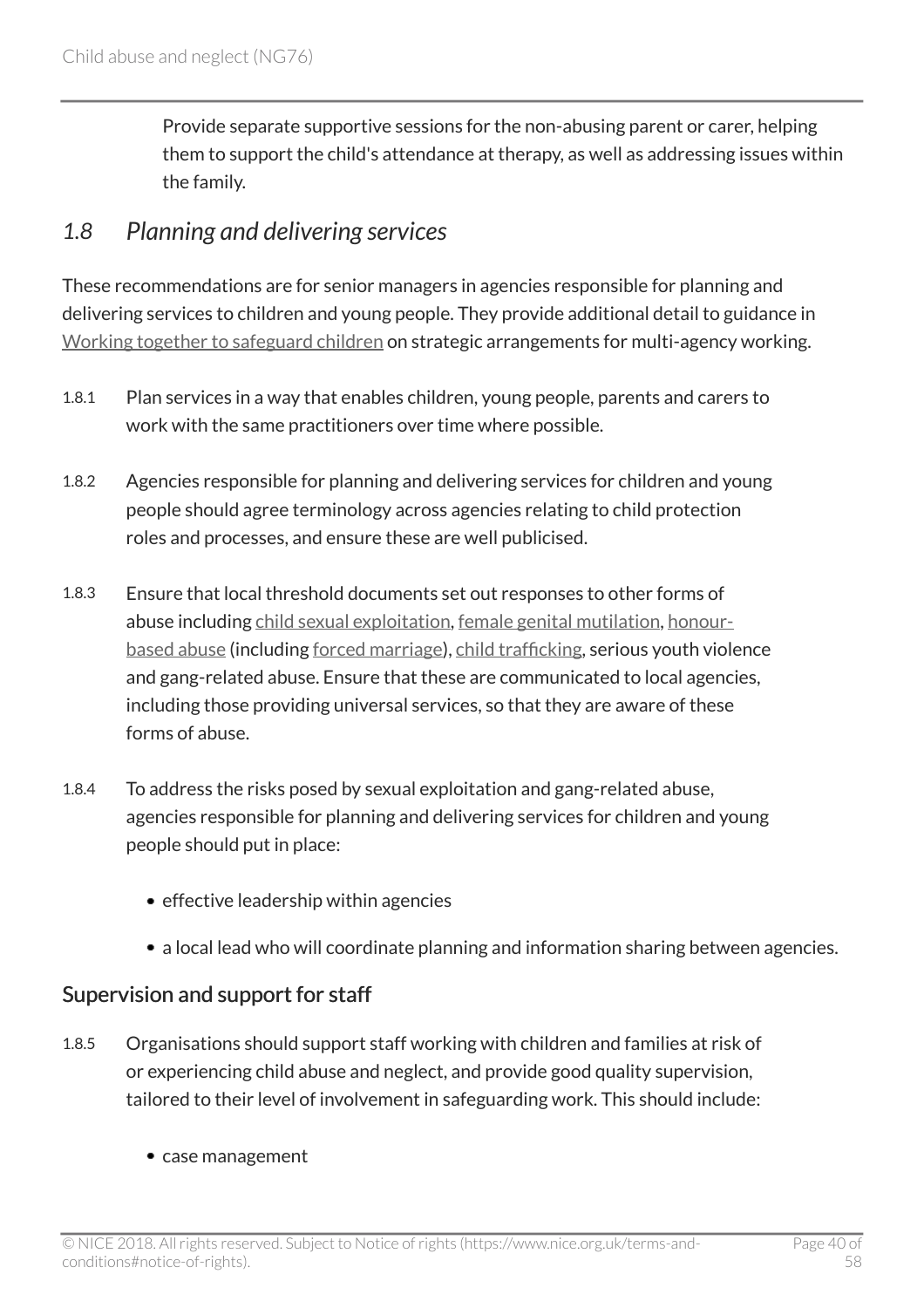Provide separate supportive sessions for the non-abusing parent or carer, helping them to support the child's attendance at therapy, as well as addressing issues within the family.

## *1.8 Planning and delivering services*

These recommendations are for senior managers in agencies responsible for planning and delivering services to children and young people. They provide additional detail to guidance in Working together to safeguard children on strategic arrangements for multi-agency working.

1.8.1 Plan services in a way that enables children, young people, parents and carers to work with the same practitioners over time where possible.

1.8.2 Agencies responsible for planning and delivering services for children and young people should agree terminology across agencies relating to child protection roles and processes, and ensure these are well publicised.

1.8.3 Ensure that local threshold documents set out responses to other forms of abuse including child sexual exploitation, female genital mutilation, honour-based abuse (including forced marriage), child trafficking, serious youth violence and gang-related abuse. Ensure that these are communicated to local agencies, including those providing universal services, so that they are aware of these forms of abuse.

1.8.4 To address the risks posed by sexual exploitation and gang-related abuse, agencies responsible for planning and delivering services for children and young people should put in place:

- effective leadership within agencies
- a local lead who will coordinate planning and information sharing between agencies.

### Supervision and support for staff

1.8.5 Organisations should support staff working with children and families at risk of or experiencing child abuse and neglect, and provide good quality supervision, tailored to their level of involvement in safeguarding work. This should include:

- case management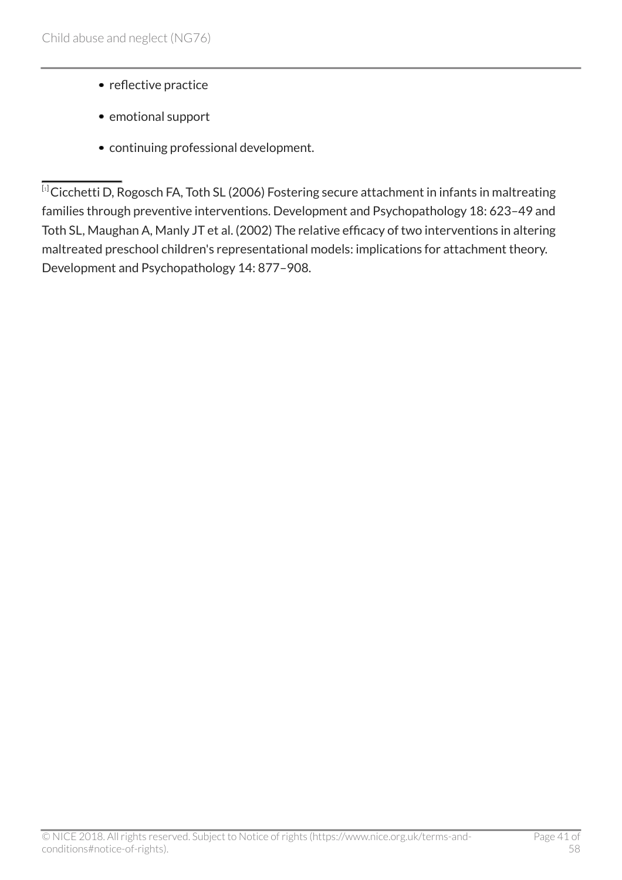- reflective practice
- emotional support
- continuing professional development.

---

[1] Cicchetti D, Rogosch FA, Toth SL (2006) Fostering secure attachment in infants in maltreating families through preventive interventions. Development and Psychopathology 18: 623–49 and Toth SL, Maughan A, Manly JT et al. (2002) The relative efficacy of two interventions in altering maltreated preschool children's representational models: implications for attachment theory. Development and Psychopathology 14: 877–908.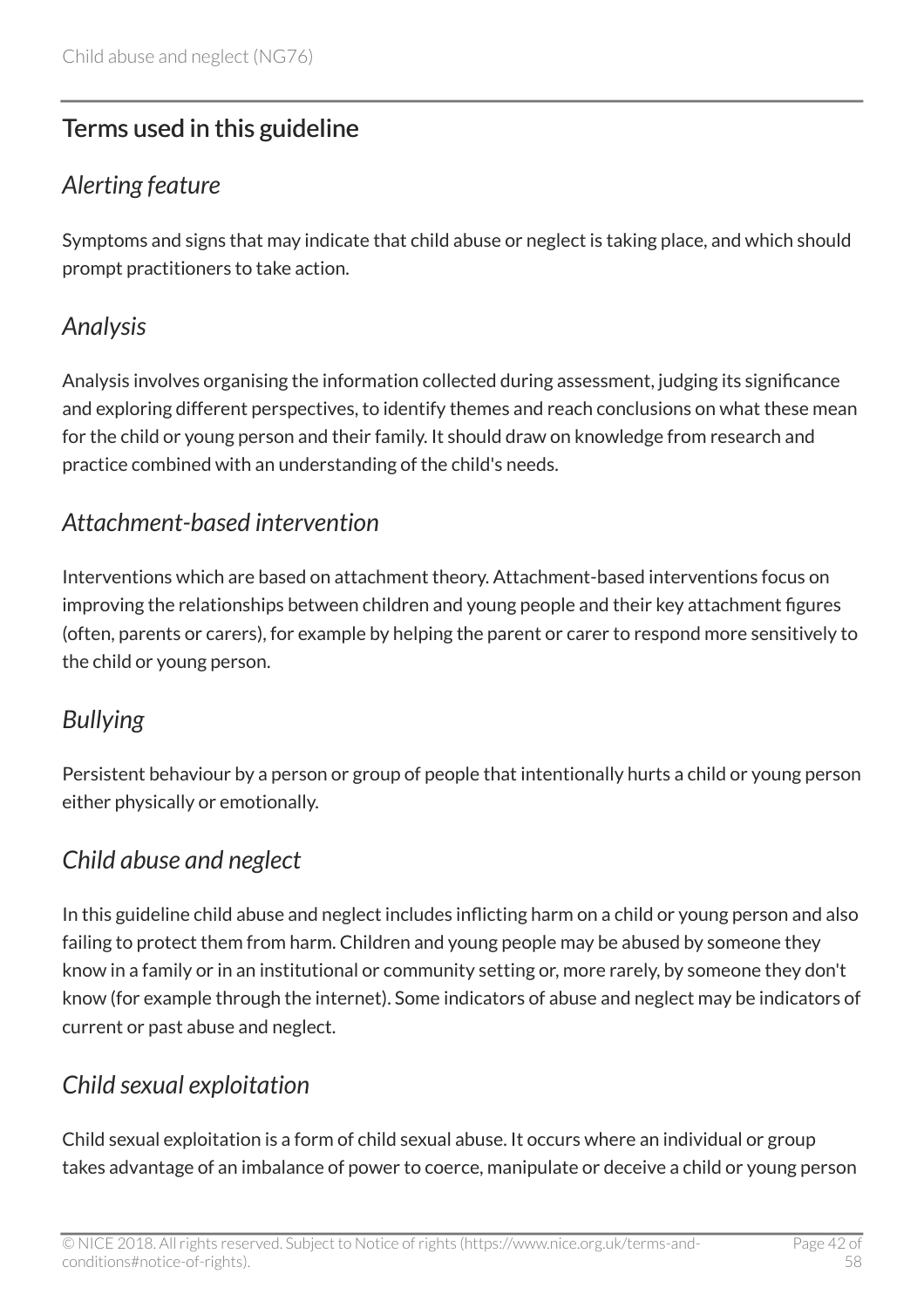## Terms used in this guideline

### *Alerting feature*

Symptoms and signs that may indicate that child abuse or neglect is taking place, and which should prompt practitioners to take action.

### *Analysis*

Analysis involves organising the information collected during assessment, judging its significance and exploring different perspectives, to identify themes and reach conclusions on what these mean for the child or young person and their family. It should draw on knowledge from research and practice combined with an understanding of the child's needs.

### *Attachment-based intervention*

Interventions which are based on attachment theory. Attachment-based interventions focus on improving the relationships between children and young people and their key attachment figures (often, parents or carers), for example by helping the parent or carer to respond more sensitively to the child or young person.

### *Bullying*

Persistent behaviour by a person or group of people that intentionally hurts a child or young person either physically or emotionally.

### *Child abuse and neglect*

In this guideline child abuse and neglect includes inflicting harm on a child or young person and also failing to protect them from harm. Children and young people may be abused by someone they know in a family or in an institutional or community setting or, more rarely, by someone they don't know (for example through the internet). Some indicators of abuse and neglect may be indicators of current or past abuse and neglect.

### *Child sexual exploitation*

Child sexual exploitation is a form of child sexual abuse. It occurs where an individual or group takes advantage of an imbalance of power to coerce, manipulate or deceive a child or young person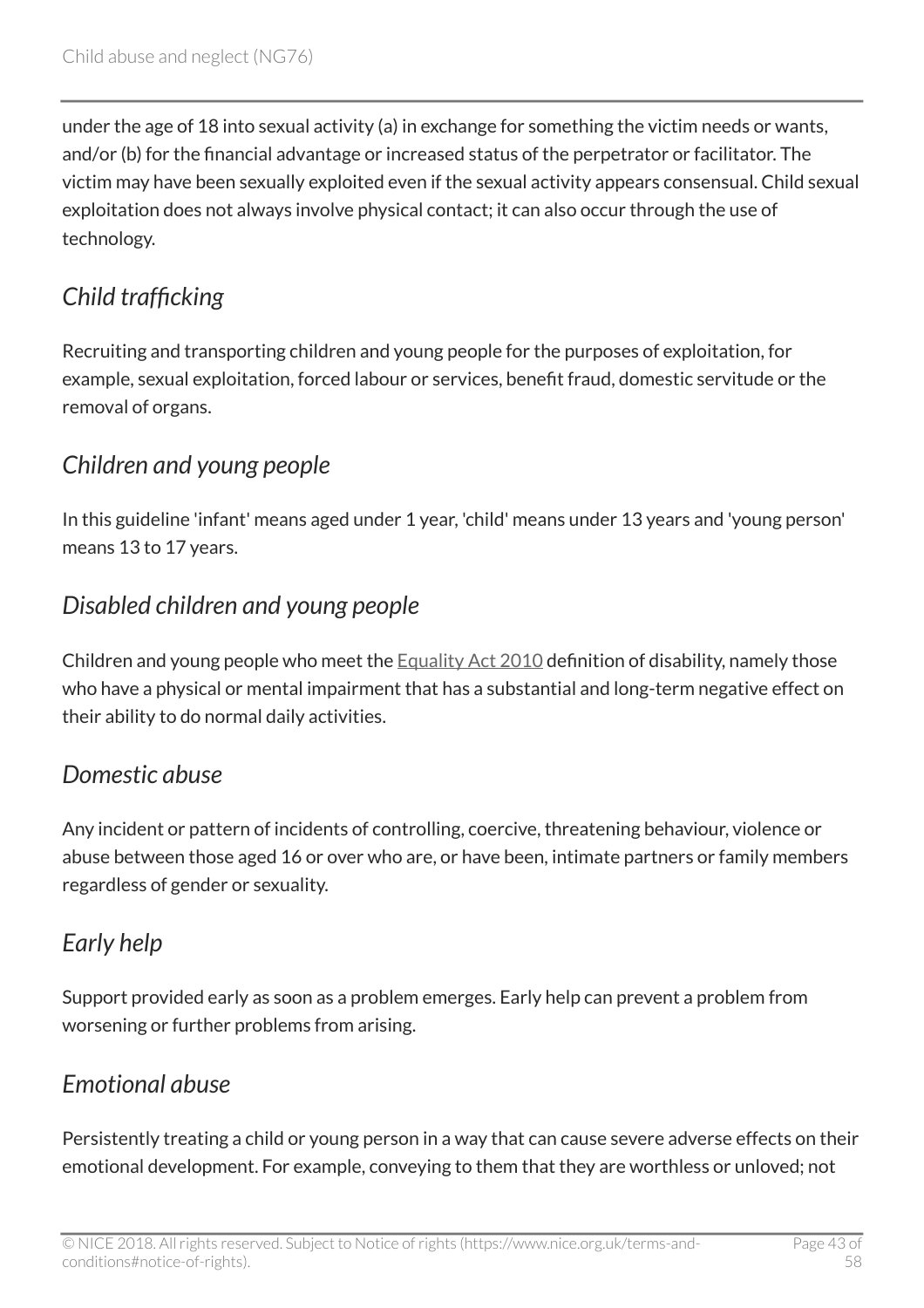under the age of 18 into sexual activity (a) in exchange for something the victim needs or wants, and/or (b) for the financial advantage or increased status of the perpetrator or facilitator. The victim may have been sexually exploited even if the sexual activity appears consensual. Child sexual exploitation does not always involve physical contact; it can also occur through the use of technology.

### *Child trafficking*

Recruiting and transporting children and young people for the purposes of exploitation, for example, sexual exploitation, forced labour or services, benefit fraud, domestic servitude or the removal of organs.

### *Children and young people*

In this guideline 'infant' means aged under 1 year, 'child' means under 13 years and 'young person' means 13 to 17 years.

### *Disabled children and young people*

Children and young people who meet the Equality Act 2010 definition of disability, namely those who have a physical or mental impairment that has a substantial and long-term negative effect on their ability to do normal daily activities.

### *Domestic abuse*

Any incident or pattern of incidents of controlling, coercive, threatening behaviour, violence or abuse between those aged 16 or over who are, or have been, intimate partners or family members regardless of gender or sexuality.

### *Early help*

Support provided early as soon as a problem emerges. Early help can prevent a problem from worsening or further problems from arising.

### *Emotional abuse*

Persistently treating a child or young person in a way that can cause severe adverse effects on their emotional development. For example, conveying to them that they are worthless or unloved; not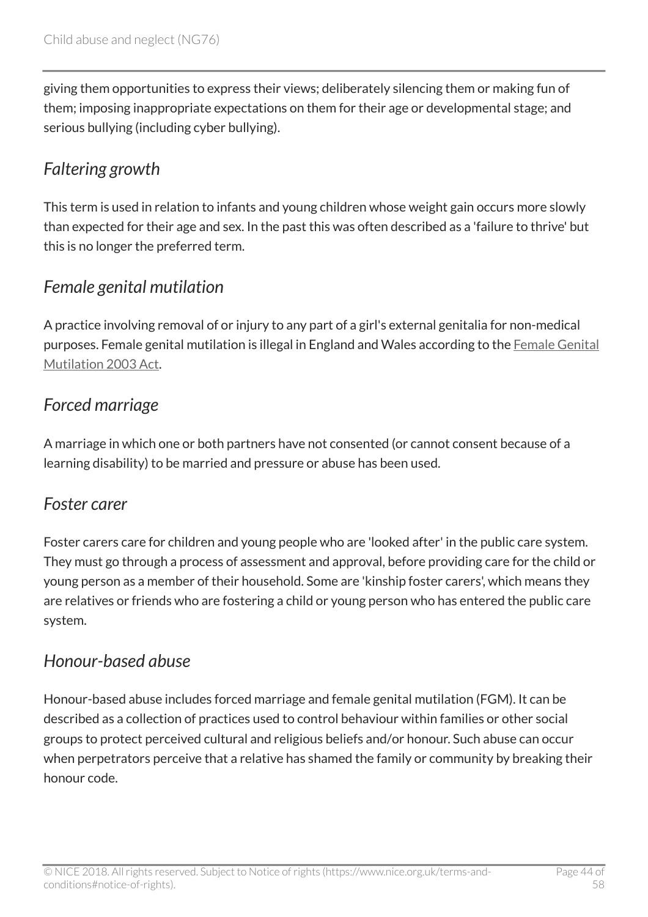giving them opportunities to express their views; deliberately silencing them or making fun of them; imposing inappropriate expectations on them for their age or developmental stage; and serious bullying (including cyber bullying).

### *Faltering growth*

This term is used in relation to infants and young children whose weight gain occurs more slowly than expected for their age and sex. In the past this was often described as a 'failure to thrive' but this is no longer the preferred term.

### *Female genital mutilation*

A practice involving removal of or injury to any part of a girl's external genitalia for non-medical purposes. Female genital mutilation is illegal in England and Wales according to the Female Genital Mutilation 2003 Act.

### *Forced marriage*

A marriage in which one or both partners have not consented (or cannot consent because of a learning disability) to be married and pressure or abuse has been used.

### *Foster carer*

Foster carers care for children and young people who are 'looked after' in the public care system. They must go through a process of assessment and approval, before providing care for the child or young person as a member of their household. Some are 'kinship foster carers', which means they are relatives or friends who are fostering a child or young person who has entered the public care system.

### *Honour-based abuse*

Honour-based abuse includes forced marriage and female genital mutilation (FGM). It can be described as a collection of practices used to control behaviour within families or other social groups to protect perceived cultural and religious beliefs and/or honour. Such abuse can occur when perpetrators perceive that a relative has shamed the family or community by breaking their honour code.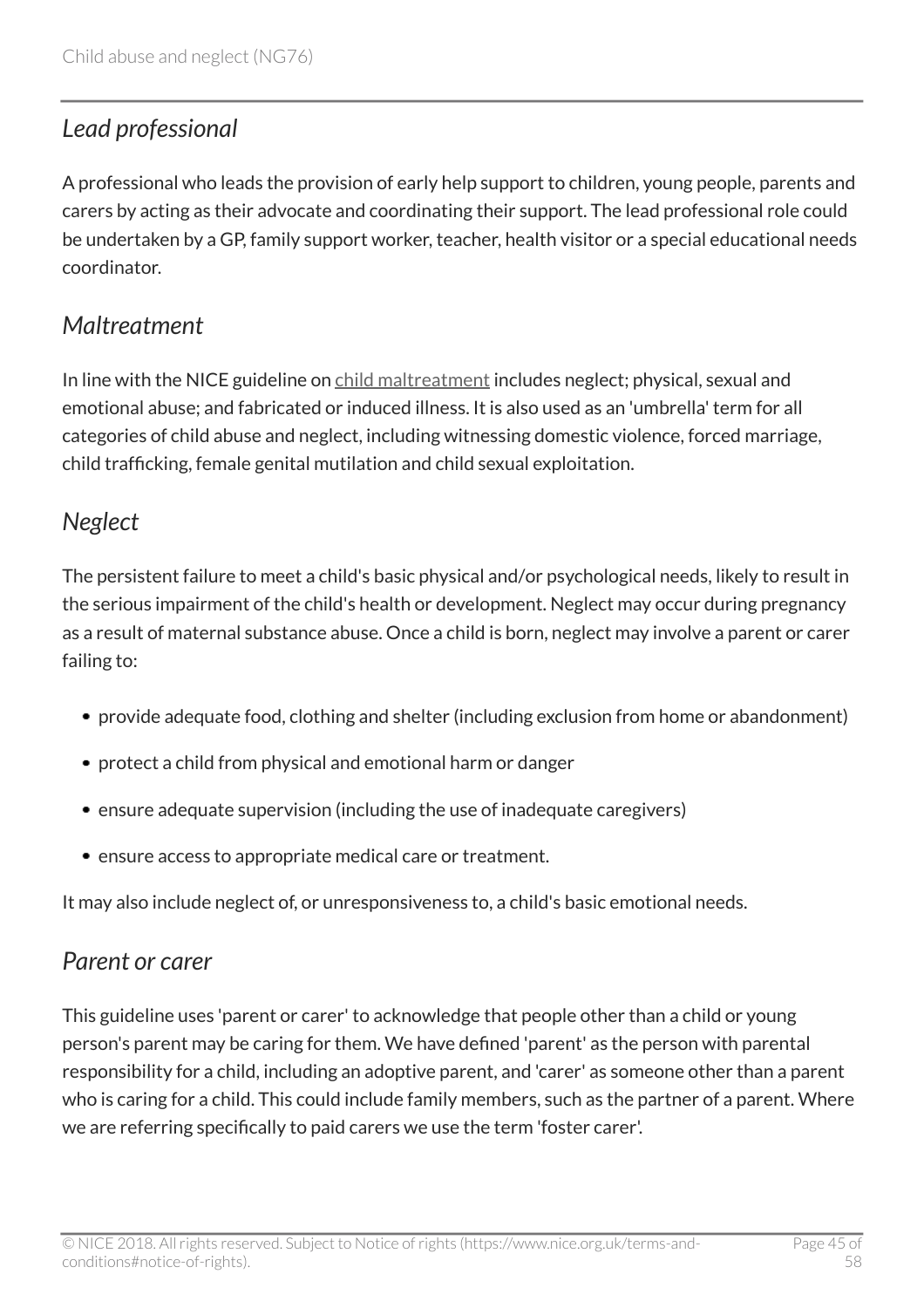### *Lead professional*

A professional who leads the provision of early help support to children, young people, parents and carers by acting as their advocate and coordinating their support. The lead professional role could be undertaken by a GP, family support worker, teacher, health visitor or a special educational needs coordinator.

### *Maltreatment*

In line with the NICE guideline on child maltreatment includes neglect; physical, sexual and emotional abuse; and fabricated or induced illness. It is also used as an 'umbrella' term for all categories of child abuse and neglect, including witnessing domestic violence, forced marriage, child trafficking, female genital mutilation and child sexual exploitation.

### *Neglect*

The persistent failure to meet a child's basic physical and/or psychological needs, likely to result in the serious impairment of the child's health or development. Neglect may occur during pregnancy as a result of maternal substance abuse. Once a child is born, neglect may involve a parent or carer failing to:

- provide adequate food, clothing and shelter (including exclusion from home or abandonment)
- protect a child from physical and emotional harm or danger
- ensure adequate supervision (including the use of inadequate caregivers)
- ensure access to appropriate medical care or treatment.

It may also include neglect of, or unresponsiveness to, a child's basic emotional needs.

### *Parent or carer*

This guideline uses 'parent or carer' to acknowledge that people other than a child or young person's parent may be caring for them. We have defined 'parent' as the person with parental responsibility for a child, including an adoptive parent, and 'carer' as someone other than a parent who is caring for a child. This could include family members, such as the partner of a parent. Where we are referring specifically to paid carers we use the term 'foster carer'.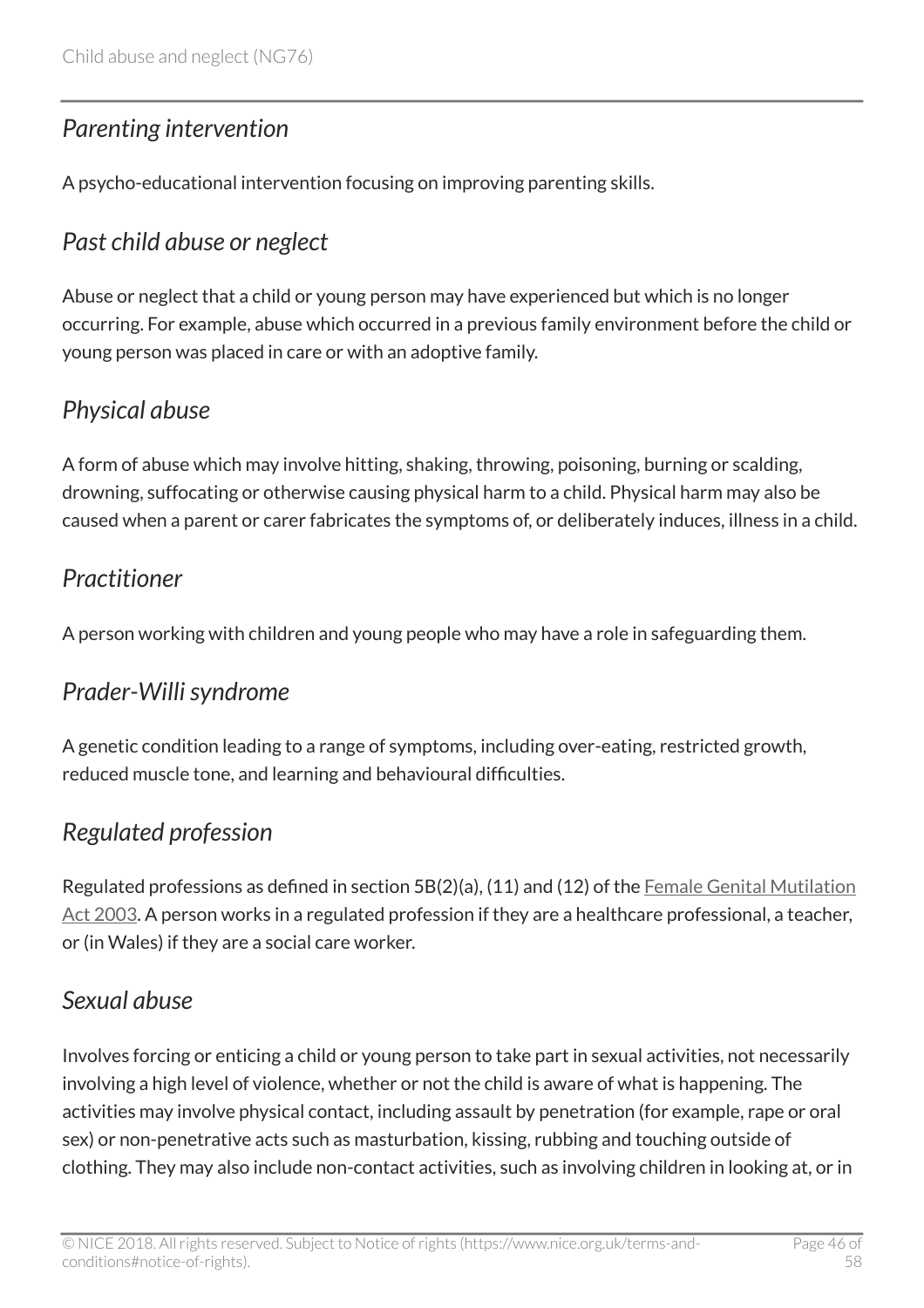### *Parenting intervention*

A psycho-educational intervention focusing on improving parenting skills.

### *Past child abuse or neglect*

Abuse or neglect that a child or young person may have experienced but which is no longer occurring. For example, abuse which occurred in a previous family environment before the child or young person was placed in care or with an adoptive family.

### *Physical abuse*

A form of abuse which may involve hitting, shaking, throwing, poisoning, burning or scalding, drowning, suffocating or otherwise causing physical harm to a child. Physical harm may also be caused when a parent or carer fabricates the symptoms of, or deliberately induces, illness in a child.

### *Practitioner*

A person working with children and young people who may have a role in safeguarding them.

### *Prader-Willi syndrome*

A genetic condition leading to a range of symptoms, including over-eating, restricted growth, reduced muscle tone, and learning and behavioural difficulties.

### *Regulated profession*

Regulated professions as defined in section 5B(2)(a), (11) and (12) of the Female Genital Mutilation Act 2003. A person works in a regulated profession if they are a healthcare professional, a teacher, or (in Wales) if they are a social care worker.

### *Sexual abuse*

Involves forcing or enticing a child or young person to take part in sexual activities, not necessarily involving a high level of violence, whether or not the child is aware of what is happening. The activities may involve physical contact, including assault by penetration (for example, rape or oral sex) or non-penetrative acts such as masturbation, kissing, rubbing and touching outside of clothing. They may also include non-contact activities, such as involving children in looking at, or in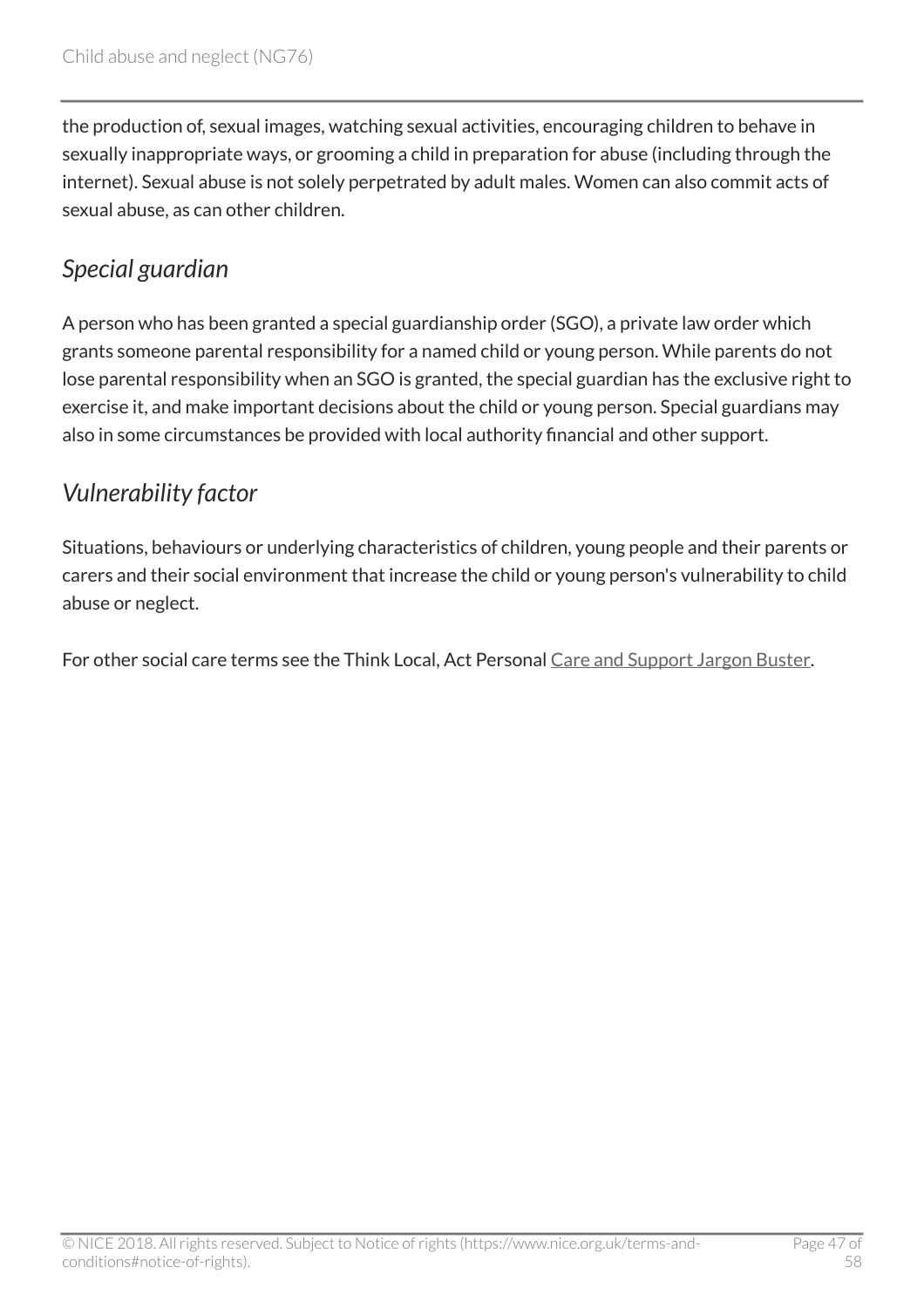the production of, sexual images, watching sexual activities, encouraging children to behave in sexually inappropriate ways, or grooming a child in preparation for abuse (including through the internet). Sexual abuse is not solely perpetrated by adult males. Women can also commit acts of sexual abuse, as can other children.

### *Special guardian*

A person who has been granted a special guardianship order (SGO), a private law order which grants someone parental responsibility for a named child or young person. While parents do not lose parental responsibility when an SGO is granted, the special guardian has the exclusive right to exercise it, and make important decisions about the child or young person. Special guardians may also in some circumstances be provided with local authority financial and other support.

### *Vulnerability factor*

Situations, behaviours or underlying characteristics of children, young people and their parents or carers and their social environment that increase the child or young person's vulnerability to child abuse or neglect.

For other social care terms see the Think Local, Act Personal Care and Support Jargon Buster.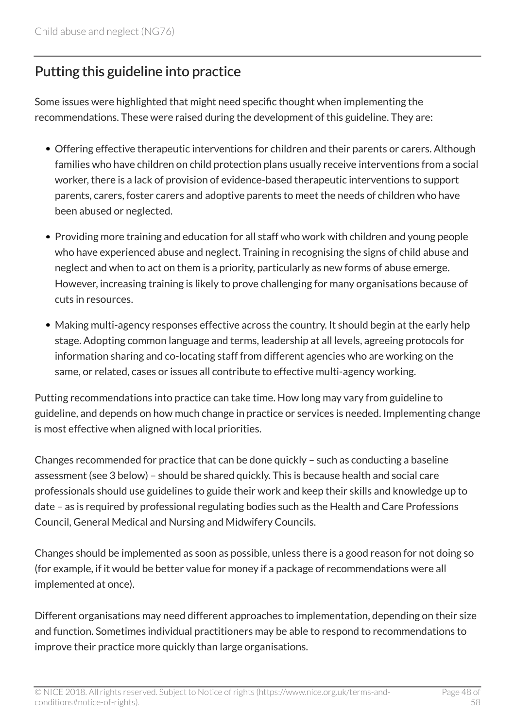## Putting this guideline into practice

Some issues were highlighted that might need specific thought when implementing the recommendations. These were raised during the development of this guideline. They are:

- Offering effective therapeutic interventions for children and their parents or carers. Although families who have children on child protection plans usually receive interventions from a social worker, there is a lack of provision of evidence-based therapeutic interventions to support parents, carers, foster carers and adoptive parents to meet the needs of children who have been abused or neglected.
- Providing more training and education for all staff who work with children and young people who have experienced abuse and neglect. Training in recognising the signs of child abuse and neglect and when to act on them is a priority, particularly as new forms of abuse emerge. However, increasing training is likely to prove challenging for many organisations because of cuts in resources.
- Making multi-agency responses effective across the country. It should begin at the early help stage. Adopting common language and terms, leadership at all levels, agreeing protocols for information sharing and co-locating staff from different agencies who are working on the same, or related, cases or issues all contribute to effective multi-agency working.

Putting recommendations into practice can take time. How long may vary from guideline to guideline, and depends on how much change in practice or services is needed. Implementing change is most effective when aligned with local priorities.

Changes recommended for practice that can be done quickly – such as conducting a baseline assessment (see 3 below) – should be shared quickly. This is because health and social care professionals should use guidelines to guide their work and keep their skills and knowledge up to date – as is required by professional regulating bodies such as the Health and Care Professions Council, General Medical and Nursing and Midwifery Councils.

Changes should be implemented as soon as possible, unless there is a good reason for not doing so (for example, if it would be better value for money if a package of recommendations were all implemented at once).

Different organisations may need different approaches to implementation, depending on their size and function. Sometimes individual practitioners may be able to respond to recommendations to improve their practice more quickly than large organisations.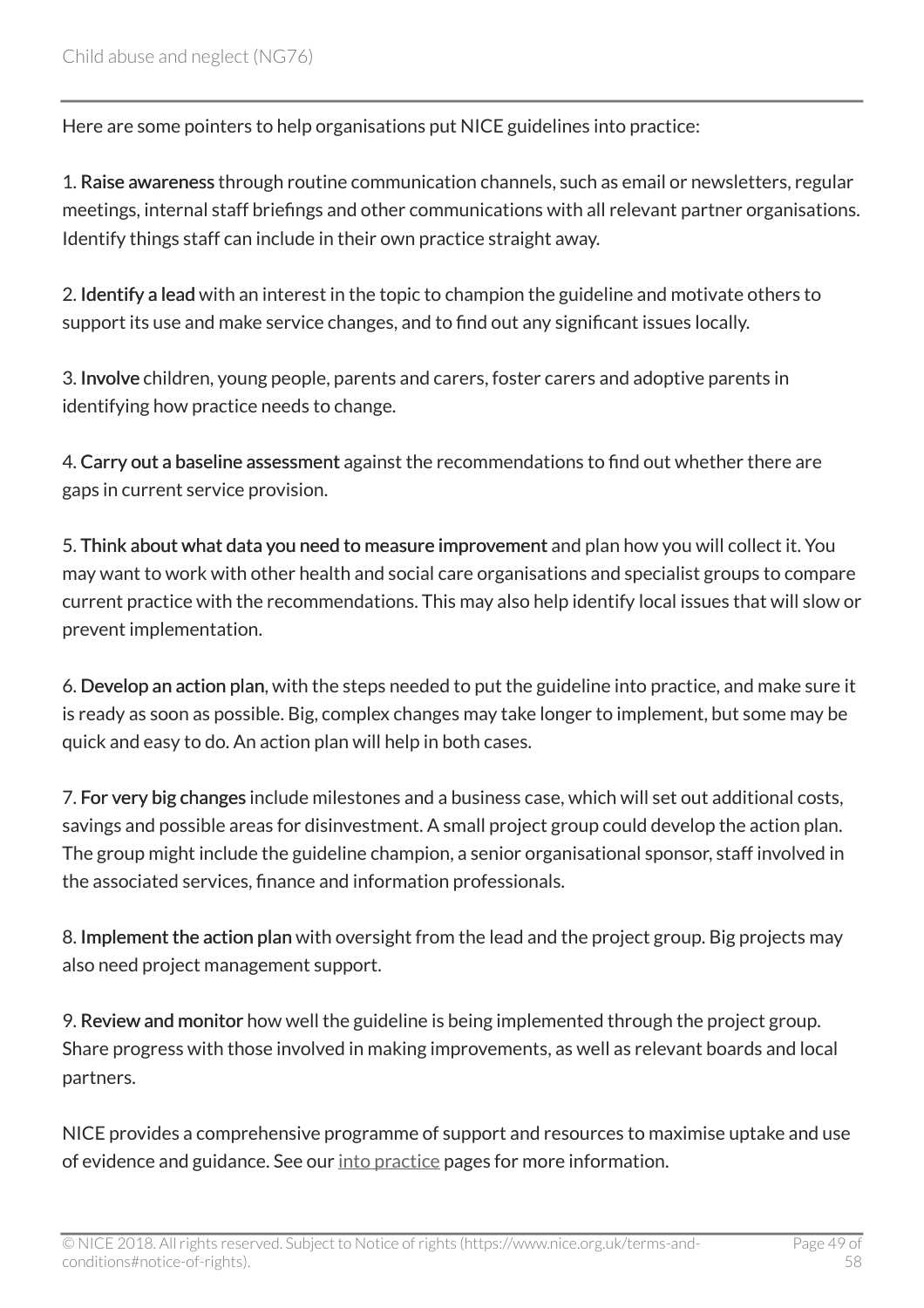Here are some pointers to help organisations put NICE guidelines into practice:

1. **Raise awareness** through routine communication channels, such as email or newsletters, regular meetings, internal staff briefings and other communications with all relevant partner organisations. Identify things staff can include in their own practice straight away.

2. **Identify a lead** with an interest in the topic to champion the guideline and motivate others to support its use and make service changes, and to find out any significant issues locally.

3. **Involve** children, young people, parents and carers, foster carers and adoptive parents in identifying how practice needs to change.

4. **Carry out a baseline assessment** against the recommendations to find out whether there are gaps in current service provision.

5. **Think about what data you need to measure improvement** and plan how you will collect it. You may want to work with other health and social care organisations and specialist groups to compare current practice with the recommendations. This may also help identify local issues that will slow or prevent implementation.

6. **Develop an action plan**, with the steps needed to put the guideline into practice, and make sure it is ready as soon as possible. Big, complex changes may take longer to implement, but some may be quick and easy to do. An action plan will help in both cases.

7. **For very big changes** include milestones and a business case, which will set out additional costs, savings and possible areas for disinvestment. A small project group could develop the action plan. The group might include the guideline champion, a senior organisational sponsor, staff involved in the associated services, finance and information professionals.

8. **Implement the action plan** with oversight from the lead and the project group. Big projects may also need project management support.

9. **Review and monitor** how well the guideline is being implemented through the project group. Share progress with those involved in making improvements, as well as relevant boards and local partners.

NICE provides a comprehensive programme of support and resources to maximise uptake and use of evidence and guidance. See our into practice pages for more information.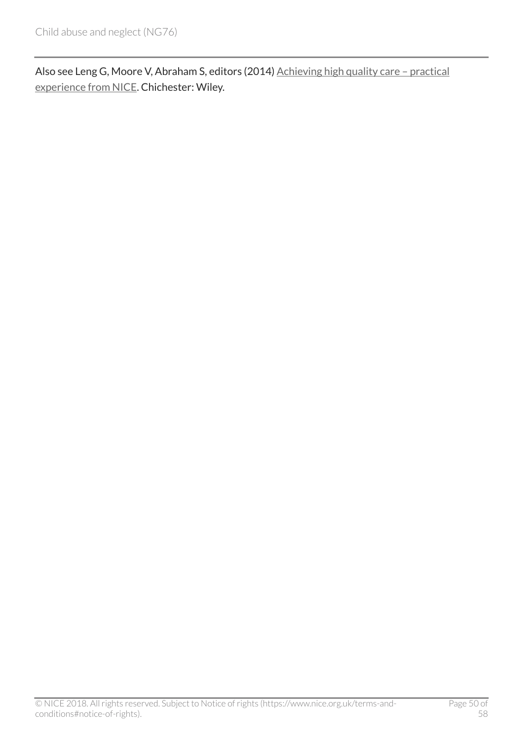Also see Leng G, Moore V, Abraham S, editors (2014) Achieving high quality care – practical experience from NICE. Chichester: Wiley.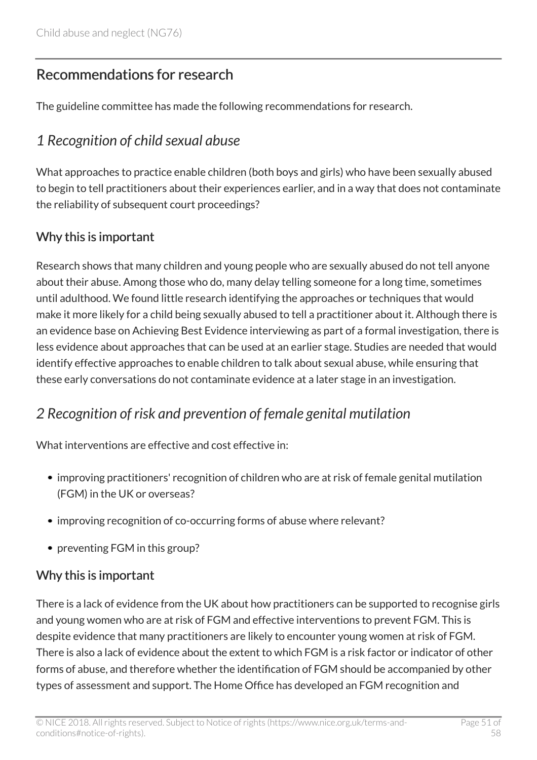## Recommendations for research

The guideline committee has made the following recommendations for research.

### *1 Recognition of child sexual abuse*

What approaches to practice enable children (both boys and girls) who have been sexually abused to begin to tell practitioners about their experiences earlier, and in a way that does not contaminate the reliability of subsequent court proceedings?

#### Why this is important

Research shows that many children and young people who are sexually abused do not tell anyone about their abuse. Among those who do, many delay telling someone for a long time, sometimes until adulthood. We found little research identifying the approaches or techniques that would make it more likely for a child being sexually abused to tell a practitioner about it. Although there is an evidence base on Achieving Best Evidence interviewing as part of a formal investigation, there is less evidence about approaches that can be used at an earlier stage. Studies are needed that would identify effective approaches to enable children to talk about sexual abuse, while ensuring that these early conversations do not contaminate evidence at a later stage in an investigation.

### *2 Recognition of risk and prevention of female genital mutilation*

What interventions are effective and cost effective in:

- improving practitioners' recognition of children who are at risk of female genital mutilation (FGM) in the UK or overseas?
- improving recognition of co-occurring forms of abuse where relevant?
- preventing FGM in this group?

#### Why this is important

There is a lack of evidence from the UK about how practitioners can be supported to recognise girls and young women who are at risk of FGM and effective interventions to prevent FGM. This is despite evidence that many practitioners are likely to encounter young women at risk of FGM. There is also a lack of evidence about the extent to which FGM is a risk factor or indicator of other forms of abuse, and therefore whether the identification of FGM should be accompanied by other types of assessment and support. The Home Office has developed an FGM recognition and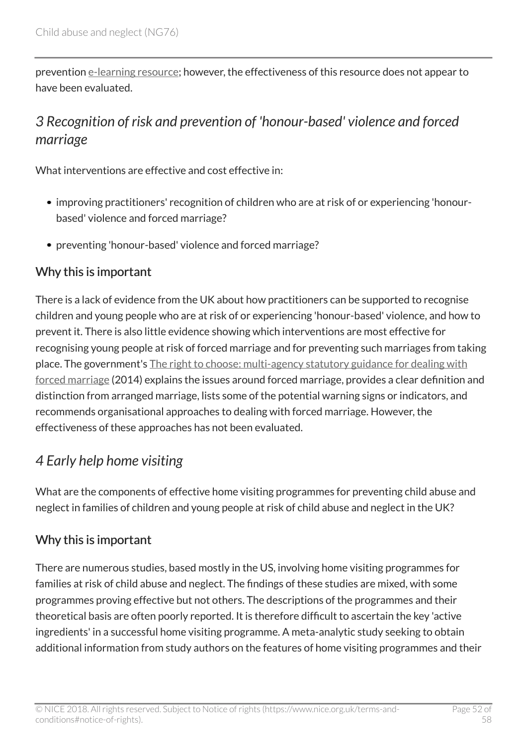prevention e-learning resource; however, the effectiveness of this resource does not appear to have been evaluated.

## *3 Recognition of risk and prevention of 'honour-based' violence and forced marriage*

What interventions are effective and cost effective in:

- improving practitioners' recognition of children who are at risk of or experiencing 'honour-based' violence and forced marriage?
- preventing 'honour-based' violence and forced marriage?

### Why this is important

There is a lack of evidence from the UK about how practitioners can be supported to recognise children and young people who are at risk of or experiencing 'honour-based' violence, and how to prevent it. There is also little evidence showing which interventions are most effective for recognising young people at risk of forced marriage and for preventing such marriages from taking place. The government's The right to choose: multi-agency statutory guidance for dealing with forced marriage (2014) explains the issues around forced marriage, provides a clear definition and distinction from arranged marriage, lists some of the potential warning signs or indicators, and recommends organisational approaches to dealing with forced marriage. However, the effectiveness of these approaches has not been evaluated.

## *4 Early help home visiting*

What are the components of effective home visiting programmes for preventing child abuse and neglect in families of children and young people at risk of child abuse and neglect in the UK?

### Why this is important

There are numerous studies, based mostly in the US, involving home visiting programmes for families at risk of child abuse and neglect. The findings of these studies are mixed, with some programmes proving effective but not others. The descriptions of the programmes and their theoretical basis are often poorly reported. It is therefore difficult to ascertain the key 'active ingredients' in a successful home visiting programme. A meta-analytic study seeking to obtain additional information from study authors on the features of home visiting programmes and their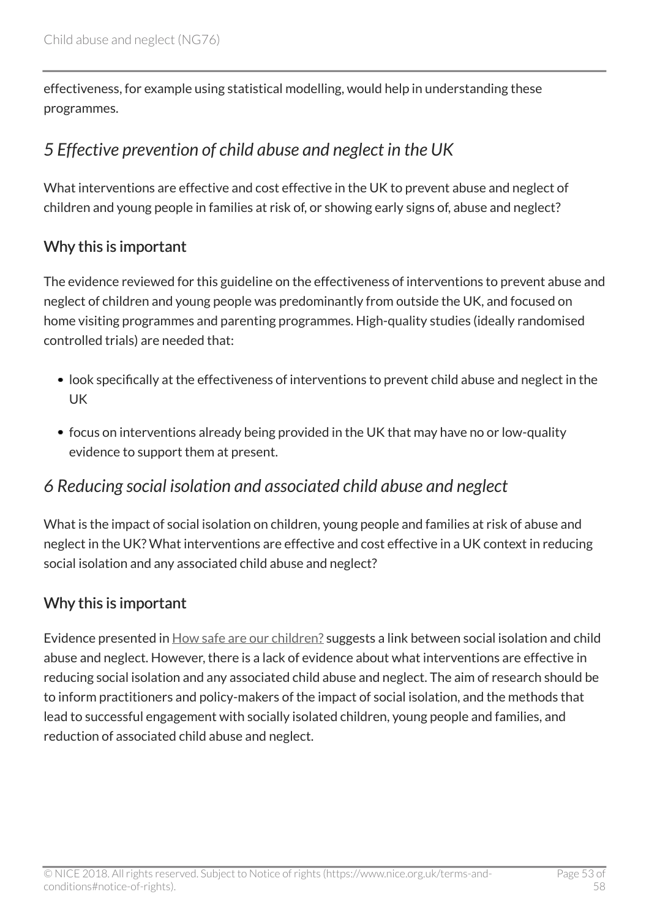effectiveness, for example using statistical modelling, would help in understanding these programmes.

## *5 Effective prevention of child abuse and neglect in the UK*

What interventions are effective and cost effective in the UK to prevent abuse and neglect of children and young people in families at risk of, or showing early signs of, abuse and neglect?

### Why this is important

The evidence reviewed for this guideline on the effectiveness of interventions to prevent abuse and neglect of children and young people was predominantly from outside the UK, and focused on home visiting programmes and parenting programmes. High-quality studies (ideally randomised controlled trials) are needed that:

- look specifically at the effectiveness of interventions to prevent child abuse and neglect in the UK
- focus on interventions already being provided in the UK that may have no or low-quality evidence to support them at present.

## *6 Reducing social isolation and associated child abuse and neglect*

What is the impact of social isolation on children, young people and families at risk of abuse and neglect in the UK? What interventions are effective and cost effective in a UK context in reducing social isolation and any associated child abuse and neglect?

### Why this is important

Evidence presented in How safe are our children? suggests a link between social isolation and child abuse and neglect. However, there is a lack of evidence about what interventions are effective in reducing social isolation and any associated child abuse and neglect. The aim of research should be to inform practitioners and policy-makers of the impact of social isolation, and the methods that lead to successful engagement with socially isolated children, young people and families, and reduction of associated child abuse and neglect.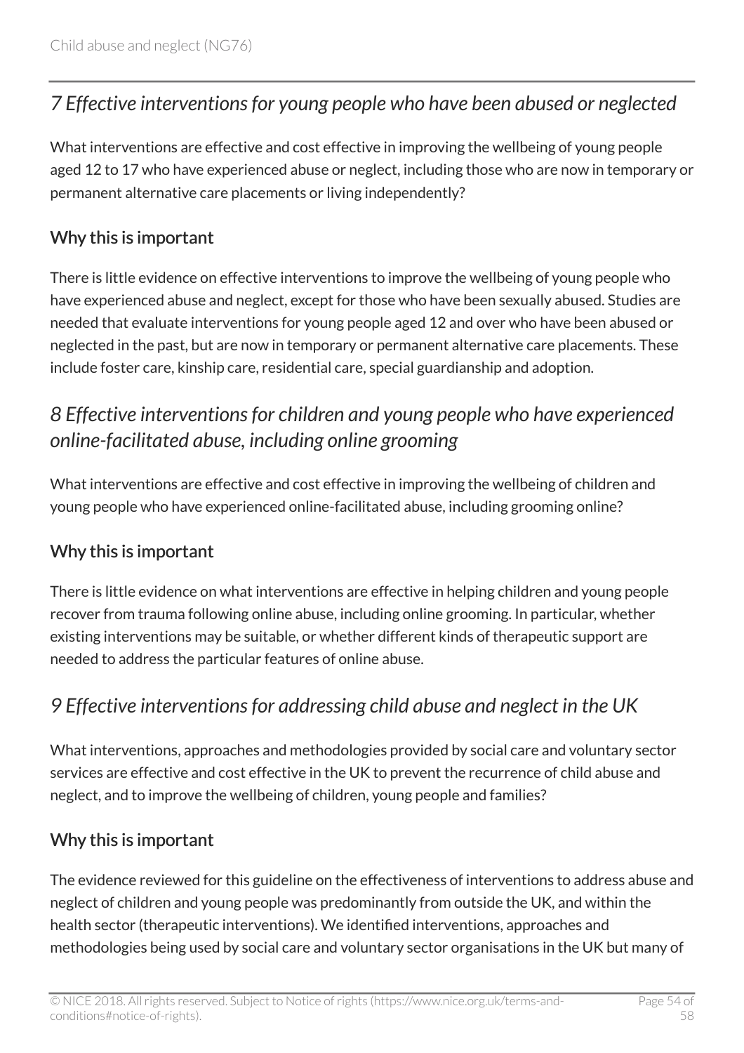## *7 Effective interventions for young people who have been abused or neglected*

What interventions are effective and cost effective in improving the wellbeing of young people aged 12 to 17 who have experienced abuse or neglect, including those who are now in temporary or permanent alternative care placements or living independently?

### Why this is important

There is little evidence on effective interventions to improve the wellbeing of young people who have experienced abuse and neglect, except for those who have been sexually abused. Studies are needed that evaluate interventions for young people aged 12 and over who have been abused or neglected in the past, but are now in temporary or permanent alternative care placements. These include foster care, kinship care, residential care, special guardianship and adoption.

## *8 Effective interventions for children and young people who have experienced online-facilitated abuse, including online grooming*

What interventions are effective and cost effective in improving the wellbeing of children and young people who have experienced online-facilitated abuse, including grooming online?

### Why this is important

There is little evidence on what interventions are effective in helping children and young people recover from trauma following online abuse, including online grooming. In particular, whether existing interventions may be suitable, or whether different kinds of therapeutic support are needed to address the particular features of online abuse.

## *9 Effective interventions for addressing child abuse and neglect in the UK*

What interventions, approaches and methodologies provided by social care and voluntary sector services are effective and cost effective in the UK to prevent the recurrence of child abuse and neglect, and to improve the wellbeing of children, young people and families?

### Why this is important

The evidence reviewed for this guideline on the effectiveness of interventions to address abuse and neglect of children and young people was predominantly from outside the UK, and within the health sector (therapeutic interventions). We identified interventions, approaches and methodologies being used by social care and voluntary sector organisations in the UK but many of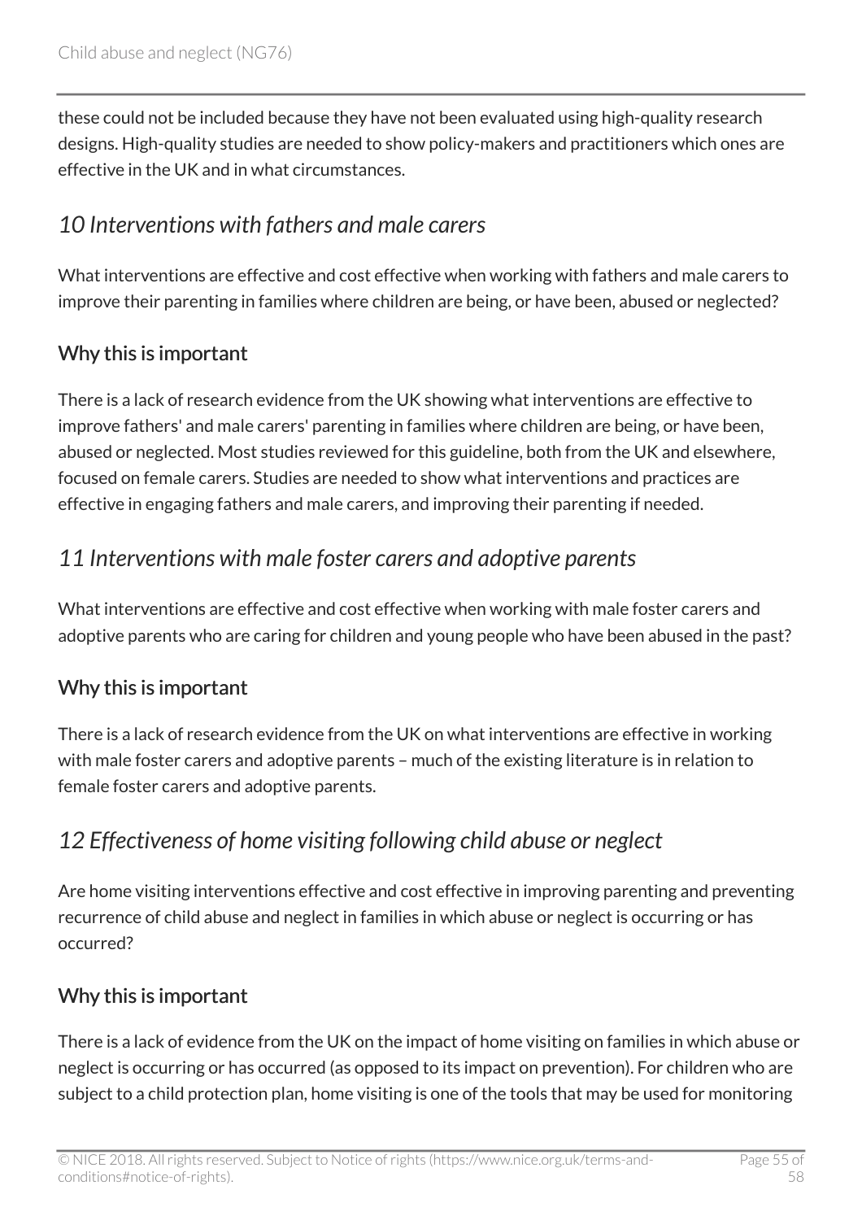these could not be included because they have not been evaluated using high-quality research designs. High-quality studies are needed to show policy-makers and practitioners which ones are effective in the UK and in what circumstances.

### *10 Interventions with fathers and male carers*

What interventions are effective and cost effective when working with fathers and male carers to improve their parenting in families where children are being, or have been, abused or neglected?

#### Why this is important

There is a lack of research evidence from the UK showing what interventions are effective to improve fathers' and male carers' parenting in families where children are being, or have been, abused or neglected. Most studies reviewed for this guideline, both from the UK and elsewhere, focused on female carers. Studies are needed to show what interventions and practices are effective in engaging fathers and male carers, and improving their parenting if needed.

### *11 Interventions with male foster carers and adoptive parents*

What interventions are effective and cost effective when working with male foster carers and adoptive parents who are caring for children and young people who have been abused in the past?

#### Why this is important

There is a lack of research evidence from the UK on what interventions are effective in working with male foster carers and adoptive parents – much of the existing literature is in relation to female foster carers and adoptive parents.

### *12 Effectiveness of home visiting following child abuse or neglect*

Are home visiting interventions effective and cost effective in improving parenting and preventing recurrence of child abuse and neglect in families in which abuse or neglect is occurring or has occurred?

#### Why this is important

There is a lack of evidence from the UK on the impact of home visiting on families in which abuse or neglect is occurring or has occurred (as opposed to its impact on prevention). For children who are subject to a child protection plan, home visiting is one of the tools that may be used for monitoring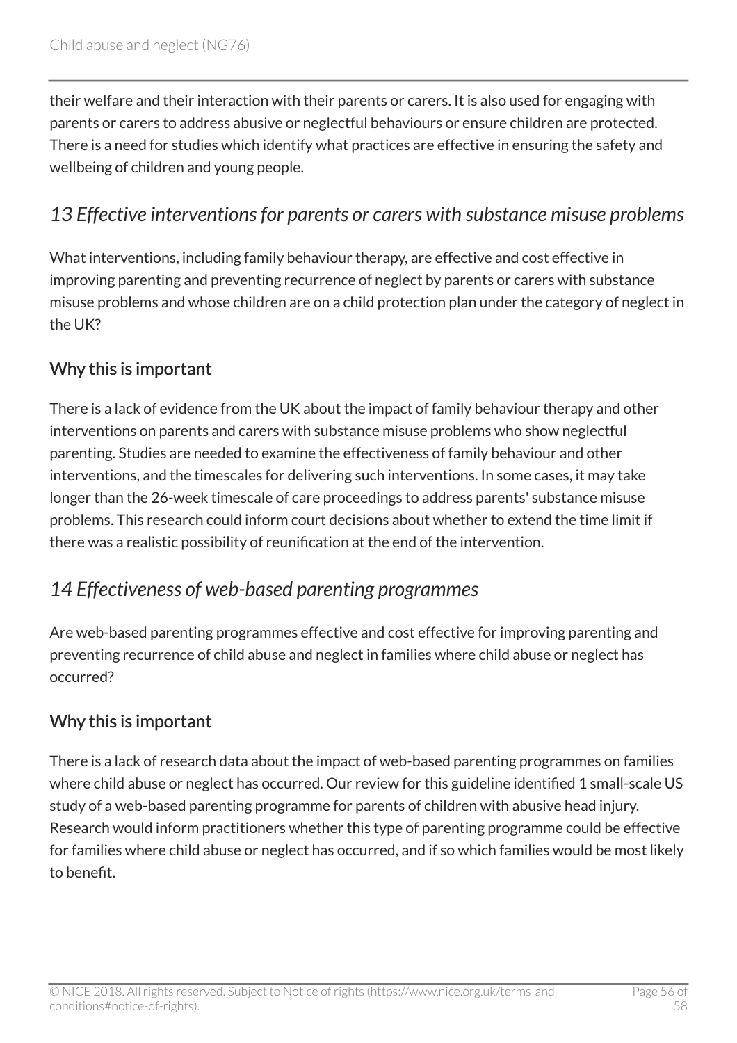their welfare and their interaction with their parents or carers. It is also used for engaging with parents or carers to address abusive or neglectful behaviours or ensure children are protected. There is a need for studies which identify what practices are effective in ensuring the safety and wellbeing of children and young people.

### *13 Effective interventions for parents or carers with substance misuse problems*

What interventions, including family behaviour therapy, are effective and cost effective in improving parenting and preventing recurrence of neglect by parents or carers with substance misuse problems and whose children are on a child protection plan under the category of neglect in the UK?

#### Why this is important

There is a lack of evidence from the UK about the impact of family behaviour therapy and other interventions on parents and carers with substance misuse problems who show neglectful parenting. Studies are needed to examine the effectiveness of family behaviour and other interventions, and the timescales for delivering such interventions. In some cases, it may take longer than the 26-week timescale of care proceedings to address parents' substance misuse problems. This research could inform court decisions about whether to extend the time limit if there was a realistic possibility of reunification at the end of the intervention.

### *14 Effectiveness of web-based parenting programmes*

Are web-based parenting programmes effective and cost effective for improving parenting and preventing recurrence of child abuse and neglect in families where child abuse or neglect has occurred?

#### Why this is important

There is a lack of research data about the impact of web-based parenting programmes on families where child abuse or neglect has occurred. Our review for this guideline identified 1 small-scale US study of a web-based parenting programme for parents of children with abusive head injury. Research would inform practitioners whether this type of parenting programme could be effective for families where child abuse or neglect has occurred, and if so which families would be most likely to benefit.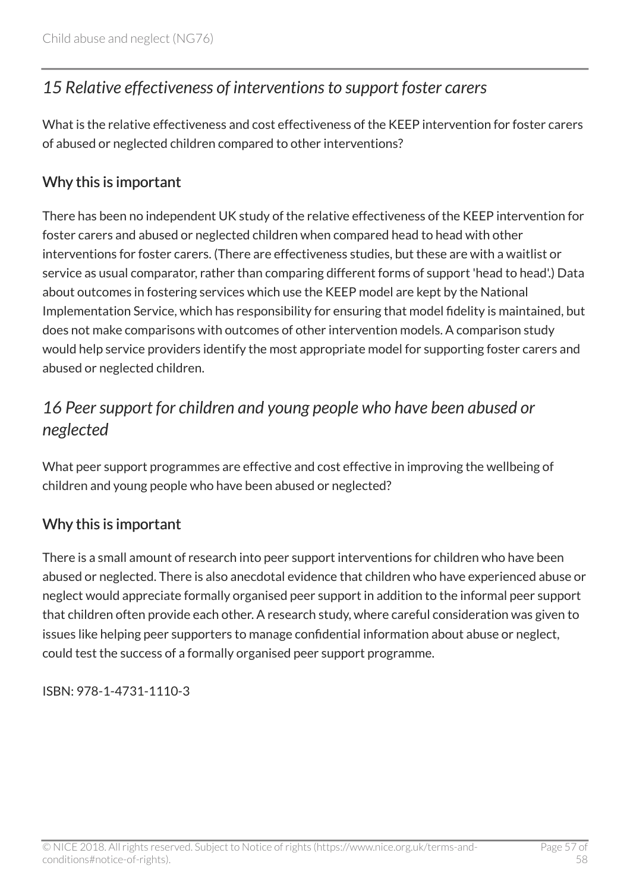## *15 Relative effectiveness of interventions to support foster carers*

What is the relative effectiveness and cost effectiveness of the KEEP intervention for foster carers of abused or neglected children compared to other interventions?

### Why this is important

There has been no independent UK study of the relative effectiveness of the KEEP intervention for foster carers and abused or neglected children when compared head to head with other interventions for foster carers. (There are effectiveness studies, but these are with a waitlist or service as usual comparator, rather than comparing different forms of support 'head to head'.) Data about outcomes in fostering services which use the KEEP model are kept by the National Implementation Service, which has responsibility for ensuring that model fidelity is maintained, but does not make comparisons with outcomes of other intervention models. A comparison study would help service providers identify the most appropriate model for supporting foster carers and abused or neglected children.

## *16 Peer support for children and young people who have been abused or neglected*

What peer support programmes are effective and cost effective in improving the wellbeing of children and young people who have been abused or neglected?

### Why this is important

There is a small amount of research into peer support interventions for children who have been abused or neglected. There is also anecdotal evidence that children who have experienced abuse or neglect would appreciate formally organised peer support in addition to the informal peer support that children often provide each other. A research study, where careful consideration was given to issues like helping peer supporters to manage confidential information about abuse or neglect, could test the success of a formally organised peer support programme.

ISBN: 978-1-4731-1110-3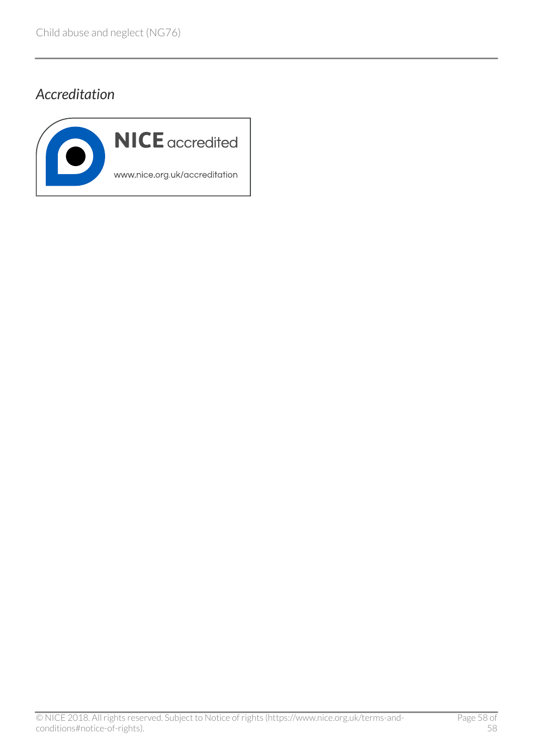*Accreditation*

NICE accredited

www.nice.org.uk/accreditation